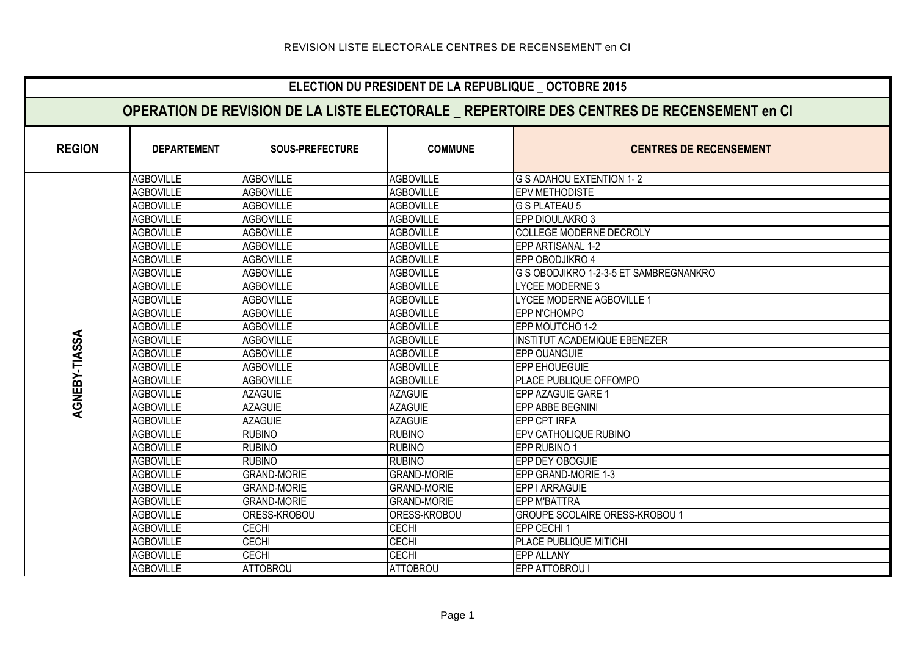## ELECTION DU PRESIDENT DE LA REPUBLIQUE _ OCTOBRE 2015

## OPERATION DE REVISION DE LA LISTE ELECTORALE _ REPERTOIRE DES CENTRES DE RECENSEMENT en CI

| REGION | DEPARTEMENT | SOUS-PREFECTURE | COMMUNE | CENTRES DE RECENSEMENT |
|---|---|---|---|---|
| AGNEBY-TIASSA | AGBOVILLE | AGBOVILLE | AGBOVILLE | G S ADAHOU EXTENTION 1- 2 |
| | AGBOVILLE | AGBOVILLE | AGBOVILLE | EPV METHODISTE |
| | AGBOVILLE | AGBOVILLE | AGBOVILLE | G S PLATEAU 5 |
| | AGBOVILLE | AGBOVILLE | AGBOVILLE | EPP DIOULAKRO 3 |
| | AGBOVILLE | AGBOVILLE | AGBOVILLE | COLLEGE MODERNE DECROLY |
| | AGBOVILLE | AGBOVILLE | AGBOVILLE | EPP ARTISANAL 1-2 |
| | AGBOVILLE | AGBOVILLE | AGBOVILLE | EPP OBODJIKRO 4 |
| | AGBOVILLE | AGBOVILLE | AGBOVILLE | G S OBODJIKRO 1-2-3-5 ET SAMBREGNANKRO |
| | AGBOVILLE | AGBOVILLE | AGBOVILLE | LYCEE MODERNE 3 |
| | AGBOVILLE | AGBOVILLE | AGBOVILLE | LYCEE MODERNE AGBOVILLE 1 |
| | AGBOVILLE | AGBOVILLE | AGBOVILLE | EPP N'CHOMPO |
| | AGBOVILLE | AGBOVILLE | AGBOVILLE | EPP MOUTCHO 1-2 |
| | AGBOVILLE | AGBOVILLE | AGBOVILLE | INSTITUT ACADEMIQUE EBENEZER |
| | AGBOVILLE | AGBOVILLE | AGBOVILLE | EPP OUANGUIE |
| | AGBOVILLE | AGBOVILLE | AGBOVILLE | EPP EHOUEGUIE |
| | AGBOVILLE | AGBOVILLE | AGBOVILLE | PLACE PUBLIQUE OFFOMPO |
| | AGBOVILLE | AZAGUIE | AZAGUIE | EPP AZAGUIE GARE 1 |
| | AGBOVILLE | AZAGUIE | AZAGUIE | EPP ABBE BEGNINI |
| | AGBOVILLE | AZAGUIE | AZAGUIE | EPP CPT IRFA |
| | AGBOVILLE | RUBINO | RUBINO | EPV CATHOLIQUE RUBINO |
| | AGBOVILLE | RUBINO | RUBINO | EPP RUBINO 1 |
| | AGBOVILLE | RUBINO | RUBINO | EPP DEY OBOGUIE |
| | AGBOVILLE | GRAND-MORIE | GRAND-MORIE | EPP GRAND-MORIE 1-3 |
| | AGBOVILLE | GRAND-MORIE | GRAND-MORIE | EPP I ARRAGUIE |
| | AGBOVILLE | GRAND-MORIE | GRAND-MORIE | EPP M'BATTRA |
| | AGBOVILLE | ORESS-KROBOU | ORESS-KROBOU | GROUPE SCOLAIRE ORESS-KROBOU 1 |
| | AGBOVILLE | CECHI | CECHI | EPP CECHI 1 |
| | AGBOVILLE | CECHI | CECHI | PLACE PUBLIQUE MITICHI |
| | AGBOVILLE | CECHI | CECHI | EPP ALLANY |
| | AGBOVILLE | ATTOBROU | ATTOBROU | EPP ATTOBROU I |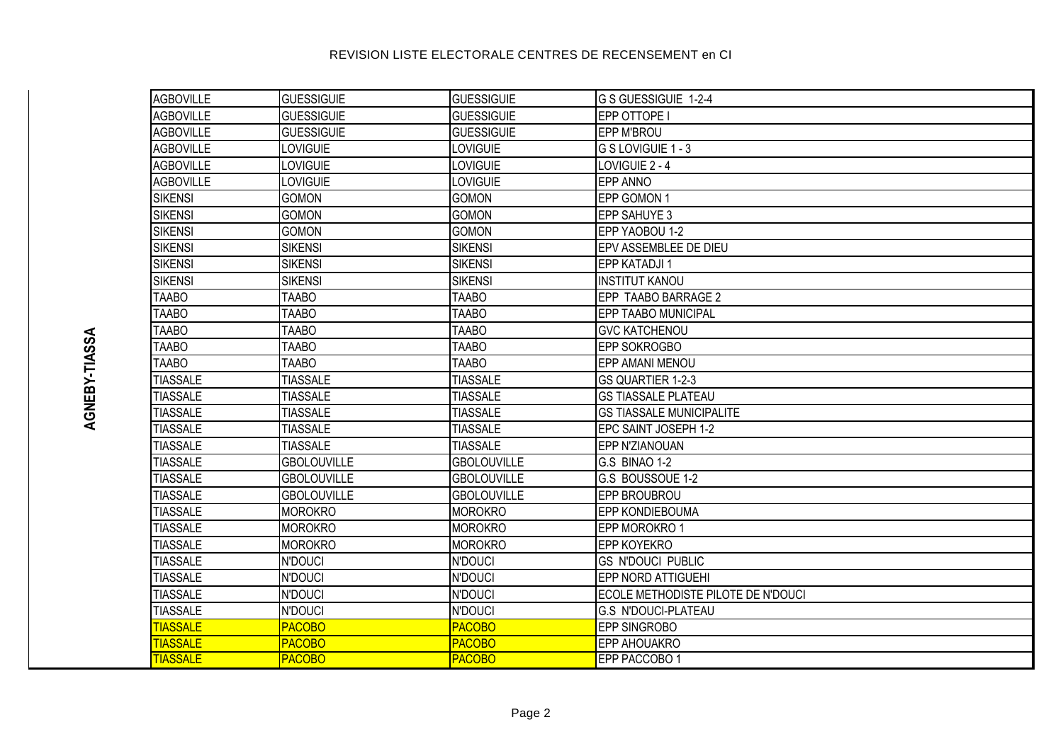# REVISION LISTE ELECTORALE CENTRES DE RECENSEMENT en CI

AGNEBY-TIASSA

| | | | |
|---|---|---|---|
| AGBOVILLE | GUESSIGUIE | GUESSIGUIE | G S GUESSIGUIE 1-2-4 |
| AGBOVILLE | GUESSIGUIE | GUESSIGUIE | EPP OTTOPE I |
| AGBOVILLE | GUESSIGUIE | GUESSIGUIE | EPP M'BROU |
| AGBOVILLE | LOVIGUIE | LOVIGUIE | G S LOVIGUIE 1 - 3 |
| AGBOVILLE | LOVIGUIE | LOVIGUIE | LOVIGUIE 2 - 4 |
| AGBOVILLE | LOVIGUIE | LOVIGUIE | EPP ANNO |
| SIKENSI | GOMON | GOMON | EPP GOMON 1 |
| SIKENSI | GOMON | GOMON | EPP SAHUYE 3 |
| SIKENSI | GOMON | GOMON | EPP YAOBOU 1-2 |
| SIKENSI | SIKENSI | SIKENSI | EPV ASSEMBLEE DE DIEU |
| SIKENSI | SIKENSI | SIKENSI | EPP KATADJI 1 |
| SIKENSI | SIKENSI | SIKENSI | INSTITUT KANOU |
| TAABO | TAABO | TAABO | EPP TAABO BARRAGE 2 |
| TAABO | TAABO | TAABO | EPP TAABO MUNICIPAL |
| TAABO | TAABO | TAABO | GVC KATCHENOU |
| TAABO | TAABO | TAABO | EPP SOKROGBO |
| TAABO | TAABO | TAABO | EPP AMANI MENOU |
| TIASSALE | TIASSALE | TIASSALE | GS QUARTIER 1-2-3 |
| TIASSALE | TIASSALE | TIASSALE | GS TIASSALE PLATEAU |
| TIASSALE | TIASSALE | TIASSALE | GS TIASSALE MUNICIPALITE |
| TIASSALE | TIASSALE | TIASSALE | EPC SAINT JOSEPH 1-2 |
| TIASSALE | TIASSALE | TIASSALE | EPP N'ZIANOUAN |
| TIASSALE | GBOLOUVILLE | GBOLOUVILLE | G.S BINAO 1-2 |
| TIASSALE | GBOLOUVILLE | GBOLOUVILLE | G.S BOUSSOUE 1-2 |
| TIASSALE | GBOLOUVILLE | GBOLOUVILLE | EPP BROUBROU |
| TIASSALE | MOROKRO | MOROKRO | EPP KONDIEBOUMA |
| TIASSALE | MOROKRO | MOROKRO | EPP MOROKRO 1 |
| TIASSALE | MOROKRO | MOROKRO | EPP KOYEKRO |
| TIASSALE | N'DOUCI | N'DOUCI | GS N'DOUCI PUBLIC |
| TIASSALE | N'DOUCI | N'DOUCI | EPP NORD ATTIGUEHI |
| TIASSALE | N'DOUCI | N'DOUCI | ECOLE METHODISTE PILOTE DE N'DOUCI |
| TIASSALE | N'DOUCI | N'DOUCI | G.S N'DOUCI-PLATEAU |
| TIASSALE | PACOBO | PACOBO | EPP SINGROBO |
| TIASSALE | PACOBO | PACOBO | EPP AHOUAKRO |
| TIASSALE | PACOBO | PACOBO | EPP PACCOBO 1 |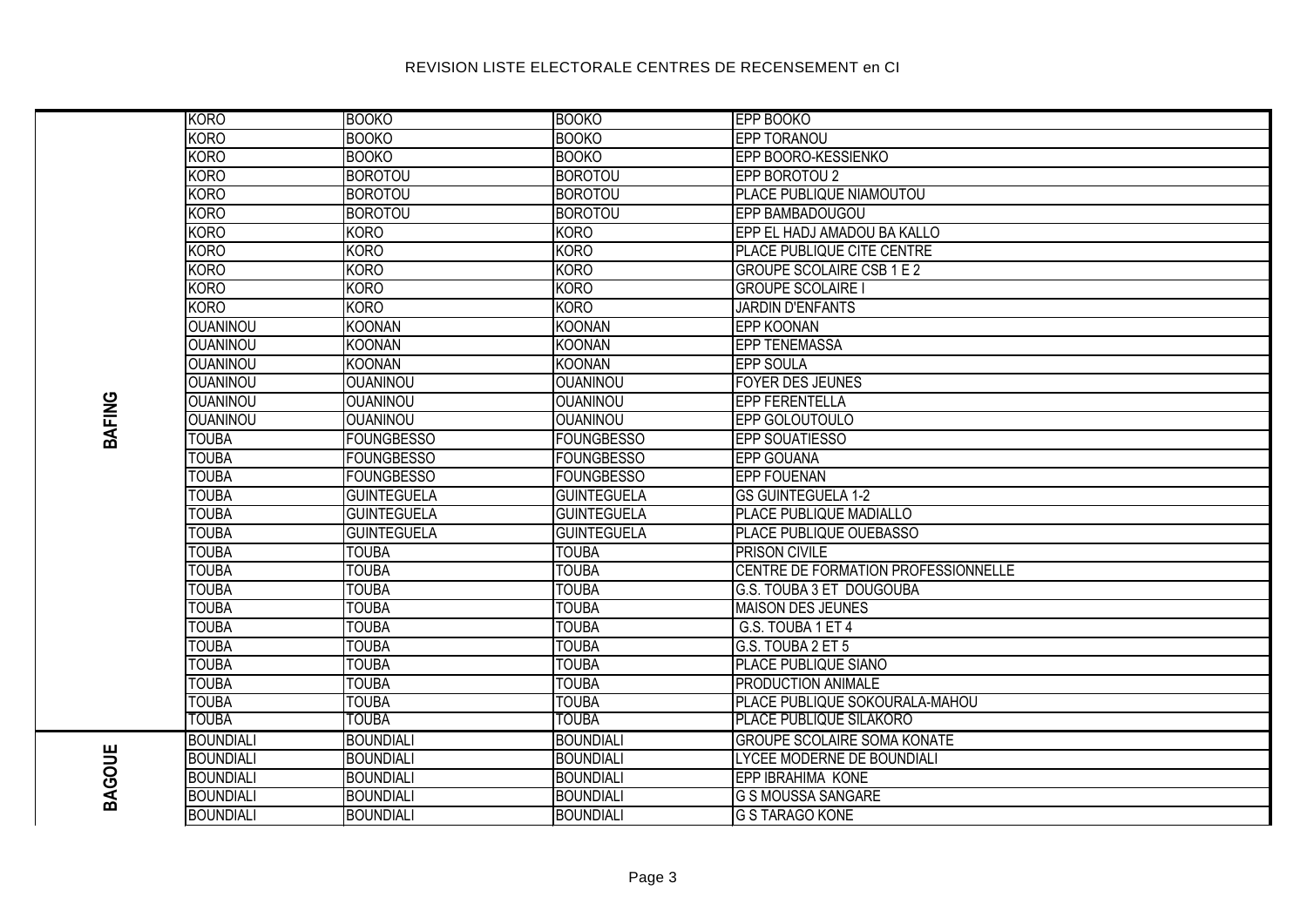REVISION LISTE ELECTORALE CENTRES DE RECENSEMENT en CI

| | | | | |
|---|---|---|---|---|
| BAFING | KORO | BOOKO | BOOKO | EPP BOOKO |
| | KORO | BOOKO | BOOKO | EPP TORANOU |
| | KORO | BOOKO | BOOKO | EPP BOORO-KESSIENKO |
| | KORO | BOROTOU | BOROTOU | EPP BOROTOU 2 |
| | KORO | BOROTOU | BOROTOU | PLACE PUBLIQUE NIAMOUTOU |
| | KORO | BOROTOU | BOROTOU | EPP BAMBADOUGOU |
| | KORO | KORO | KORO | EPP EL HADJ AMADOU BA KALLO |
| | KORO | KORO | KORO | PLACE PUBLIQUE CITE CENTRE |
| | KORO | KORO | KORO | GROUPE SCOLAIRE CSB 1 E 2 |
| | KORO | KORO | KORO | GROUPE SCOLAIRE I |
| | KORO | KORO | KORO | JARDIN D'ENFANTS |
| | OUANINOU | KOONAN | KOONAN | EPP KOONAN |
| | OUANINOU | KOONAN | KOONAN | EPP TENEMASSA |
| | OUANINOU | KOONAN | KOONAN | EPP SOULA |
| | OUANINOU | OUANINOU | OUANINOU | FOYER DES JEUNES |
| | OUANINOU | OUANINOU | OUANINOU | EPP FERENTELLA |
| | OUANINOU | OUANINOU | OUANINOU | EPP GOLOUTOULO |
| | TOUBA | FOUNGBESSO | FOUNGBESSO | EPP SOUATIESSO |
| | TOUBA | FOUNGBESSO | FOUNGBESSO | EPP GOUANA |
| | TOUBA | FOUNGBESSO | FOUNGBESSO | EPP FOUENAN |
| | TOUBA | GUINTEGUELA | GUINTEGUELA | GS GUINTEGUELA 1-2 |
| | TOUBA | GUINTEGUELA | GUINTEGUELA | PLACE PUBLIQUE MADIALLO |
| | TOUBA | GUINTEGUELA | GUINTEGUELA | PLACE PUBLIQUE OUEBASSO |
| | TOUBA | TOUBA | TOUBA | PRISON CIVILE |
| | TOUBA | TOUBA | TOUBA | CENTRE DE FORMATION PROFESSIONNELLE |
| | TOUBA | TOUBA | TOUBA | G.S. TOUBA 3 ET DOUGOUBA |
| | TOUBA | TOUBA | TOUBA | MAISON DES JEUNES |
| | TOUBA | TOUBA | TOUBA | G.S. TOUBA 1 ET 4 |
| | TOUBA | TOUBA | TOUBA | G.S. TOUBA 2 ET 5 |
| | TOUBA | TOUBA | TOUBA | PLACE PUBLIQUE SIANO |
| | TOUBA | TOUBA | TOUBA | PRODUCTION ANIMALE |
| | TOUBA | TOUBA | TOUBA | PLACE PUBLIQUE SOKOURALA-MAHOU |
| | TOUBA | TOUBA | TOUBA | PLACE PUBLIQUE SILAKORO |
| BAGOUE | BOUNDIALI | BOUNDIALI | BOUNDIALI | GROUPE SCOLAIRE SOMA KONATE |
| | BOUNDIALI | BOUNDIALI | BOUNDIALI | LYCEE MODERNE DE BOUNDIALI |
| | BOUNDIALI | BOUNDIALI | BOUNDIALI | EPP IBRAHIMA KONE |
| | BOUNDIALI | BOUNDIALI | BOUNDIALI | G S MOUSSA SANGARE |
| | BOUNDIALI | BOUNDIALI | BOUNDIALI | G S TARAGO KONE |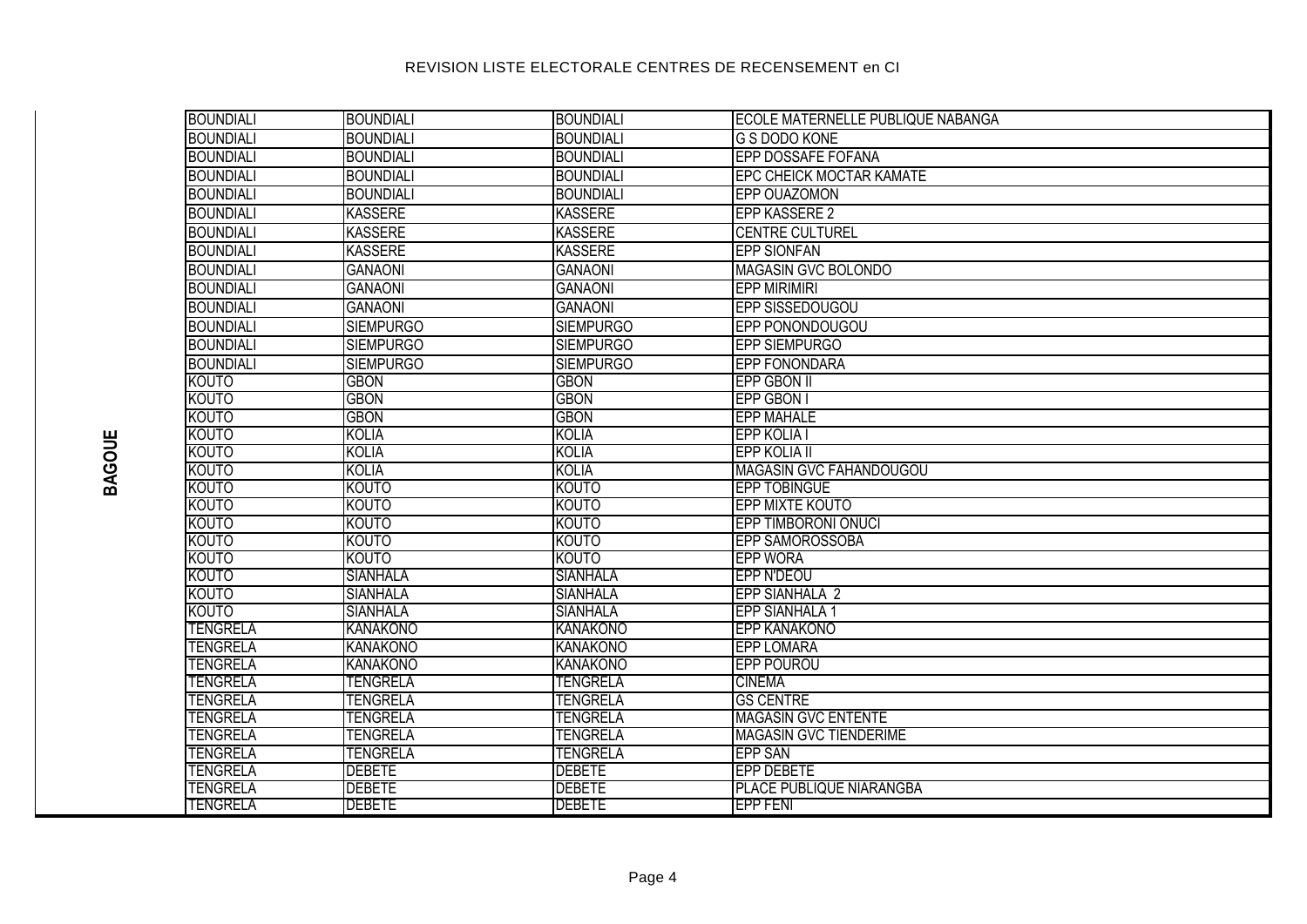| | | | | |
|---|---|---|---|---|
| BAGOUE | BOUNDIALI | BOUNDIALI | BOUNDIALI | ECOLE MATERNELLE PUBLIQUE NABANGA |
| | BOUNDIALI | BOUNDIALI | BOUNDIALI | G S DODO KONE |
| | BOUNDIALI | BOUNDIALI | BOUNDIALI | EPP DOSSAFE FOFANA |
| | BOUNDIALI | BOUNDIALI | BOUNDIALI | EPC CHEICK MOCTAR KAMATE |
| | BOUNDIALI | BOUNDIALI | BOUNDIALI | EPP OUAZOMON |
| | BOUNDIALI | KASSERE | KASSERE | EPP KASSERE 2 |
| | BOUNDIALI | KASSERE | KASSERE | CENTRE CULTUREL |
| | BOUNDIALI | KASSERE | KASSERE | EPP SIONFAN |
| | BOUNDIALI | GANAONI | GANAONI | MAGASIN GVC BOLONDO |
| | BOUNDIALI | GANAONI | GANAONI | EPP MIRIMIRI |
| | BOUNDIALI | GANAONI | GANAONI | EPP SISSEDOUGOU |
| | BOUNDIALI | SIEMPURGO | SIEMPURGO | EPP PONONDOUGOU |
| | BOUNDIALI | SIEMPURGO | SIEMPURGO | EPP SIEMPURGO |
| | BOUNDIALI | SIEMPURGO | SIEMPURGO | EPP FONONDARA |
| | KOUTO | GBON | GBON | EPP GBON II |
| | KOUTO | GBON | GBON | EPP GBON I |
| | KOUTO | GBON | GBON | EPP MAHALE |
| | KOUTO | KOLIA | KOLIA | EPP KOLIA I |
| | KOUTO | KOLIA | KOLIA | EPP KOLIA II |
| | KOUTO | KOLIA | KOLIA | MAGASIN GVC FAHANDOUGOU |
| | KOUTO | KOUTO | KOUTO | EPP TOBINGUE |
| | KOUTO | KOUTO | KOUTO | EPP MIXTE KOUTO |
| | KOUTO | KOUTO | KOUTO | EPP TIMBORONI ONUCI |
| | KOUTO | KOUTO | KOUTO | EPP SAMOROSSOBA |
| | KOUTO | KOUTO | KOUTO | EPP WORA |
| | KOUTO | SIANHALA | SIANHALA | EPP N'DEOU |
| | KOUTO | SIANHALA | SIANHALA | EPP SIANHALA 2 |
| | KOUTO | SIANHALA | SIANHALA | EPP SIANHALA 1 |
| | TENGRELA | KANAKONO | KANAKONO | EPP KANAKONO |
| | TENGRELA | KANAKONO | KANAKONO | EPP LOMARA |
| | TENGRELA | KANAKONO | KANAKONO | EPP POUROU |
| | TENGRELA | TENGRELA | TENGRELA | CINEMA |
| | TENGRELA | TENGRELA | TENGRELA | GS CENTRE |
| | TENGRELA | TENGRELA | TENGRELA | MAGASIN GVC ENTENTE |
| | TENGRELA | TENGRELA | TENGRELA | MAGASIN GVC TIENDERIME |
| | TENGRELA | TENGRELA | TENGRELA | EPP SAN |
| | TENGRELA | DEBETE | DEBETE | EPP DEBETE |
| | TENGRELA | DEBETE | DEBETE | PLACE PUBLIQUE NIARANGBA |
| | TENGRELA | DEBETE | DEBETE | EPP FENI |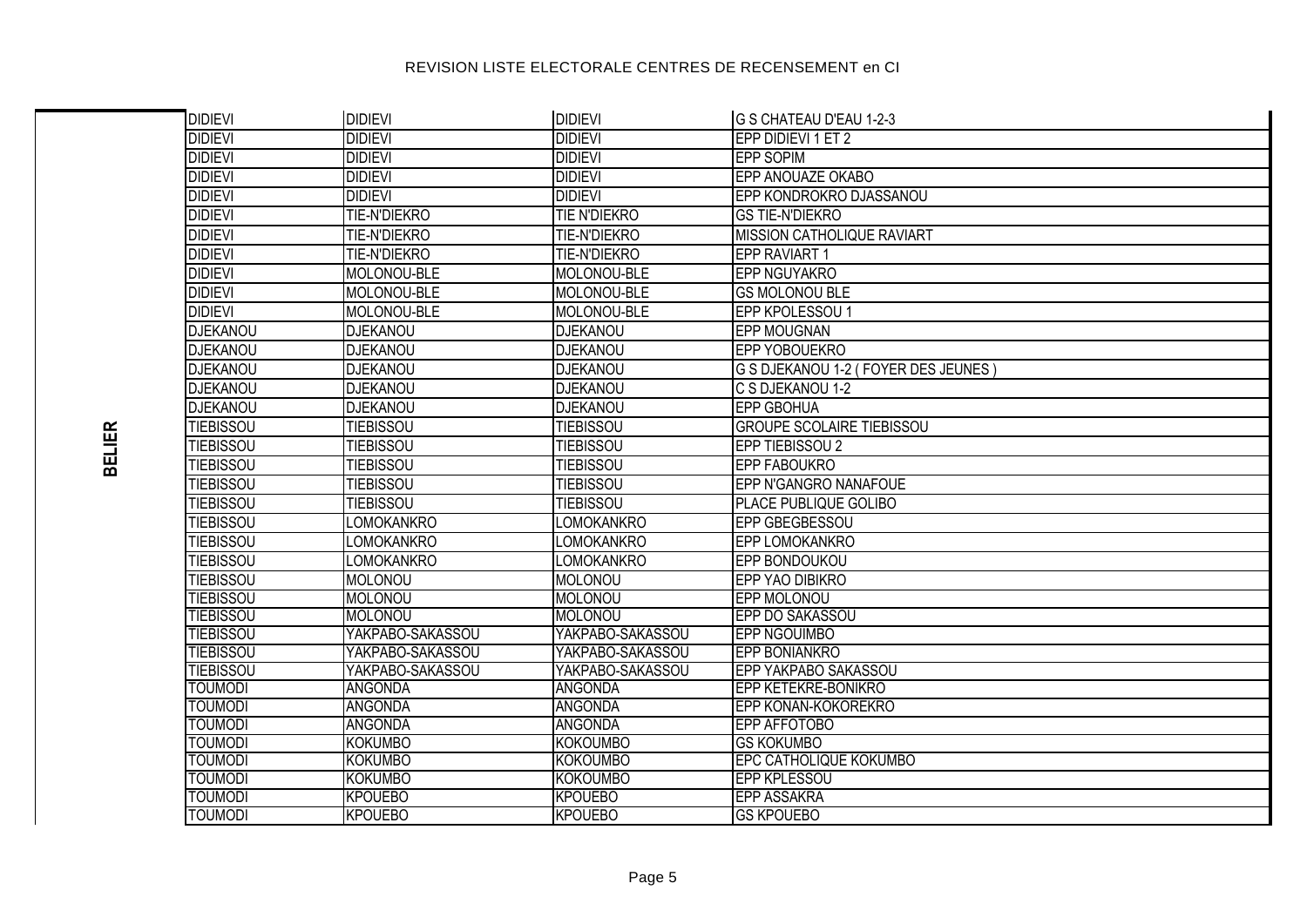REVISION LISTE ELECTORALE CENTRES DE RECENSEMENT en CI

| | | | | |
|---|---|---|---|---|
| BELIER | DIDIEVI | DIDIEVI | DIDIEVI | G S CHATEAU D'EAU 1-2-3 |
| | DIDIEVI | DIDIEVI | DIDIEVI | EPP DIDIEVI 1 ET 2 |
| | DIDIEVI | DIDIEVI | DIDIEVI | EPP SOPIM |
| | DIDIEVI | DIDIEVI | DIDIEVI | EPP ANOUAZE OKABO |
| | DIDIEVI | DIDIEVI | DIDIEVI | EPP KONDROKRO DJASSANOU |
| | DIDIEVI | TIE-N'DIEKRO | TIE N'DIEKRO | GS TIE-N'DIEKRO |
| | DIDIEVI | TIE-N'DIEKRO | TIE-N'DIEKRO | MISSION CATHOLIQUE RAVIART |
| | DIDIEVI | TIE-N'DIEKRO | TIE-N'DIEKRO | EPP RAVIART 1 |
| | DIDIEVI | MOLONOU-BLE | MOLONOU-BLE | EPP NGUYAKRO |
| | DIDIEVI | MOLONOU-BLE | MOLONOU-BLE | GS MOLONOU BLE |
| | DIDIEVI | MOLONOU-BLE | MOLONOU-BLE | EPP KPOLESSOU 1 |
| | DJEKANOU | DJEKANOU | DJEKANOU | EPP MOUGNAN |
| | DJEKANOU | DJEKANOU | DJEKANOU | EPP YOBOUEKRO |
| | DJEKANOU | DJEKANOU | DJEKANOU | G S DJEKANOU 1-2 ( FOYER DES JEUNES ) |
| | DJEKANOU | DJEKANOU | DJEKANOU | C S DJEKANOU 1-2 |
| | DJEKANOU | DJEKANOU | DJEKANOU | EPP GBOHUA |
| | TIEBISSOU | TIEBISSOU | TIEBISSOU | GROUPE SCOLAIRE TIEBISSOU |
| | TIEBISSOU | TIEBISSOU | TIEBISSOU | EPP TIEBISSOU 2 |
| | TIEBISSOU | TIEBISSOU | TIEBISSOU | EPP FABOUKRO |
| | TIEBISSOU | TIEBISSOU | TIEBISSOU | EPP N'GANGRO NANAFOUE |
| | TIEBISSOU | TIEBISSOU | TIEBISSOU | PLACE PUBLIQUE GOLIBO |
| | TIEBISSOU | LOMOKANKRO | LOMOKANKRO | EPP GBEGBESSOU |
| | TIEBISSOU | LOMOKANKRO | LOMOKANKRO | EPP LOMOKANKRO |
| | TIEBISSOU | LOMOKANKRO | LOMOKANKRO | EPP BONDOUKOU |
| | TIEBISSOU | MOLONOU | MOLONOU | EPP YAO DIBIKRO |
| | TIEBISSOU | MOLONOU | MOLONOU | EPP MOLONOU |
| | TIEBISSOU | MOLONOU | MOLONOU | EPP DO SAKASSOU |
| | TIEBISSOU | YAKPABO-SAKASSOU | YAKPABO-SAKASSOU | EPP NGOUIMBO |
| | TIEBISSOU | YAKPABO-SAKASSOU | YAKPABO-SAKASSOU | EPP BONIANKRO |
| | TIEBISSOU | YAKPABO-SAKASSOU | YAKPABO-SAKASSOU | EPP YAKPABO SAKASSOU |
| | TOUMODI | ANGONDA | ANGONDA | EPP KETEKRE-BONIKRO |
| | TOUMODI | ANGONDA | ANGONDA | EPP KONAN-KOKOREKRO |
| | TOUMODI | ANGONDA | ANGONDA | EPP AFFOTOBO |
| | TOUMODI | KOKUMBO | KOKOUMBO | GS KOKUMBO |
| | TOUMODI | KOKUMBO | KOKOUMBO | EPC CATHOLIQUE KOKUMBO |
| | TOUMODI | KOKUMBO | KOKOUMBO | EPP KPLESSOU |
| | TOUMODI | KPOUEBO | KPOUEBO | EPP ASSAKRA |
| | TOUMODI | KPOUEBO | KPOUEBO | GS KPOUEBO |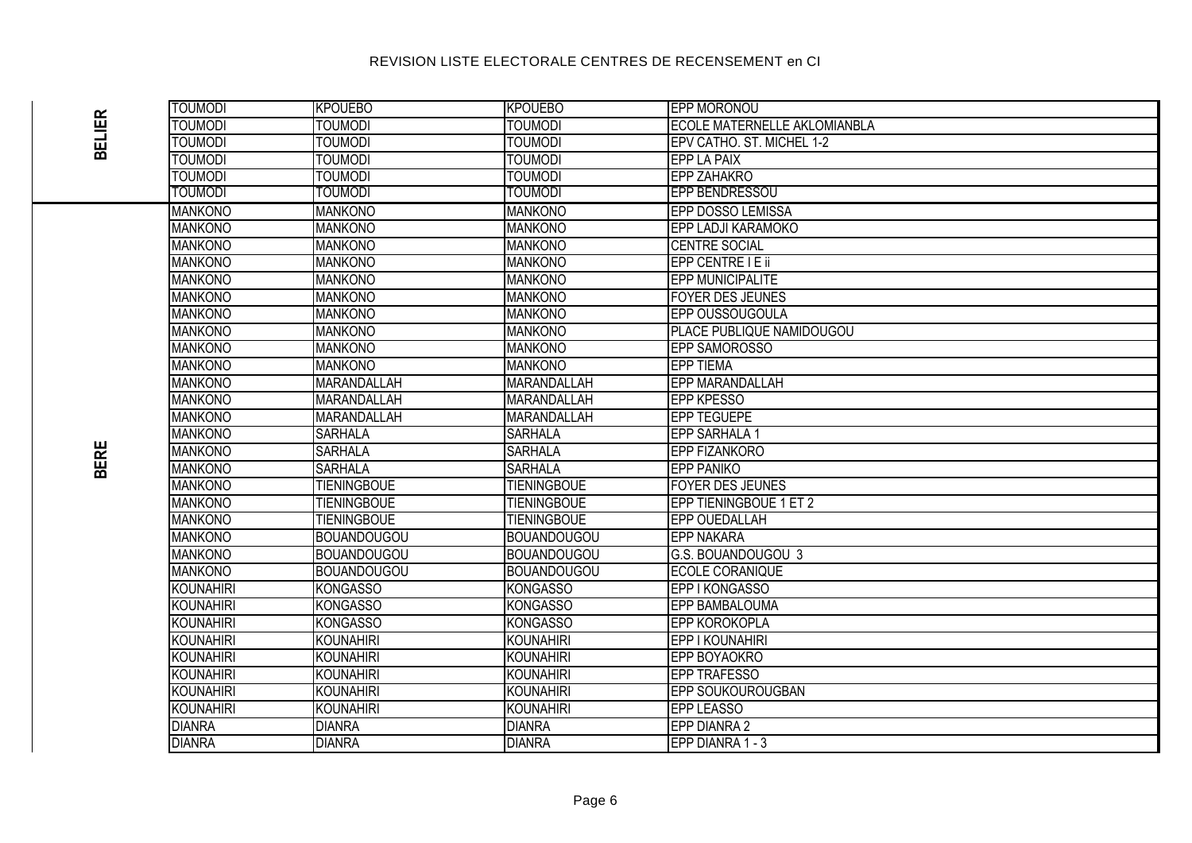# REVISION LISTE ELECTORALE CENTRES DE RECENSEMENT en CI

| | | | | |
|---|---|---|---|---|
| BELIER | TOUMODI | KPOUEBO | KPOUEBO | EPP MORONOU |
| | TOUMODI | TOUMODI | TOUMODI | ECOLE MATERNELLE AKLOMIANBLA |
| | TOUMODI | TOUMODI | TOUMODI | EPV CATHO. ST. MICHEL 1-2 |
| | TOUMODI | TOUMODI | TOUMODI | EPP LA PAIX |
| | TOUMODI | TOUMODI | TOUMODI | EPP ZAHAKRO |
| | TOUMODI | TOUMODI | TOUMODI | EPP BENDRESSOU |
| BERE | MANKONO | MANKONO | MANKONO | EPP DOSSO LEMISSA |
| | MANKONO | MANKONO | MANKONO | EPP LADJI KARAMOKO |
| | MANKONO | MANKONO | MANKONO | CENTRE SOCIAL |
| | MANKONO | MANKONO | MANKONO | EPP CENTRE I E ii |
| | MANKONO | MANKONO | MANKONO | EPP MUNICIPALITE |
| | MANKONO | MANKONO | MANKONO | FOYER DES JEUNES |
| | MANKONO | MANKONO | MANKONO | EPP OUSSOUGOULA |
| | MANKONO | MANKONO | MANKONO | PLACE PUBLIQUE NAMIDOUGOU |
| | MANKONO | MANKONO | MANKONO | EPP SAMOROSSO |
| | MANKONO | MANKONO | MANKONO | EPP TIEMA |
| | MANKONO | MARANDALLAH | MARANDALLAH | EPP MARANDALLAH |
| | MANKONO | MARANDALLAH | MARANDALLAH | EPP KPESSO |
| | MANKONO | MARANDALLAH | MARANDALLAH | EPP TEGUEPE |
| | MANKONO | SARHALA | SARHALA | EPP SARHALA 1 |
| | MANKONO | SARHALA | SARHALA | EPP FIZANKORO |
| | MANKONO | SARHALA | SARHALA | EPP PANIKO |
| | MANKONO | TIENINGBOUE | TIENINGBOUE | FOYER DES JEUNES |
| | MANKONO | TIENINGBOUE | TIENINGBOUE | EPP TIENINGBOUE 1 ET 2 |
| | MANKONO | TIENINGBOUE | TIENINGBOUE | EPP OUEDALLAH |
| | MANKONO | BOUANDOUGOU | BOUANDOUGOU | EPP NAKARA |
| | MANKONO | BOUANDOUGOU | BOUANDOUGOU | G.S. BOUANDOUGOU 3 |
| | MANKONO | BOUANDOUGOU | BOUANDOUGOU | ECOLE CORANIQUE |
| | KOUNAHIRI | KONGASSO | KONGASSO | EPP I KONGASSO |
| | KOUNAHIRI | KONGASSO | KONGASSO | EPP BAMBALOUMA |
| | KOUNAHIRI | KONGASSO | KONGASSO | EPP KOROKOPLA |
| | KOUNAHIRI | KOUNAHIRI | KOUNAHIRI | EPP I KOUNAHIRI |
| | KOUNAHIRI | KOUNAHIRI | KOUNAHIRI | EPP BOYAOKRO |
| | KOUNAHIRI | KOUNAHIRI | KOUNAHIRI | EPP TRAFESSO |
| | KOUNAHIRI | KOUNAHIRI | KOUNAHIRI | EPP SOUKOUROUGBAN |
| | KOUNAHIRI | KOUNAHIRI | KOUNAHIRI | EPP LEASSO |
| | DIANRA | DIANRA | DIANRA | EPP DIANRA 2 |
| | DIANRA | DIANRA | DIANRA | EPP DIANRA 1 - 3 |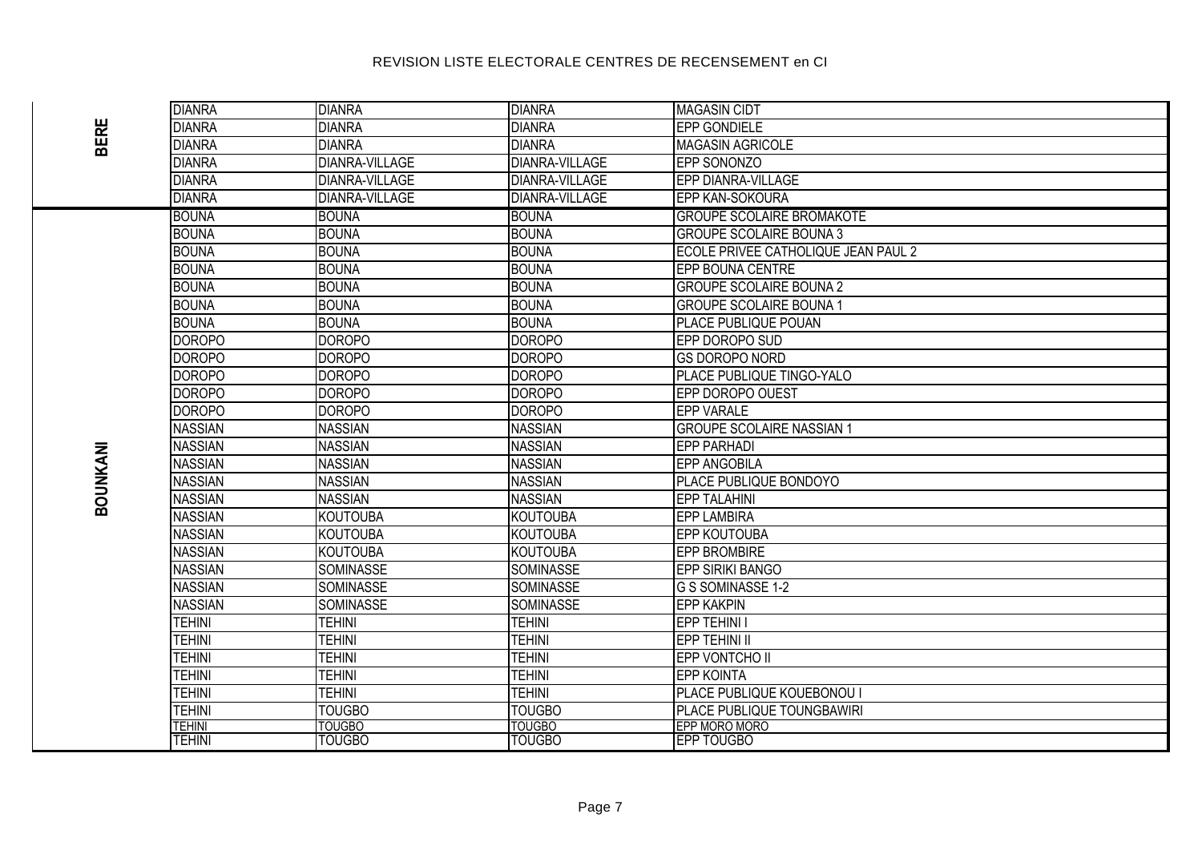REVISION LISTE ELECTORALE CENTRES DE RECENSEMENT en CI

| | | | | |
|---|---|---|---|---|
| BERE | DIANRA | DIANRA | DIANRA | MAGASIN CIDT |
| | DIANRA | DIANRA | DIANRA | EPP GONDIELE |
| | DIANRA | DIANRA | DIANRA | MAGASIN AGRICOLE |
| | DIANRA | DIANRA-VILLAGE | DIANRA-VILLAGE | EPP SONONZO |
| | DIANRA | DIANRA-VILLAGE | DIANRA-VILLAGE | EPP DIANRA-VILLAGE |
| | DIANRA | DIANRA-VILLAGE | DIANRA-VILLAGE | EPP KAN-SOKOURA |
| BOUNKANI | BOUNA | BOUNA | BOUNA | GROUPE SCOLAIRE BROMAKOTE |
| | BOUNA | BOUNA | BOUNA | GROUPE SCOLAIRE BOUNA 3 |
| | BOUNA | BOUNA | BOUNA | ECOLE PRIVEE CATHOLIQUE JEAN PAUL 2 |
| | BOUNA | BOUNA | BOUNA | EPP BOUNA CENTRE |
| | BOUNA | BOUNA | BOUNA | GROUPE SCOLAIRE BOUNA 2 |
| | BOUNA | BOUNA | BOUNA | GROUPE SCOLAIRE BOUNA 1 |
| | BOUNA | BOUNA | BOUNA | PLACE PUBLIQUE POUAN |
| | DOROPO | DOROPO | DOROPO | EPP DOROPO SUD |
| | DOROPO | DOROPO | DOROPO | GS DOROPO NORD |
| | DOROPO | DOROPO | DOROPO | PLACE PUBLIQUE TINGO-YALO |
| | DOROPO | DOROPO | DOROPO | EPP DOROPO OUEST |
| | DOROPO | DOROPO | DOROPO | EPP VARALE |
| | NASSIAN | NASSIAN | NASSIAN | GROUPE SCOLAIRE NASSIAN 1 |
| | NASSIAN | NASSIAN | NASSIAN | EPP PARHADI |
| | NASSIAN | NASSIAN | NASSIAN | EPP ANGOBILA |
| | NASSIAN | NASSIAN | NASSIAN | PLACE PUBLIQUE BONDOYO |
| | NASSIAN | NASSIAN | NASSIAN | EPP TALAHINI |
| | NASSIAN | KOUTOUBA | KOUTOUBA | EPP LAMBIRA |
| | NASSIAN | KOUTOUBA | KOUTOUBA | EPP KOUTOUBA |
| | NASSIAN | KOUTOUBA | KOUTOUBA | EPP BROMBIRE |
| | NASSIAN | SOMINASSE | SOMINASSE | EPP SIRIKI BANGO |
| | NASSIAN | SOMINASSE | SOMINASSE | G S SOMINASSE 1-2 |
| | NASSIAN | SOMINASSE | SOMINASSE | EPP KAKPIN |
| | TEHINI | TEHINI | TEHINI | EPP TEHINI I |
| | TEHINI | TEHINI | TEHINI | EPP TEHINI II |
| | TEHINI | TEHINI | TEHINI | EPP VONTCHO II |
| | TEHINI | TEHINI | TEHINI | EPP KOINTA |
| | TEHINI | TEHINI | TEHINI | PLACE PUBLIQUE KOUEBONOU I |
| | TEHINI | TOUGBO | TOUGBO | PLACE PUBLIQUE TOUNGBAWIRI |
| | TEHINI | TOUGBO | TOUGBO | EPP MORO MORO |
| | TEHINI | TOUGBO | TOUGBO | EPP TOUGBO |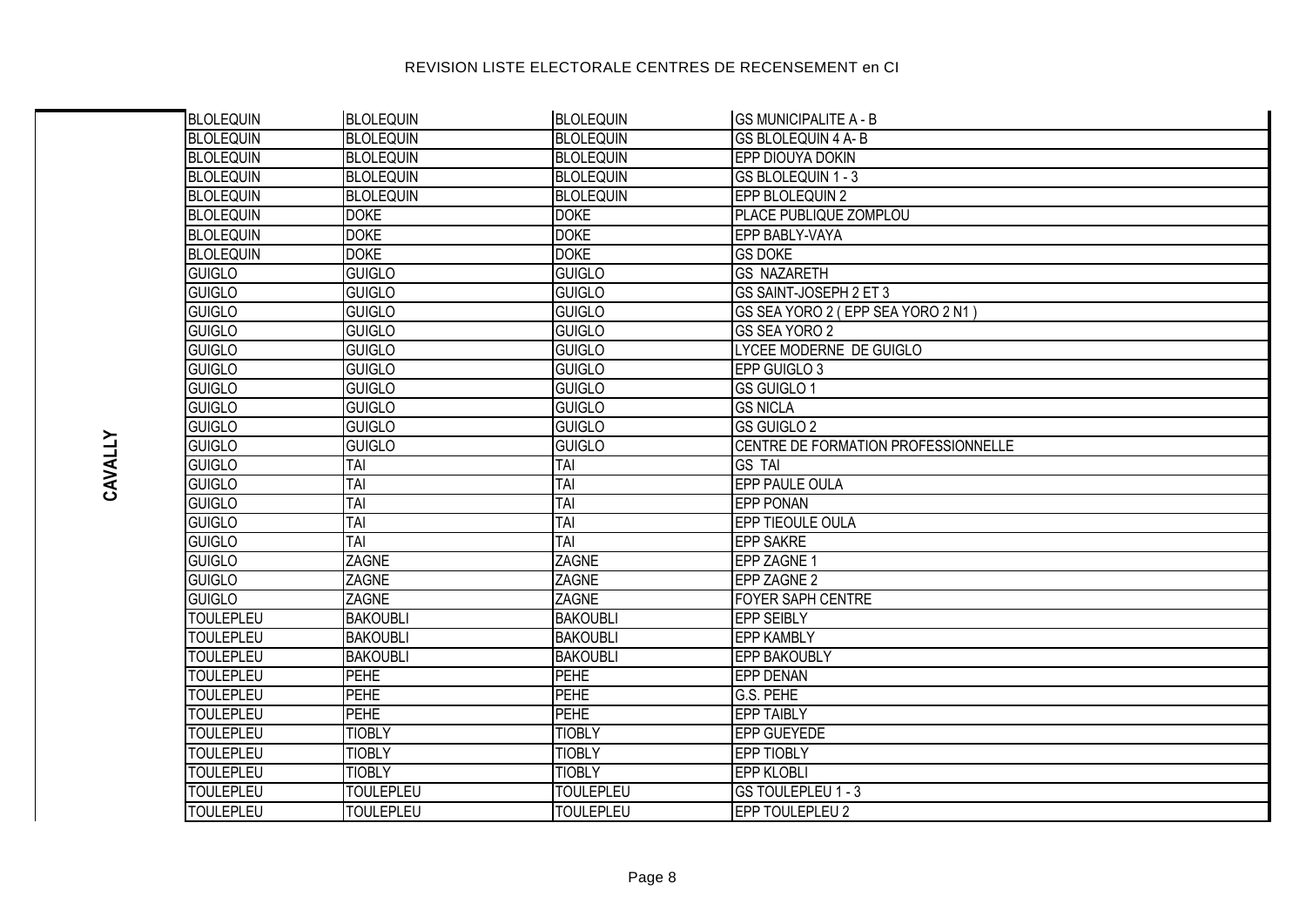REVISION LISTE ELECTORALE CENTRES DE RECENSEMENT en CI

| | | | | |
|---|---|---|---|---|
| CAVALLY | BLOLEQUIN | BLOLEQUIN | BLOLEQUIN | GS MUNICIPALITE A - B |
| | BLOLEQUIN | BLOLEQUIN | BLOLEQUIN | GS BLOLEQUIN 4 A- B |
| | BLOLEQUIN | BLOLEQUIN | BLOLEQUIN | EPP DIOUYA DOKIN |
| | BLOLEQUIN | BLOLEQUIN | BLOLEQUIN | GS BLOLEQUIN 1 - 3 |
| | BLOLEQUIN | BLOLEQUIN | BLOLEQUIN | EPP BLOLEQUIN 2 |
| | BLOLEQUIN | DOKE | DOKE | PLACE PUBLIQUE ZOMPLOU |
| | BLOLEQUIN | DOKE | DOKE | EPP BABLY-VAYA |
| | BLOLEQUIN | DOKE | DOKE | GS DOKE |
| | GUIGLO | GUIGLO | GUIGLO | GS NAZARETH |
| | GUIGLO | GUIGLO | GUIGLO | GS SAINT-JOSEPH 2 ET 3 |
| | GUIGLO | GUIGLO | GUIGLO | GS SEA YORO 2 ( EPP SEA YORO 2 N1 ) |
| | GUIGLO | GUIGLO | GUIGLO | GS SEA YORO 2 |
| | GUIGLO | GUIGLO | GUIGLO | LYCEE MODERNE DE GUIGLO |
| | GUIGLO | GUIGLO | GUIGLO | EPP GUIGLO 3 |
| | GUIGLO | GUIGLO | GUIGLO | GS GUIGLO 1 |
| | GUIGLO | GUIGLO | GUIGLO | GS NICLA |
| | GUIGLO | GUIGLO | GUIGLO | GS GUIGLO 2 |
| | GUIGLO | GUIGLO | GUIGLO | CENTRE DE FORMATION PROFESSIONNELLE |
| | GUIGLO | TAI | TAI | GS TAI |
| | GUIGLO | TAI | TAI | EPP PAULE OULA |
| | GUIGLO | TAI | TAI | EPP PONAN |
| | GUIGLO | TAI | TAI | EPP TIEOULE OULA |
| | GUIGLO | TAI | TAI | EPP SAKRE |
| | GUIGLO | ZAGNE | ZAGNE | EPP ZAGNE 1 |
| | GUIGLO | ZAGNE | ZAGNE | EPP ZAGNE 2 |
| | GUIGLO | ZAGNE | ZAGNE | FOYER SAPH CENTRE |
| | TOULEPLEU | BAKOUBLI | BAKOUBLI | EPP SEIBLY |
| | TOULEPLEU | BAKOUBLI | BAKOUBLI | EPP KAMBLY |
| | TOULEPLEU | BAKOUBLI | BAKOUBLI | EPP BAKOUBLY |
| | TOULEPLEU | PEHE | PEHE | EPP DENAN |
| | TOULEPLEU | PEHE | PEHE | G.S. PEHE |
| | TOULEPLEU | PEHE | PEHE | EPP TAIBLY |
| | TOULEPLEU | TIOBLY | TIOBLY | EPP GUEYEDE |
| | TOULEPLEU | TIOBLY | TIOBLY | EPP TIOBLY |
| | TOULEPLEU | TIOBLY | TIOBLY | EPP KLOBLI |
| | TOULEPLEU | TOULEPLEU | TOULEPLEU | GS TOULEPLEU 1 - 3 |
| | TOULEPLEU | TOULEPLEU | TOULEPLEU | EPP TOULEPLEU 2 |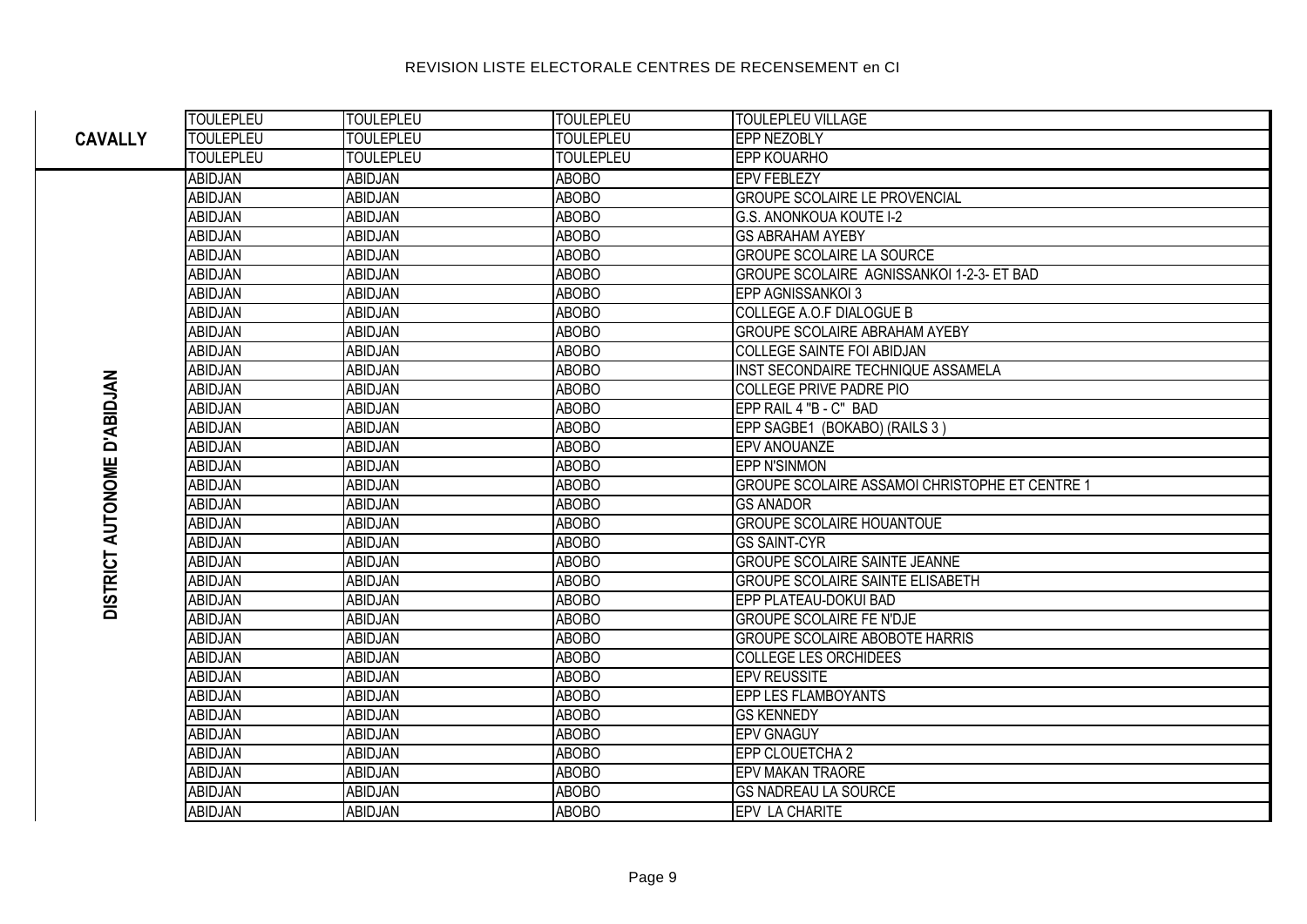REVISION LISTE ELECTORALE CENTRES DE RECENSEMENT en CI

| | | | | |
|---|---|---|---|---|
| CAVALLY | TOULEPLEU | TOULEPLEU | TOULEPLEU | TOULEPLEU VILLAGE |
| | TOULEPLEU | TOULEPLEU | TOULEPLEU | EPP NEZOBLY |
| | TOULEPLEU | TOULEPLEU | TOULEPLEU | EPP KOUARHO |
| DISTRICT AUTONOME D'ABIDJAN | ABIDJAN | ABIDJAN | ABOBO | EPV FEBLEZY |
| | ABIDJAN | ABIDJAN | ABOBO | GROUPE SCOLAIRE LE PROVENCIAL |
| | ABIDJAN | ABIDJAN | ABOBO | G.S. ANONKOUA KOUTE I-2 |
| | ABIDJAN | ABIDJAN | ABOBO | GS ABRAHAM AYEBY |
| | ABIDJAN | ABIDJAN | ABOBO | GROUPE SCOLAIRE LA SOURCE |
| | ABIDJAN | ABIDJAN | ABOBO | GROUPE SCOLAIRE AGNISSANKOI 1-2-3- ET BAD |
| | ABIDJAN | ABIDJAN | ABOBO | EPP AGNISSANKOI 3 |
| | ABIDJAN | ABIDJAN | ABOBO | COLLEGE A.O.F DIALOGUE B |
| | ABIDJAN | ABIDJAN | ABOBO | GROUPE SCOLAIRE ABRAHAM AYEBY |
| | ABIDJAN | ABIDJAN | ABOBO | COLLEGE SAINTE FOI ABIDJAN |
| | ABIDJAN | ABIDJAN | ABOBO | INST SECONDAIRE TECHNIQUE ASSAMELA |
| | ABIDJAN | ABIDJAN | ABOBO | COLLEGE PRIVE PADRE PIO |
| | ABIDJAN | ABIDJAN | ABOBO | EPP RAIL 4 "B - C" BAD |
| | ABIDJAN | ABIDJAN | ABOBO | EPP SAGBE1 (BOKABO) (RAILS 3 ) |
| | ABIDJAN | ABIDJAN | ABOBO | EPV ANOUANZE |
| | ABIDJAN | ABIDJAN | ABOBO | EPP N'SINMON |
| | ABIDJAN | ABIDJAN | ABOBO | GROUPE SCOLAIRE ASSAMOI CHRISTOPHE ET CENTRE 1 |
| | ABIDJAN | ABIDJAN | ABOBO | GS ANADOR |
| | ABIDJAN | ABIDJAN | ABOBO | GROUPE SCOLAIRE HOUANTOUE |
| | ABIDJAN | ABIDJAN | ABOBO | GS SAINT-CYR |
| | ABIDJAN | ABIDJAN | ABOBO | GROUPE SCOLAIRE SAINTE JEANNE |
| | ABIDJAN | ABIDJAN | ABOBO | GROUPE SCOLAIRE SAINTE ELISABETH |
| | ABIDJAN | ABIDJAN | ABOBO | EPP PLATEAU-DOKUI BAD |
| | ABIDJAN | ABIDJAN | ABOBO | GROUPE SCOLAIRE FE N'DJE |
| | ABIDJAN | ABIDJAN | ABOBO | GROUPE SCOLAIRE ABOBOTE HARRIS |
| | ABIDJAN | ABIDJAN | ABOBO | COLLEGE LES ORCHIDEES |
| | ABIDJAN | ABIDJAN | ABOBO | EPV REUSSITE |
| | ABIDJAN | ABIDJAN | ABOBO | EPP LES FLAMBOYANTS |
| | ABIDJAN | ABIDJAN | ABOBO | GS KENNEDY |
| | ABIDJAN | ABIDJAN | ABOBO | EPV GNAGUY |
| | ABIDJAN | ABIDJAN | ABOBO | EPP CLOUETCHA 2 |
| | ABIDJAN | ABIDJAN | ABOBO | EPV MAKAN TRAORE |
| | ABIDJAN | ABIDJAN | ABOBO | GS NADREAU LA SOURCE |
| | ABIDJAN | ABIDJAN | ABOBO | EPV LA CHARITE |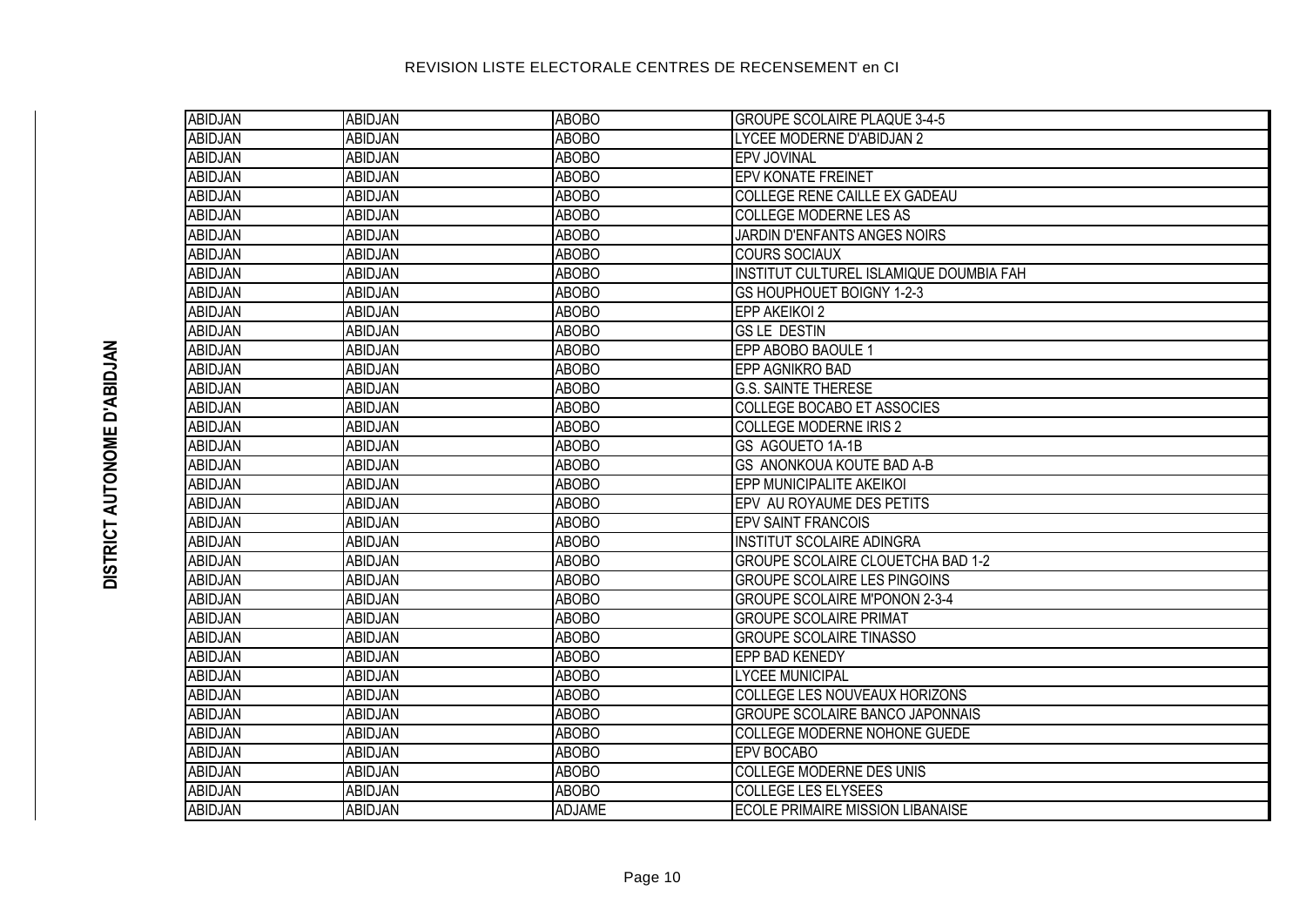DISTRICT AUTONOME D'ABIDJAN

| | | | |
|---|---|---|---|
| ABIDJAN | ABIDJAN | ABOBO | GROUPE SCOLAIRE PLAQUE 3-4-5 |
| ABIDJAN | ABIDJAN | ABOBO | LYCEE MODERNE D'ABIDJAN 2 |
| ABIDJAN | ABIDJAN | ABOBO | EPV JOVINAL |
| ABIDJAN | ABIDJAN | ABOBO | EPV KONATE FREINET |
| ABIDJAN | ABIDJAN | ABOBO | COLLEGE RENE CAILLE EX GADEAU |
| ABIDJAN | ABIDJAN | ABOBO | COLLEGE MODERNE LES AS |
| ABIDJAN | ABIDJAN | ABOBO | JARDIN D'ENFANTS ANGES NOIRS |
| ABIDJAN | ABIDJAN | ABOBO | COURS SOCIAUX |
| ABIDJAN | ABIDJAN | ABOBO | INSTITUT CULTUREL ISLAMIQUE DOUMBIA FAH |
| ABIDJAN | ABIDJAN | ABOBO | GS HOUPHOUET BOIGNY 1-2-3 |
| ABIDJAN | ABIDJAN | ABOBO | EPP AKEIKOI 2 |
| ABIDJAN | ABIDJAN | ABOBO | GS LE DESTIN |
| ABIDJAN | ABIDJAN | ABOBO | EPP ABOBO BAOULE 1 |
| ABIDJAN | ABIDJAN | ABOBO | EPP AGNIKRO BAD |
| ABIDJAN | ABIDJAN | ABOBO | G.S. SAINTE THERESE |
| ABIDJAN | ABIDJAN | ABOBO | COLLEGE BOCABO ET ASSOCIES |
| ABIDJAN | ABIDJAN | ABOBO | COLLEGE MODERNE IRIS 2 |
| ABIDJAN | ABIDJAN | ABOBO | GS AGOUETO 1A-1B |
| ABIDJAN | ABIDJAN | ABOBO | GS ANONKOUA KOUTE BAD A-B |
| ABIDJAN | ABIDJAN | ABOBO | EPP MUNICIPALITE AKEIKOI |
| ABIDJAN | ABIDJAN | ABOBO | EPV AU ROYAUME DES PETITS |
| ABIDJAN | ABIDJAN | ABOBO | EPV SAINT FRANCOIS |
| ABIDJAN | ABIDJAN | ABOBO | INSTITUT SCOLAIRE ADINGRA |
| ABIDJAN | ABIDJAN | ABOBO | GROUPE SCOLAIRE CLOUETCHA BAD 1-2 |
| ABIDJAN | ABIDJAN | ABOBO | GROUPE SCOLAIRE LES PINGOINS |
| ABIDJAN | ABIDJAN | ABOBO | GROUPE SCOLAIRE M'PONON 2-3-4 |
| ABIDJAN | ABIDJAN | ABOBO | GROUPE SCOLAIRE PRIMAT |
| ABIDJAN | ABIDJAN | ABOBO | GROUPE SCOLAIRE TINASSO |
| ABIDJAN | ABIDJAN | ABOBO | EPP BAD KENEDY |
| ABIDJAN | ABIDJAN | ABOBO | LYCEE MUNICIPAL |
| ABIDJAN | ABIDJAN | ABOBO | COLLEGE LES NOUVEAUX HORIZONS |
| ABIDJAN | ABIDJAN | ABOBO | GROUPE SCOLAIRE BANCO JAPONNAIS |
| ABIDJAN | ABIDJAN | ABOBO | COLLEGE MODERNE NOHONE GUEDE |
| ABIDJAN | ABIDJAN | ABOBO | EPV BOCABO |
| ABIDJAN | ABIDJAN | ABOBO | COLLEGE MODERNE DES UNIS |
| ABIDJAN | ABIDJAN | ABOBO | COLLEGE LES ELYSEES |
| ABIDJAN | ABIDJAN | ADJAME | ECOLE PRIMAIRE MISSION LIBANAISE |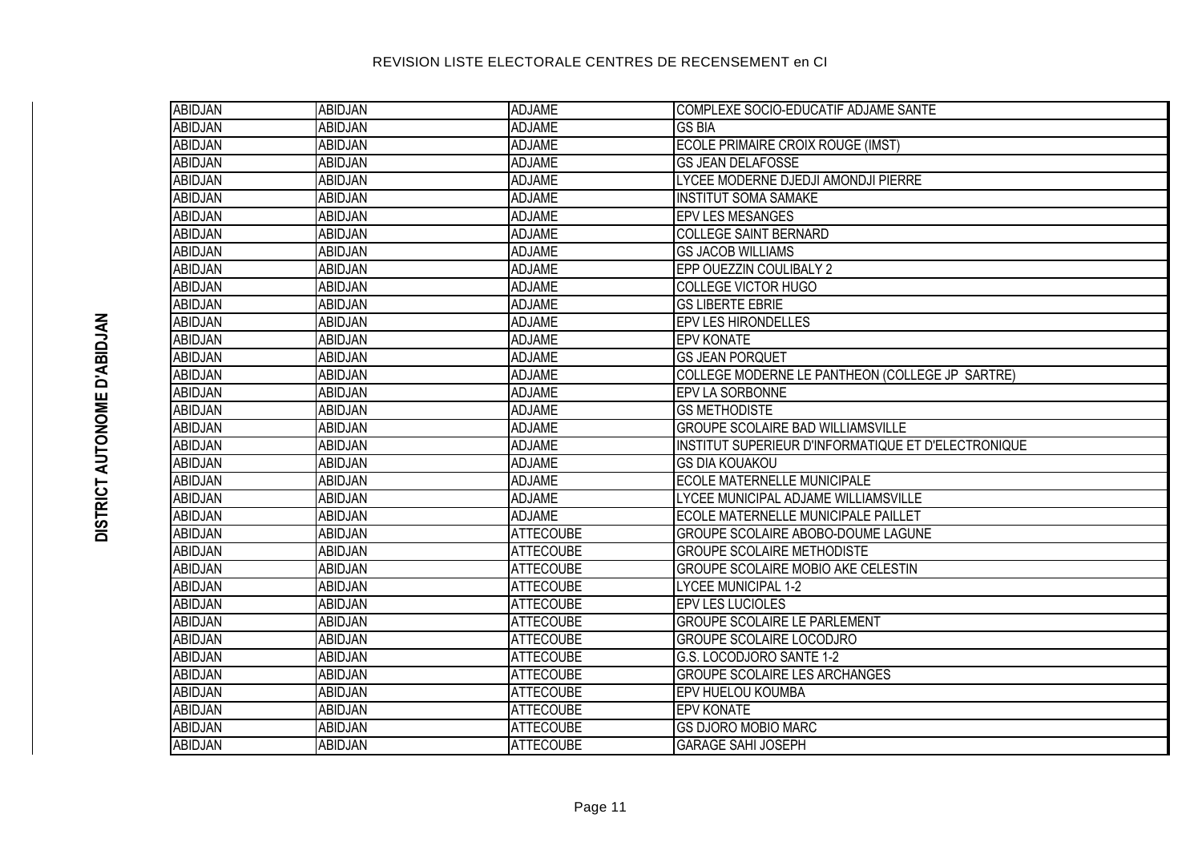DISTRICT AUTONOME D'ABIDJAN

| | | | |
|---|---|---|---|
| ABIDJAN | ABIDJAN | ADJAME | COMPLEXE SOCIO-EDUCATIF ADJAME SANTE |
| ABIDJAN | ABIDJAN | ADJAME | GS BIA |
| ABIDJAN | ABIDJAN | ADJAME | ECOLE PRIMAIRE CROIX ROUGE (IMST) |
| ABIDJAN | ABIDJAN | ADJAME | GS JEAN DELAFOSSE |
| ABIDJAN | ABIDJAN | ADJAME | LYCEE MODERNE DJEDJI AMONDJI PIERRE |
| ABIDJAN | ABIDJAN | ADJAME | INSTITUT SOMA SAMAKE |
| ABIDJAN | ABIDJAN | ADJAME | EPV LES MESANGES |
| ABIDJAN | ABIDJAN | ADJAME | COLLEGE SAINT BERNARD |
| ABIDJAN | ABIDJAN | ADJAME | GS JACOB WILLIAMS |
| ABIDJAN | ABIDJAN | ADJAME | EPP OUEZZIN COULIBALY 2 |
| ABIDJAN | ABIDJAN | ADJAME | COLLEGE VICTOR HUGO |
| ABIDJAN | ABIDJAN | ADJAME | GS LIBERTE EBRIE |
| ABIDJAN | ABIDJAN | ADJAME | EPV LES HIRONDELLES |
| ABIDJAN | ABIDJAN | ADJAME | EPV KONATE |
| ABIDJAN | ABIDJAN | ADJAME | GS JEAN PORQUET |
| ABIDJAN | ABIDJAN | ADJAME | COLLEGE MODERNE LE PANTHEON (COLLEGE JP SARTRE) |
| ABIDJAN | ABIDJAN | ADJAME | EPV LA SORBONNE |
| ABIDJAN | ABIDJAN | ADJAME | GS METHODISTE |
| ABIDJAN | ABIDJAN | ADJAME | GROUPE SCOLAIRE BAD WILLIAMSVILLE |
| ABIDJAN | ABIDJAN | ADJAME | INSTITUT SUPERIEUR D'INFORMATIQUE ET D'ELECTRONIQUE |
| ABIDJAN | ABIDJAN | ADJAME | GS DIA KOUAKOU |
| ABIDJAN | ABIDJAN | ADJAME | ECOLE MATERNELLE MUNICIPALE |
| ABIDJAN | ABIDJAN | ADJAME | LYCEE MUNICIPAL ADJAME WILLIAMSVILLE |
| ABIDJAN | ABIDJAN | ADJAME | ECOLE MATERNELLE MUNICIPALE PAILLET |
| ABIDJAN | ABIDJAN | ATTECOUBE | GROUPE SCOLAIRE ABOBO-DOUME LAGUNE |
| ABIDJAN | ABIDJAN | ATTECOUBE | GROUPE SCOLAIRE METHODISTE |
| ABIDJAN | ABIDJAN | ATTECOUBE | GROUPE SCOLAIRE MOBIO AKE CELESTIN |
| ABIDJAN | ABIDJAN | ATTECOUBE | LYCEE MUNICIPAL 1-2 |
| ABIDJAN | ABIDJAN | ATTECOUBE | EPV LES LUCIOLES |
| ABIDJAN | ABIDJAN | ATTECOUBE | GROUPE SCOLAIRE LE PARLEMENT |
| ABIDJAN | ABIDJAN | ATTECOUBE | GROUPE SCOLAIRE LOCODJRO |
| ABIDJAN | ABIDJAN | ATTECOUBE | G.S. LOCODJORO SANTE 1-2 |
| ABIDJAN | ABIDJAN | ATTECOUBE | GROUPE SCOLAIRE LES ARCHANGES |
| ABIDJAN | ABIDJAN | ATTECOUBE | EPV HUELOU KOUMBA |
| ABIDJAN | ABIDJAN | ATTECOUBE | EPV KONATE |
| ABIDJAN | ABIDJAN | ATTECOUBE | GS DJORO MOBIO MARC |
| ABIDJAN | ABIDJAN | ATTECOUBE | GARAGE SAHI JOSEPH |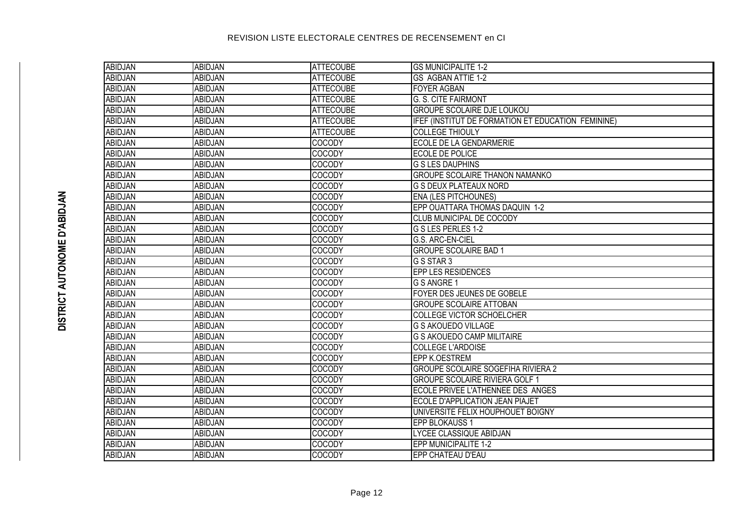DISTRICT AUTONOME D'ABIDJAN

| | | | |
|---|---|---|---|
| ABIDJAN | ABIDJAN | ATTECOUBE | GS MUNICIPALITE 1-2 |
| ABIDJAN | ABIDJAN | ATTECOUBE | GS AGBAN ATTIE 1-2 |
| ABIDJAN | ABIDJAN | ATTECOUBE | FOYER AGBAN |
| ABIDJAN | ABIDJAN | ATTECOUBE | G. S. CITE FAIRMONT |
| ABIDJAN | ABIDJAN | ATTECOUBE | GROUPE SCOLAIRE DJE LOUKOU |
| ABIDJAN | ABIDJAN | ATTECOUBE | IFEF (INSTITUT DE FORMATION ET EDUCATION FEMININE) |
| ABIDJAN | ABIDJAN | ATTECOUBE | COLLEGE THIOULY |
| ABIDJAN | ABIDJAN | COCODY | ECOLE DE LA GENDARMERIE |
| ABIDJAN | ABIDJAN | COCODY | ECOLE DE POLICE |
| ABIDJAN | ABIDJAN | COCODY | G S LES DAUPHINS |
| ABIDJAN | ABIDJAN | COCODY | GROUPE SCOLAIRE THANON NAMANKO |
| ABIDJAN | ABIDJAN | COCODY | G S DEUX PLATEAUX NORD |
| ABIDJAN | ABIDJAN | COCODY | ENA (LES PITCHOUNES) |
| ABIDJAN | ABIDJAN | COCODY | EPP OUATTARA THOMAS DAQUIN 1-2 |
| ABIDJAN | ABIDJAN | COCODY | CLUB MUNICIPAL DE COCODY |
| ABIDJAN | ABIDJAN | COCODY | G S LES PERLES 1-2 |
| ABIDJAN | ABIDJAN | COCODY | G.S. ARC-EN-CIEL |
| ABIDJAN | ABIDJAN | COCODY | GROUPE SCOLAIRE BAD 1 |
| ABIDJAN | ABIDJAN | COCODY | G S STAR 3 |
| ABIDJAN | ABIDJAN | COCODY | EPP LES RESIDENCES |
| ABIDJAN | ABIDJAN | COCODY | G S ANGRE 1 |
| ABIDJAN | ABIDJAN | COCODY | FOYER DES JEUNES DE GOBELE |
| ABIDJAN | ABIDJAN | COCODY | GROUPE SCOLAIRE ATTOBAN |
| ABIDJAN | ABIDJAN | COCODY | COLLEGE VICTOR SCHOELCHER |
| ABIDJAN | ABIDJAN | COCODY | G S AKOUEDO VILLAGE |
| ABIDJAN | ABIDJAN | COCODY | G S AKOUEDO CAMP MILITAIRE |
| ABIDJAN | ABIDJAN | COCODY | COLLEGE L'ARDOISE |
| ABIDJAN | ABIDJAN | COCODY | EPP K.OESTREM |
| ABIDJAN | ABIDJAN | COCODY | GROUPE SCOLAIRE SOGEFIHA RIVIERA 2 |
| ABIDJAN | ABIDJAN | COCODY | GROUPE SCOLAIRE RIVIERA GOLF 1 |
| ABIDJAN | ABIDJAN | COCODY | ECOLE PRIVEE L'ATHENNEE DES ANGES |
| ABIDJAN | ABIDJAN | COCODY | ECOLE D'APPLICATION JEAN PIAJET |
| ABIDJAN | ABIDJAN | COCODY | UNIVERSITE FELIX HOUPHOUET BOIGNY |
| ABIDJAN | ABIDJAN | COCODY | EPP BLOKAUSS 1 |
| ABIDJAN | ABIDJAN | COCODY | LYCEE CLASSIQUE ABIDJAN |
| ABIDJAN | ABIDJAN | COCODY | EPP MUNICIPALITE 1-2 |
| ABIDJAN | ABIDJAN | COCODY | EPP CHATEAU D'EAU |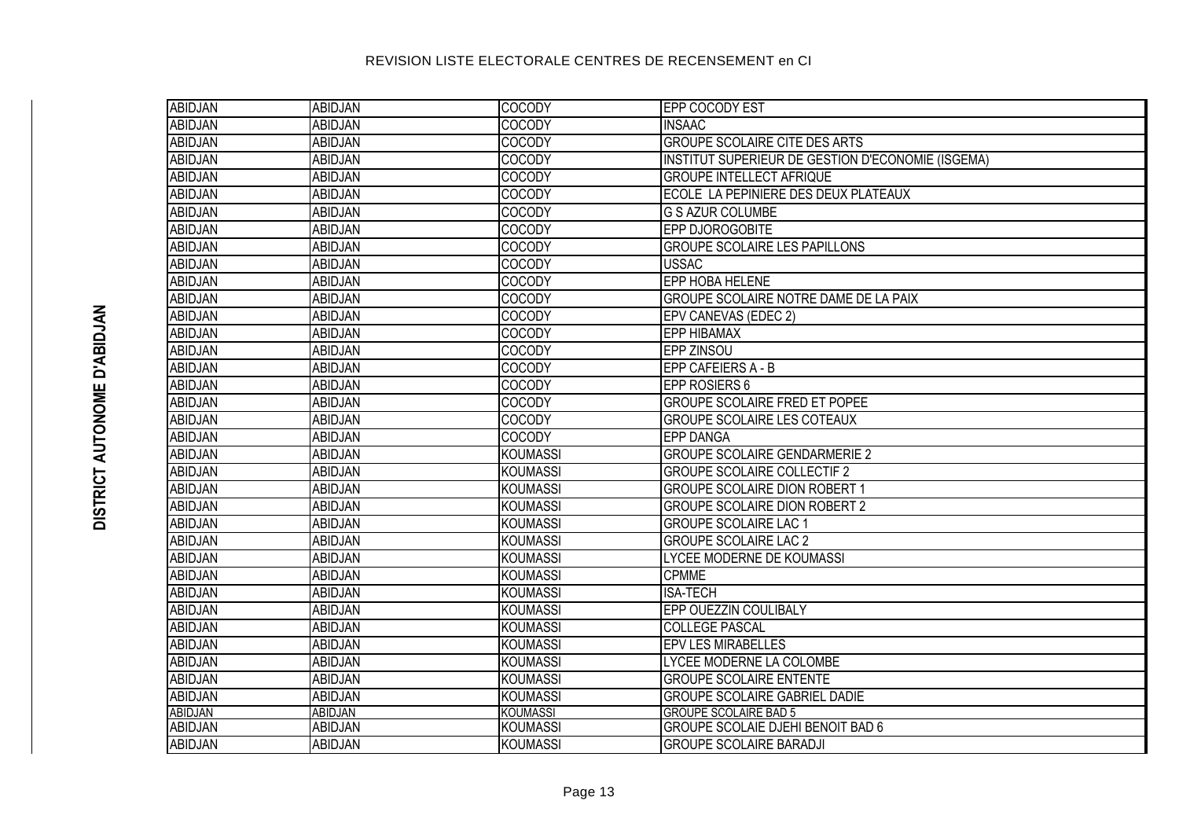REVISION LISTE ELECTORALE CENTRES DE RECENSEMENT en CI

**DISTRICT AUTONOME D'ABIDJAN**

| | | | |
|---|---|---|---|
| ABIDJAN | ABIDJAN | COCODY | EPP COCODY EST |
| ABIDJAN | ABIDJAN | COCODY | INSAAC |
| ABIDJAN | ABIDJAN | COCODY | GROUPE SCOLAIRE CITE DES ARTS |
| ABIDJAN | ABIDJAN | COCODY | INSTITUT SUPERIEUR DE GESTION D'ECONOMIE (ISGEMA) |
| ABIDJAN | ABIDJAN | COCODY | GROUPE INTELLECT AFRIQUE |
| ABIDJAN | ABIDJAN | COCODY | ECOLE LA PEPINIERE DES DEUX PLATEAUX |
| ABIDJAN | ABIDJAN | COCODY | G S AZUR COLUMBE |
| ABIDJAN | ABIDJAN | COCODY | EPP DJOROGOBITE |
| ABIDJAN | ABIDJAN | COCODY | GROUPE SCOLAIRE LES PAPILLONS |
| ABIDJAN | ABIDJAN | COCODY | USSAC |
| ABIDJAN | ABIDJAN | COCODY | EPP HOBA HELENE |
| ABIDJAN | ABIDJAN | COCODY | GROUPE SCOLAIRE NOTRE DAME DE LA PAIX |
| ABIDJAN | ABIDJAN | COCODY | EPV CANEVAS (EDEC 2) |
| ABIDJAN | ABIDJAN | COCODY | EPP HIBAMAX |
| ABIDJAN | ABIDJAN | COCODY | EPP ZINSOU |
| ABIDJAN | ABIDJAN | COCODY | EPP CAFEIERS A - B |
| ABIDJAN | ABIDJAN | COCODY | EPP ROSIERS 6 |
| ABIDJAN | ABIDJAN | COCODY | GROUPE SCOLAIRE FRED ET POPEE |
| ABIDJAN | ABIDJAN | COCODY | GROUPE SCOLAIRE LES COTEAUX |
| ABIDJAN | ABIDJAN | COCODY | EPP DANGA |
| ABIDJAN | ABIDJAN | KOUMASSI | GROUPE SCOLAIRE GENDARMERIE 2 |
| ABIDJAN | ABIDJAN | KOUMASSI | GROUPE SCOLAIRE COLLECTIF 2 |
| ABIDJAN | ABIDJAN | KOUMASSI | GROUPE SCOLAIRE DION ROBERT 1 |
| ABIDJAN | ABIDJAN | KOUMASSI | GROUPE SCOLAIRE DION ROBERT 2 |
| ABIDJAN | ABIDJAN | KOUMASSI | GROUPE SCOLAIRE LAC 1 |
| ABIDJAN | ABIDJAN | KOUMASSI | GROUPE SCOLAIRE LAC 2 |
| ABIDJAN | ABIDJAN | KOUMASSI | LYCEE MODERNE DE KOUMASSI |
| ABIDJAN | ABIDJAN | KOUMASSI | CPMME |
| ABIDJAN | ABIDJAN | KOUMASSI | ISA-TECH |
| ABIDJAN | ABIDJAN | KOUMASSI | EPP OUEZZIN COULIBALY |
| ABIDJAN | ABIDJAN | KOUMASSI | COLLEGE PASCAL |
| ABIDJAN | ABIDJAN | KOUMASSI | EPV LES MIRABELLES |
| ABIDJAN | ABIDJAN | KOUMASSI | LYCEE MODERNE LA COLOMBE |
| ABIDJAN | ABIDJAN | KOUMASSI | GROUPE SCOLAIRE ENTENTE |
| ABIDJAN | ABIDJAN | KOUMASSI | GROUPE SCOLAIRE GABRIEL DADIE |
| ABIDJAN | ABIDJAN | KOUMASSI | GROUPE SCOLAIRE BAD 5 |
| ABIDJAN | ABIDJAN | KOUMASSI | GROUPE SCOLAIE DJEHI BENOIT BAD 6 |
| ABIDJAN | ABIDJAN | KOUMASSI | GROUPE SCOLAIRE BARADJI |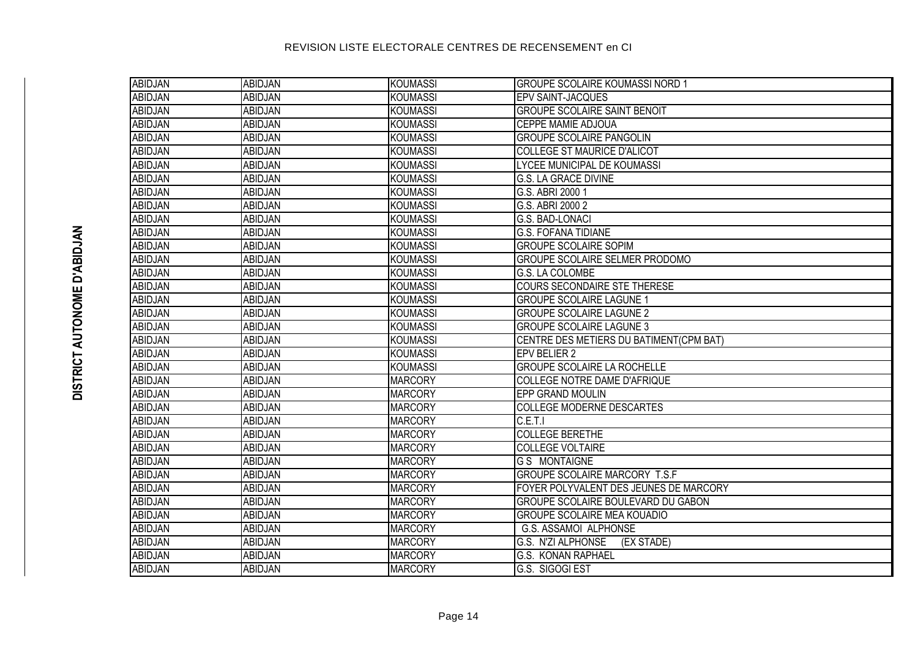REVISION LISTE ELECTORALE CENTRES DE RECENSEMENT en CI

DISTRICT AUTONOME D'ABIDJAN

| | | | |
|---|---|---|---|
| ABIDJAN | ABIDJAN | KOUMASSI | GROUPE SCOLAIRE KOUMASSI NORD 1 |
| ABIDJAN | ABIDJAN | KOUMASSI | EPV SAINT-JACQUES |
| ABIDJAN | ABIDJAN | KOUMASSI | GROUPE SCOLAIRE SAINT BENOIT |
| ABIDJAN | ABIDJAN | KOUMASSI | CEPPE MAMIE ADJOUA |
| ABIDJAN | ABIDJAN | KOUMASSI | GROUPE SCOLAIRE PANGOLIN |
| ABIDJAN | ABIDJAN | KOUMASSI | COLLEGE ST MAURICE D'ALICOT |
| ABIDJAN | ABIDJAN | KOUMASSI | LYCEE MUNICIPAL DE KOUMASSI |
| ABIDJAN | ABIDJAN | KOUMASSI | G.S. LA GRACE DIVINE |
| ABIDJAN | ABIDJAN | KOUMASSI | G.S. ABRI 2000 1 |
| ABIDJAN | ABIDJAN | KOUMASSI | G.S. ABRI 2000 2 |
| ABIDJAN | ABIDJAN | KOUMASSI | G.S. BAD-LONACI |
| ABIDJAN | ABIDJAN | KOUMASSI | G.S. FOFANA TIDIANE |
| ABIDJAN | ABIDJAN | KOUMASSI | GROUPE SCOLAIRE SOPIM |
| ABIDJAN | ABIDJAN | KOUMASSI | GROUPE SCOLAIRE SELMER PRODOMO |
| ABIDJAN | ABIDJAN | KOUMASSI | G.S. LA COLOMBE |
| ABIDJAN | ABIDJAN | KOUMASSI | COURS SECONDAIRE STE THERESE |
| ABIDJAN | ABIDJAN | KOUMASSI | GROUPE SCOLAIRE LAGUNE 1 |
| ABIDJAN | ABIDJAN | KOUMASSI | GROUPE SCOLAIRE LAGUNE 2 |
| ABIDJAN | ABIDJAN | KOUMASSI | GROUPE SCOLAIRE LAGUNE 3 |
| ABIDJAN | ABIDJAN | KOUMASSI | CENTRE DES METIERS DU BATIMENT(CPM BAT) |
| ABIDJAN | ABIDJAN | KOUMASSI | EPV BELIER 2 |
| ABIDJAN | ABIDJAN | KOUMASSI | GROUPE SCOLAIRE LA ROCHELLE |
| ABIDJAN | ABIDJAN | MARCORY | COLLEGE NOTRE DAME D'AFRIQUE |
| ABIDJAN | ABIDJAN | MARCORY | EPP GRAND MOULIN |
| ABIDJAN | ABIDJAN | MARCORY | COLLEGE MODERNE DESCARTES |
| ABIDJAN | ABIDJAN | MARCORY | C.E.T.I |
| ABIDJAN | ABIDJAN | MARCORY | COLLEGE BERETHE |
| ABIDJAN | ABIDJAN | MARCORY | COLLEGE VOLTAIRE |
| ABIDJAN | ABIDJAN | MARCORY | G S MONTAIGNE |
| ABIDJAN | ABIDJAN | MARCORY | GROUPE SCOLAIRE MARCORY T.S.F |
| ABIDJAN | ABIDJAN | MARCORY | FOYER POLYVALENT DES JEUNES DE MARCORY |
| ABIDJAN | ABIDJAN | MARCORY | GROUPE SCOLAIRE BOULEVARD DU GABON |
| ABIDJAN | ABIDJAN | MARCORY | GROUPE SCOLAIRE MEA KOUADIO |
| ABIDJAN | ABIDJAN | MARCORY | G.S. ASSAMOI ALPHONSE |
| ABIDJAN | ABIDJAN | MARCORY | G.S. N'ZI ALPHONSE (EX STADE) |
| ABIDJAN | ABIDJAN | MARCORY | G.S. KONAN RAPHAEL |
| ABIDJAN | ABIDJAN | MARCORY | G.S. SIGOGI EST |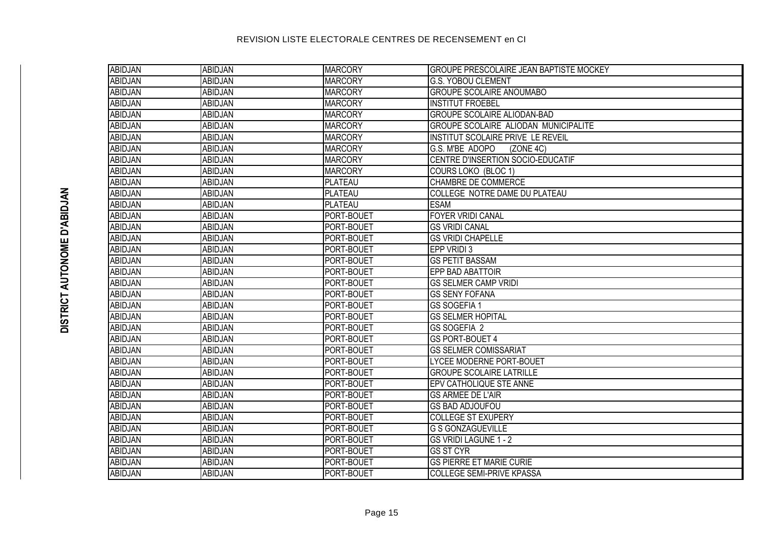REVISION LISTE ELECTORALE CENTRES DE RECENSEMENT en CI

DISTRICT AUTONOME D'ABIDJAN

| | | | |
|---|---|---|---|
| ABIDJAN | ABIDJAN | MARCORY | GROUPE PRESCOLAIRE JEAN BAPTISTE MOCKEY |
| ABIDJAN | ABIDJAN | MARCORY | G.S. YOBOU CLEMENT |
| ABIDJAN | ABIDJAN | MARCORY | GROUPE SCOLAIRE ANOUMABO |
| ABIDJAN | ABIDJAN | MARCORY | INSTITUT FROEBEL |
| ABIDJAN | ABIDJAN | MARCORY | GROUPE SCOLAIRE ALIODAN-BAD |
| ABIDJAN | ABIDJAN | MARCORY | GROUPE SCOLAIRE ALIODAN MUNICIPALITE |
| ABIDJAN | ABIDJAN | MARCORY | INSTITUT SCOLAIRE PRIVE LE REVEIL |
| ABIDJAN | ABIDJAN | MARCORY | G.S. M'BE ADOPO (ZONE 4C) |
| ABIDJAN | ABIDJAN | MARCORY | CENTRE D'INSERTION SOCIO-EDUCATIF |
| ABIDJAN | ABIDJAN | MARCORY | COURS LOKO (BLOC 1) |
| ABIDJAN | ABIDJAN | PLATEAU | CHAMBRE DE COMMERCE |
| ABIDJAN | ABIDJAN | PLATEAU | COLLEGE NOTRE DAME DU PLATEAU |
| ABIDJAN | ABIDJAN | PLATEAU | ESAM |
| ABIDJAN | ABIDJAN | PORT-BOUET | FOYER VRIDI CANAL |
| ABIDJAN | ABIDJAN | PORT-BOUET | GS VRIDI CANAL |
| ABIDJAN | ABIDJAN | PORT-BOUET | GS VRIDI CHAPELLE |
| ABIDJAN | ABIDJAN | PORT-BOUET | EPP VRIDI 3 |
| ABIDJAN | ABIDJAN | PORT-BOUET | GS PETIT BASSAM |
| ABIDJAN | ABIDJAN | PORT-BOUET | EPP BAD ABATTOIR |
| ABIDJAN | ABIDJAN | PORT-BOUET | GS SELMER CAMP VRIDI |
| ABIDJAN | ABIDJAN | PORT-BOUET | GS SENY FOFANA |
| ABIDJAN | ABIDJAN | PORT-BOUET | GS SOGEFIA 1 |
| ABIDJAN | ABIDJAN | PORT-BOUET | GS SELMER HOPITAL |
| ABIDJAN | ABIDJAN | PORT-BOUET | GS SOGEFIA 2 |
| ABIDJAN | ABIDJAN | PORT-BOUET | GS PORT-BOUET 4 |
| ABIDJAN | ABIDJAN | PORT-BOUET | GS SELMER COMISSARIAT |
| ABIDJAN | ABIDJAN | PORT-BOUET | LYCEE MODERNE PORT-BOUET |
| ABIDJAN | ABIDJAN | PORT-BOUET | GROUPE SCOLAIRE LATRILLE |
| ABIDJAN | ABIDJAN | PORT-BOUET | EPV CATHOLIQUE STE ANNE |
| ABIDJAN | ABIDJAN | PORT-BOUET | GS ARMEE DE L'AIR |
| ABIDJAN | ABIDJAN | PORT-BOUET | GS BAD ADJOUFOU |
| ABIDJAN | ABIDJAN | PORT-BOUET | COLLEGE ST EXUPERY |
| ABIDJAN | ABIDJAN | PORT-BOUET | G S GONZAGUEVILLE |
| ABIDJAN | ABIDJAN | PORT-BOUET | GS VRIDI LAGUNE 1 - 2 |
| ABIDJAN | ABIDJAN | PORT-BOUET | GS ST CYR |
| ABIDJAN | ABIDJAN | PORT-BOUET | GS PIERRE ET MARIE CURIE |
| ABIDJAN | ABIDJAN | PORT-BOUET | COLLEGE SEMI-PRIVE KPASSA |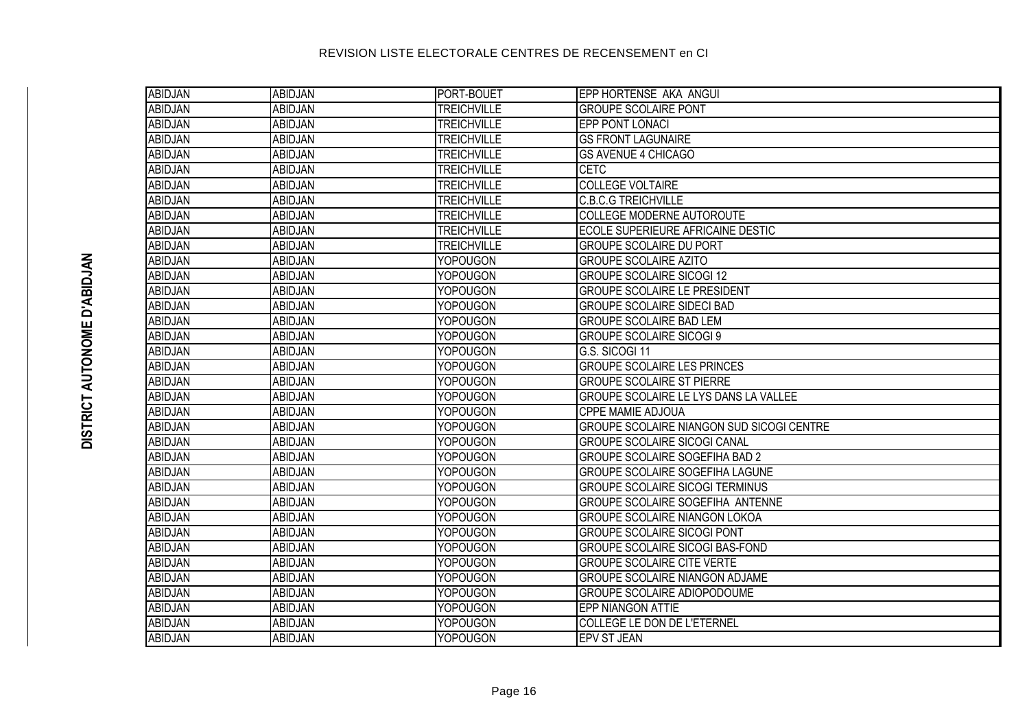# REVISION LISTE ELECTORALE CENTRES DE RECENSEMENT en CI

**DISTRICT AUTONOME D'ABIDJAN**

| | | | |
|---|---|---|---|
| ABIDJAN | ABIDJAN | PORT-BOUET | EPP HORTENSE AKA ANGUI |
| ABIDJAN | ABIDJAN | TREICHVILLE | GROUPE SCOLAIRE PONT |
| ABIDJAN | ABIDJAN | TREICHVILLE | EPP PONT LONACI |
| ABIDJAN | ABIDJAN | TREICHVILLE | GS FRONT LAGUNAIRE |
| ABIDJAN | ABIDJAN | TREICHVILLE | GS AVENUE 4 CHICAGO |
| ABIDJAN | ABIDJAN | TREICHVILLE | CETC |
| ABIDJAN | ABIDJAN | TREICHVILLE | COLLEGE VOLTAIRE |
| ABIDJAN | ABIDJAN | TREICHVILLE | C.B.C.G TREICHVILLE |
| ABIDJAN | ABIDJAN | TREICHVILLE | COLLEGE MODERNE AUTOROUTE |
| ABIDJAN | ABIDJAN | TREICHVILLE | ECOLE SUPERIEURE AFRICAINE DESTIC |
| ABIDJAN | ABIDJAN | TREICHVILLE | GROUPE SCOLAIRE DU PORT |
| ABIDJAN | ABIDJAN | YOPOUGON | GROUPE SCOLAIRE AZITO |
| ABIDJAN | ABIDJAN | YOPOUGON | GROUPE SCOLAIRE SICOGI 12 |
| ABIDJAN | ABIDJAN | YOPOUGON | GROUPE SCOLAIRE LE PRESIDENT |
| ABIDJAN | ABIDJAN | YOPOUGON | GROUPE SCOLAIRE SIDECI BAD |
| ABIDJAN | ABIDJAN | YOPOUGON | GROUPE SCOLAIRE BAD LEM |
| ABIDJAN | ABIDJAN | YOPOUGON | GROUPE SCOLAIRE SICOGI 9 |
| ABIDJAN | ABIDJAN | YOPOUGON | G.S. SICOGI 11 |
| ABIDJAN | ABIDJAN | YOPOUGON | GROUPE SCOLAIRE LES PRINCES |
| ABIDJAN | ABIDJAN | YOPOUGON | GROUPE SCOLAIRE ST PIERRE |
| ABIDJAN | ABIDJAN | YOPOUGON | GROUPE SCOLAIRE LE LYS DANS LA VALLEE |
| ABIDJAN | ABIDJAN | YOPOUGON | CPPE MAMIE ADJOUA |
| ABIDJAN | ABIDJAN | YOPOUGON | GROUPE SCOLAIRE NIANGON SUD SICOGI CENTRE |
| ABIDJAN | ABIDJAN | YOPOUGON | GROUPE SCOLAIRE SICOGI CANAL |
| ABIDJAN | ABIDJAN | YOPOUGON | GROUPE SCOLAIRE SOGEFIHA BAD 2 |
| ABIDJAN | ABIDJAN | YOPOUGON | GROUPE SCOLAIRE SOGEFIHA LAGUNE |
| ABIDJAN | ABIDJAN | YOPOUGON | GROUPE SCOLAIRE SICOGI TERMINUS |
| ABIDJAN | ABIDJAN | YOPOUGON | GROUPE SCOLAIRE SOGEFIHA ANTENNE |
| ABIDJAN | ABIDJAN | YOPOUGON | GROUPE SCOLAIRE NIANGON LOKOA |
| ABIDJAN | ABIDJAN | YOPOUGON | GROUPE SCOLAIRE SICOGI PONT |
| ABIDJAN | ABIDJAN | YOPOUGON | GROUPE SCOLAIRE SICOGI BAS-FOND |
| ABIDJAN | ABIDJAN | YOPOUGON | GROUPE SCOLAIRE CITE VERTE |
| ABIDJAN | ABIDJAN | YOPOUGON | GROUPE SCOLAIRE NIANGON ADJAME |
| ABIDJAN | ABIDJAN | YOPOUGON | GROUPE SCOLAIRE ADIOPODOUME |
| ABIDJAN | ABIDJAN | YOPOUGON | EPP NIANGON ATTIE |
| ABIDJAN | ABIDJAN | YOPOUGON | COLLEGE LE DON DE L'ETERNEL |
| ABIDJAN | ABIDJAN | YOPOUGON | EPV ST JEAN |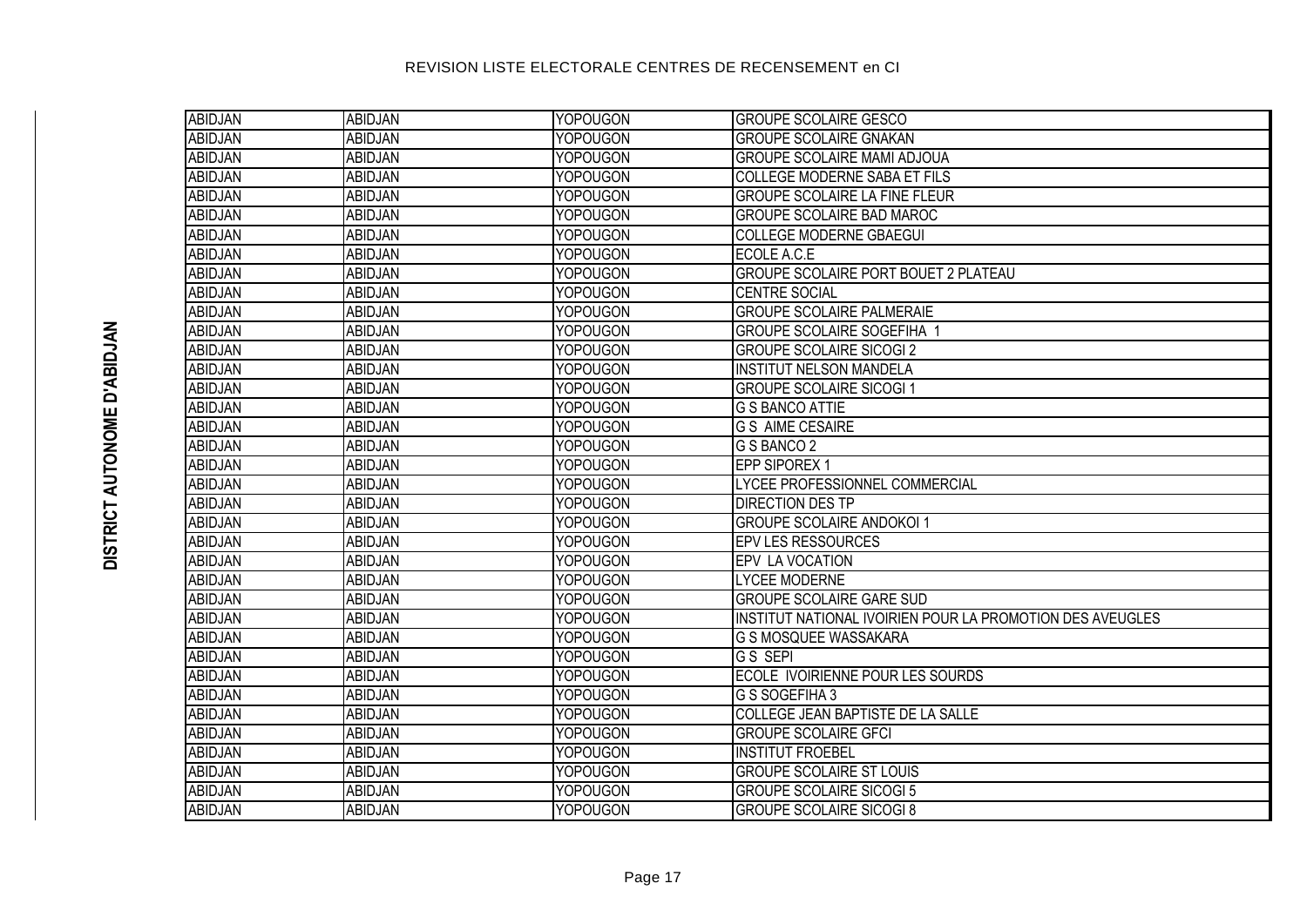REVISION LISTE ELECTORALE CENTRES DE RECENSEMENT en CI

DISTRICT AUTONOME D'ABIDJAN

| | | | |
|---|---|---|---|
| ABIDJAN | ABIDJAN | YOPOUGON | GROUPE SCOLAIRE GESCO |
| ABIDJAN | ABIDJAN | YOPOUGON | GROUPE SCOLAIRE GNAKAN |
| ABIDJAN | ABIDJAN | YOPOUGON | GROUPE SCOLAIRE MAMI ADJOUA |
| ABIDJAN | ABIDJAN | YOPOUGON | COLLEGE MODERNE SABA ET FILS |
| ABIDJAN | ABIDJAN | YOPOUGON | GROUPE SCOLAIRE LA FINE FLEUR |
| ABIDJAN | ABIDJAN | YOPOUGON | GROUPE SCOLAIRE BAD MAROC |
| ABIDJAN | ABIDJAN | YOPOUGON | COLLEGE MODERNE GBAEGUI |
| ABIDJAN | ABIDJAN | YOPOUGON | ECOLE A.C.E |
| ABIDJAN | ABIDJAN | YOPOUGON | GROUPE SCOLAIRE PORT BOUET 2 PLATEAU |
| ABIDJAN | ABIDJAN | YOPOUGON | CENTRE SOCIAL |
| ABIDJAN | ABIDJAN | YOPOUGON | GROUPE SCOLAIRE PALMERAIE |
| ABIDJAN | ABIDJAN | YOPOUGON | GROUPE SCOLAIRE SOGEFIHA 1 |
| ABIDJAN | ABIDJAN | YOPOUGON | GROUPE SCOLAIRE SICOGI 2 |
| ABIDJAN | ABIDJAN | YOPOUGON | INSTITUT NELSON MANDELA |
| ABIDJAN | ABIDJAN | YOPOUGON | GROUPE SCOLAIRE SICOGI 1 |
| ABIDJAN | ABIDJAN | YOPOUGON | G S BANCO ATTIE |
| ABIDJAN | ABIDJAN | YOPOUGON | G S AIME CESAIRE |
| ABIDJAN | ABIDJAN | YOPOUGON | G S BANCO 2 |
| ABIDJAN | ABIDJAN | YOPOUGON | EPP SIPOREX 1 |
| ABIDJAN | ABIDJAN | YOPOUGON | LYCEE PROFESSIONNEL COMMERCIAL |
| ABIDJAN | ABIDJAN | YOPOUGON | DIRECTION DES TP |
| ABIDJAN | ABIDJAN | YOPOUGON | GROUPE SCOLAIRE ANDOKOI 1 |
| ABIDJAN | ABIDJAN | YOPOUGON | EPV LES RESSOURCES |
| ABIDJAN | ABIDJAN | YOPOUGON | EPV LA VOCATION |
| ABIDJAN | ABIDJAN | YOPOUGON | LYCEE MODERNE |
| ABIDJAN | ABIDJAN | YOPOUGON | GROUPE SCOLAIRE GARE SUD |
| ABIDJAN | ABIDJAN | YOPOUGON | INSTITUT NATIONAL IVOIRIEN POUR LA PROMOTION DES AVEUGLES |
| ABIDJAN | ABIDJAN | YOPOUGON | G S MOSQUEE WASSAKARA |
| ABIDJAN | ABIDJAN | YOPOUGON | G S SEPI |
| ABIDJAN | ABIDJAN | YOPOUGON | ECOLE IVOIRIENNE POUR LES SOURDS |
| ABIDJAN | ABIDJAN | YOPOUGON | G S SOGEFIHA 3 |
| ABIDJAN | ABIDJAN | YOPOUGON | COLLEGE JEAN BAPTISTE DE LA SALLE |
| ABIDJAN | ABIDJAN | YOPOUGON | GROUPE SCOLAIRE GFCI |
| ABIDJAN | ABIDJAN | YOPOUGON | INSTITUT FROEBEL |
| ABIDJAN | ABIDJAN | YOPOUGON | GROUPE SCOLAIRE ST LOUIS |
| ABIDJAN | ABIDJAN | YOPOUGON | GROUPE SCOLAIRE SICOGI 5 |
| ABIDJAN | ABIDJAN | YOPOUGON | GROUPE SCOLAIRE SICOGI 8 |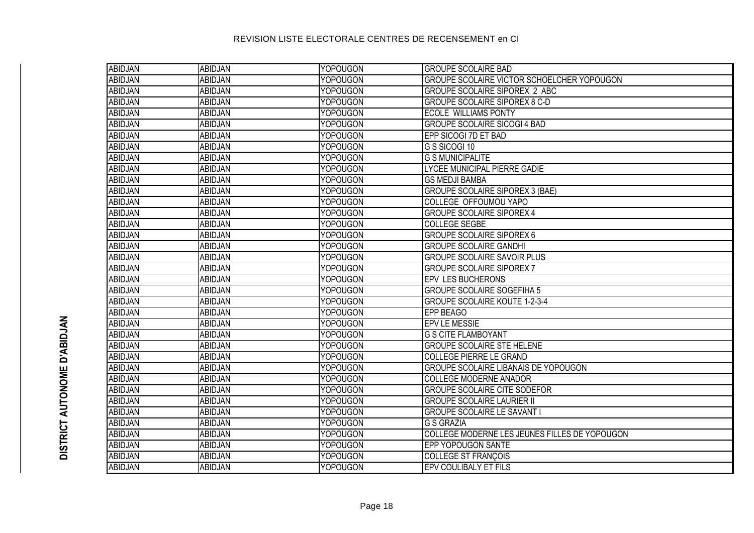DISTRICT AUTONOME D'ABIDJAN

| ABIDJAN | ABIDJAN | YOPOUGON | GROUPE SCOLAIRE BAD |
|---|---|---|---|
| ABIDJAN | ABIDJAN | YOPOUGON | GROUPE SCOLAIRE VICTOR SCHOELCHER YOPOUGON |
| ABIDJAN | ABIDJAN | YOPOUGON | GROUPE SCOLAIRE SIPOREX 2 ABC |
| ABIDJAN | ABIDJAN | YOPOUGON | GROUPE SCOLAIRE SIPOREX 8 C-D |
| ABIDJAN | ABIDJAN | YOPOUGON | ECOLE WILLIAMS PONTY |
| ABIDJAN | ABIDJAN | YOPOUGON | GROUPE SCOLAIRE SICOGI 4 BAD |
| ABIDJAN | ABIDJAN | YOPOUGON | EPP SICOGI 7D ET BAD |
| ABIDJAN | ABIDJAN | YOPOUGON | G S SICOGI 10 |
| ABIDJAN | ABIDJAN | YOPOUGON | G S MUNICIPALITE |
| ABIDJAN | ABIDJAN | YOPOUGON | LYCEE MUNICIPAL PIERRE GADIE |
| ABIDJAN | ABIDJAN | YOPOUGON | GS MEDJI BAMBA |
| ABIDJAN | ABIDJAN | YOPOUGON | GROUPE SCOLAIRE SIPOREX 3 (BAE) |
| ABIDJAN | ABIDJAN | YOPOUGON | COLLEGE OFFOUMOU YAPO |
| ABIDJAN | ABIDJAN | YOPOUGON | GROUPE SCOLAIRE SIPOREX 4 |
| ABIDJAN | ABIDJAN | YOPOUGON | COLLEGE SEGBE |
| ABIDJAN | ABIDJAN | YOPOUGON | GROUPE SCOLAIRE SIPOREX 6 |
| ABIDJAN | ABIDJAN | YOPOUGON | GROUPE SCOLAIRE GANDHI |
| ABIDJAN | ABIDJAN | YOPOUGON | GROUPE SCOLAIRE SAVOIR PLUS |
| ABIDJAN | ABIDJAN | YOPOUGON | GROUPE SCOLAIRE SIPOREX 7 |
| ABIDJAN | ABIDJAN | YOPOUGON | EPV LES BUCHERONS |
| ABIDJAN | ABIDJAN | YOPOUGON | GROUPE SCOLAIRE SOGEFIHA 5 |
| ABIDJAN | ABIDJAN | YOPOUGON | GROUPE SCOLAIRE KOUTE 1-2-3-4 |
| ABIDJAN | ABIDJAN | YOPOUGON | EPP BEAGO |
| ABIDJAN | ABIDJAN | YOPOUGON | EPV LE MESSIE |
| ABIDJAN | ABIDJAN | YOPOUGON | G S CITE FLAMBOYANT |
| ABIDJAN | ABIDJAN | YOPOUGON | GROUPE SCOLAIRE STE HELENE |
| ABIDJAN | ABIDJAN | YOPOUGON | COLLEGE PIERRE LE GRAND |
| ABIDJAN | ABIDJAN | YOPOUGON | GROUPE SCOLAIRE LIBANAIS DE YOPOUGON |
| ABIDJAN | ABIDJAN | YOPOUGON | COLLEGE MODERNE ANADOR |
| ABIDJAN | ABIDJAN | YOPOUGON | GROUPE SCOLAIRE CITE SODEFOR |
| ABIDJAN | ABIDJAN | YOPOUGON | GROUPE SCOLAIRE LAURIER II |
| ABIDJAN | ABIDJAN | YOPOUGON | GROUPE SCOLAIRE LE SAVANT I |
| ABIDJAN | ABIDJAN | YOPOUGON | G S GRAZIA |
| ABIDJAN | ABIDJAN | YOPOUGON | COLLEGE MODERNE LES JEUNES FILLES DE YOPOUGON |
| ABIDJAN | ABIDJAN | YOPOUGON | EPP YOPOUGON SANTE |
| ABIDJAN | ABIDJAN | YOPOUGON | COLLEGE ST FRANÇOIS |
| ABIDJAN | ABIDJAN | YOPOUGON | EPV COULIBALY ET FILS |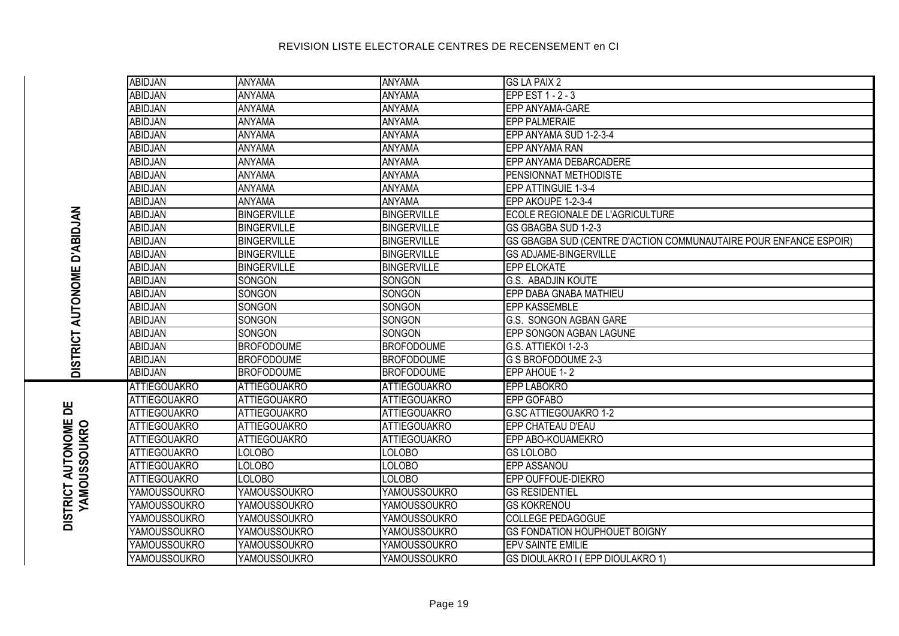# REVISION LISTE ELECTORALE CENTRES DE RECENSEMENT en CI

| | | | | |
|---|---|---|---|---|
| DISTRICT AUTONOME D'ABIDJAN | ABIDJAN | ANYAMA | ANYAMA | GS LA PAIX 2 |
| | ABIDJAN | ANYAMA | ANYAMA | EPP EST 1 - 2 - 3 |
| | ABIDJAN | ANYAMA | ANYAMA | EPP ANYAMA-GARE |
| | ABIDJAN | ANYAMA | ANYAMA | EPP PALMERAIE |
| | ABIDJAN | ANYAMA | ANYAMA | EPP ANYAMA SUD 1-2-3-4 |
| | ABIDJAN | ANYAMA | ANYAMA | EPP ANYAMA RAN |
| | ABIDJAN | ANYAMA | ANYAMA | EPP ANYAMA DEBARCADERE |
| | ABIDJAN | ANYAMA | ANYAMA | PENSIONNAT METHODISTE |
| | ABIDJAN | ANYAMA | ANYAMA | EPP ATTINGUIE 1-3-4 |
| | ABIDJAN | ANYAMA | ANYAMA | EPP AKOUPE 1-2-3-4 |
| | ABIDJAN | BINGERVILLE | BINGERVILLE | ECOLE REGIONALE DE L'AGRICULTURE |
| | ABIDJAN | BINGERVILLE | BINGERVILLE | GS GBAGBA SUD 1-2-3 |
| | ABIDJAN | BINGERVILLE | BINGERVILLE | GS GBAGBA SUD (CENTRE D'ACTION COMMUNAUTAIRE POUR ENFANCE ESPOIR) |
| | ABIDJAN | BINGERVILLE | BINGERVILLE | GS ADJAME-BINGERVILLE |
| | ABIDJAN | BINGERVILLE | BINGERVILLE | EPP ELOKATE |
| | ABIDJAN | SONGON | SONGON | G.S. ABADJIN KOUTE |
| | ABIDJAN | SONGON | SONGON | EPP DABA GNABA MATHIEU |
| | ABIDJAN | SONGON | SONGON | EPP KASSEMBLE |
| | ABIDJAN | SONGON | SONGON | G.S. SONGON AGBAN GARE |
| | ABIDJAN | SONGON | SONGON | EPP SONGON AGBAN LAGUNE |
| | ABIDJAN | BROFODOUME | BROFODOUME | G.S. ATTIEKOI 1-2-3 |
| | ABIDJAN | BROFODOUME | BROFODOUME | G S BROFODOUME 2-3 |
| | ABIDJAN | BROFODOUME | BROFODOUME | EPP AHOUE 1- 2 |
| DISTRICT AUTONOME DE YAMOUSSOUKRO | ATTIEGOUAKRO | ATTIEGOUAKRO | ATTIEGOUAKRO | EPP LABOKRO |
| | ATTIEGOUAKRO | ATTIEGOUAKRO | ATTIEGOUAKRO | EPP GOFABO |
| | ATTIEGOUAKRO | ATTIEGOUAKRO | ATTIEGOUAKRO | G.SC ATTIEGOUAKRO 1-2 |
| | ATTIEGOUAKRO | ATTIEGOUAKRO | ATTIEGOUAKRO | EPP CHATEAU D'EAU |
| | ATTIEGOUAKRO | ATTIEGOUAKRO | ATTIEGOUAKRO | EPP ABO-KOUAMEKRO |
| | ATTIEGOUAKRO | LOLOBO | LOLOBO | GS LOLOBO |
| | ATTIEGOUAKRO | LOLOBO | LOLOBO | EPP ASSANOU |
| | ATTIEGOUAKRO | LOLOBO | LOLOBO | EPP OUFFOUE-DIEKRO |
| | YAMOUSSOUKRO | YAMOUSSOUKRO | YAMOUSSOUKRO | GS RESIDENTIEL |
| | YAMOUSSOUKRO | YAMOUSSOUKRO | YAMOUSSOUKRO | GS KOKRENOU |
| | YAMOUSSOUKRO | YAMOUSSOUKRO | YAMOUSSOUKRO | COLLEGE PEDAGOGUE |
| | YAMOUSSOUKRO | YAMOUSSOUKRO | YAMOUSSOUKRO | GS FONDATION HOUPHOUET BOIGNY |
| | YAMOUSSOUKRO | YAMOUSSOUKRO | YAMOUSSOUKRO | EPV SAINTE EMILIE |
| | YAMOUSSOUKRO | YAMOUSSOUKRO | YAMOUSSOUKRO | GS DIOULAKRO I ( EPP DIOULAKRO 1) |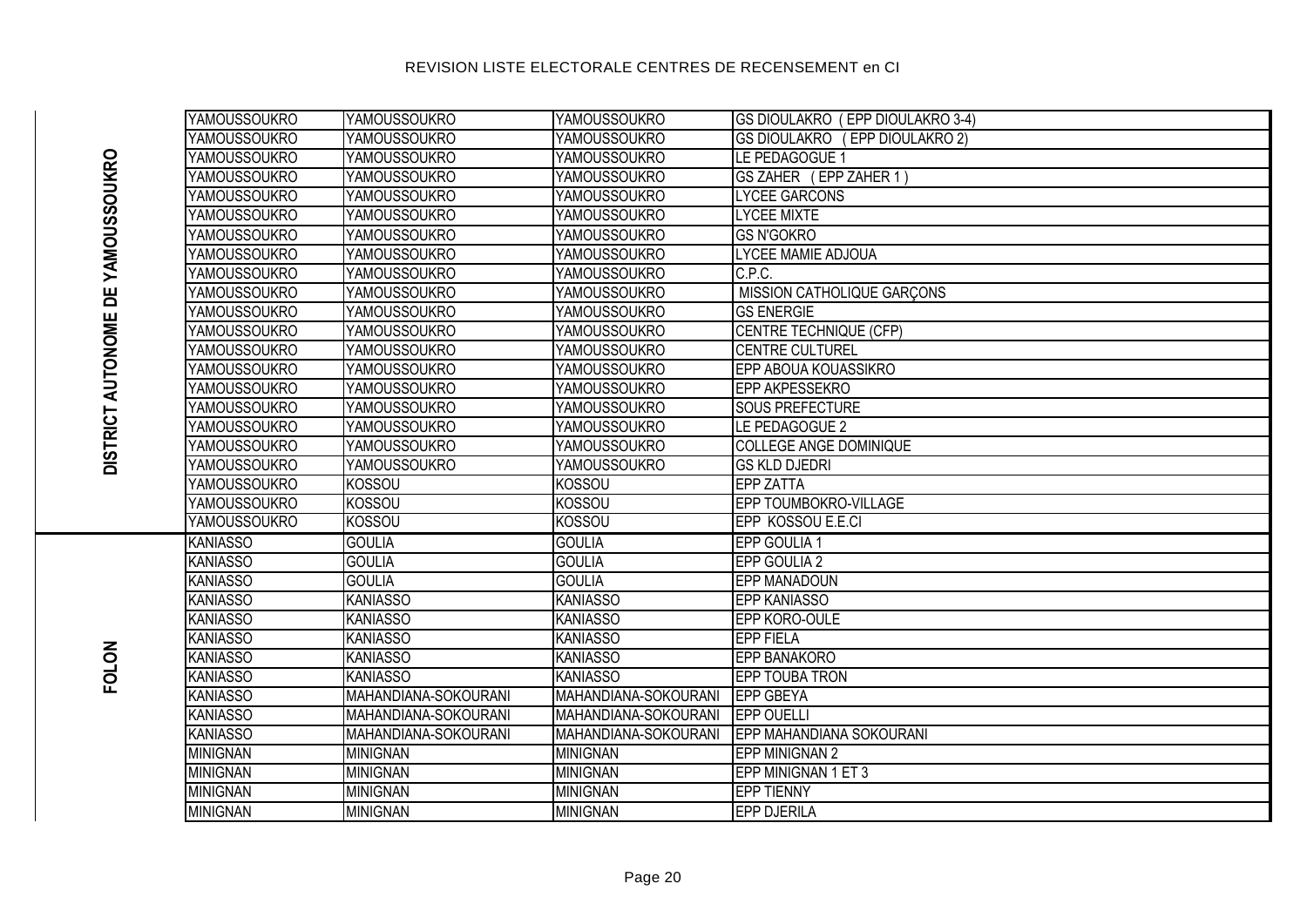REVISION LISTE ELECTORALE CENTRES DE RECENSEMENT en CI

| | | | | |
|---|---|---|---|---|
| DISTRICT AUTONOME DE YAMOUSSOUKRO | YAMOUSSOUKRO | YAMOUSSOUKRO | YAMOUSSOUKRO | GS DIOULAKRO ( EPP DIOULAKRO 3-4) |
| | YAMOUSSOUKRO | YAMOUSSOUKRO | YAMOUSSOUKRO | GS DIOULAKRO ( EPP DIOULAKRO 2) |
| | YAMOUSSOUKRO | YAMOUSSOUKRO | YAMOUSSOUKRO | LE PEDAGOGUE 1 |
| | YAMOUSSOUKRO | YAMOUSSOUKRO | YAMOUSSOUKRO | GS ZAHER ( EPP ZAHER 1 ) |
| | YAMOUSSOUKRO | YAMOUSSOUKRO | YAMOUSSOUKRO | LYCEE GARCONS |
| | YAMOUSSOUKRO | YAMOUSSOUKRO | YAMOUSSOUKRO | LYCEE MIXTE |
| | YAMOUSSOUKRO | YAMOUSSOUKRO | YAMOUSSOUKRO | GS N'GOKRO |
| | YAMOUSSOUKRO | YAMOUSSOUKRO | YAMOUSSOUKRO | LYCEE MAMIE ADJOUA |
| | YAMOUSSOUKRO | YAMOUSSOUKRO | YAMOUSSOUKRO | C.P.C. |
| | YAMOUSSOUKRO | YAMOUSSOUKRO | YAMOUSSOUKRO | MISSION CATHOLIQUE GARÇONS |
| | YAMOUSSOUKRO | YAMOUSSOUKRO | YAMOUSSOUKRO | GS ENERGIE |
| | YAMOUSSOUKRO | YAMOUSSOUKRO | YAMOUSSOUKRO | CENTRE TECHNIQUE (CFP) |
| | YAMOUSSOUKRO | YAMOUSSOUKRO | YAMOUSSOUKRO | CENTRE CULTUREL |
| | YAMOUSSOUKRO | YAMOUSSOUKRO | YAMOUSSOUKRO | EPP ABOUA KOUASSIKRO |
| | YAMOUSSOUKRO | YAMOUSSOUKRO | YAMOUSSOUKRO | EPP AKPESSEKRO |
| | YAMOUSSOUKRO | YAMOUSSOUKRO | YAMOUSSOUKRO | SOUS PREFECTURE |
| | YAMOUSSOUKRO | YAMOUSSOUKRO | YAMOUSSOUKRO | LE PEDAGOGUE 2 |
| | YAMOUSSOUKRO | YAMOUSSOUKRO | YAMOUSSOUKRO | COLLEGE ANGE DOMINIQUE |
| | YAMOUSSOUKRO | YAMOUSSOUKRO | YAMOUSSOUKRO | GS KLD DJEDRI |
| | YAMOUSSOUKRO | KOSSOU | KOSSOU | EPP ZATTA |
| | YAMOUSSOUKRO | KOSSOU | KOSSOU | EPP TOUMBOKRO-VILLAGE |
| | YAMOUSSOUKRO | KOSSOU | KOSSOU | EPP KOSSOU E.E.CI |
| FOLON | KANIASSO | GOULIA | GOULIA | EPP GOULIA 1 |
| | KANIASSO | GOULIA | GOULIA | EPP GOULIA 2 |
| | KANIASSO | GOULIA | GOULIA | EPP MANADOUN |
| | KANIASSO | KANIASSO | KANIASSO | EPP KANIASSO |
| | KANIASSO | KANIASSO | KANIASSO | EPP KORO-OULE |
| | KANIASSO | KANIASSO | KANIASSO | EPP FIELA |
| | KANIASSO | KANIASSO | KANIASSO | EPP BANAKORO |
| | KANIASSO | KANIASSO | KANIASSO | EPP TOUBA TRON |
| | KANIASSO | MAHANDIANA-SOKOURANI | MAHANDIANA-SOKOURANI | EPP GBEYA |
| | KANIASSO | MAHANDIANA-SOKOURANI | MAHANDIANA-SOKOURANI | EPP OUELLI |
| | KANIASSO | MAHANDIANA-SOKOURANI | MAHANDIANA-SOKOURANI | EPP MAHANDIANA SOKOURANI |
| | MINIGNAN | MINIGNAN | MINIGNAN | EPP MINIGNAN 2 |
| | MINIGNAN | MINIGNAN | MINIGNAN | EPP MINIGNAN 1 ET 3 |
| | MINIGNAN | MINIGNAN | MINIGNAN | EPP TIENNY |
| | MINIGNAN | MINIGNAN | MINIGNAN | EPP DJERILA |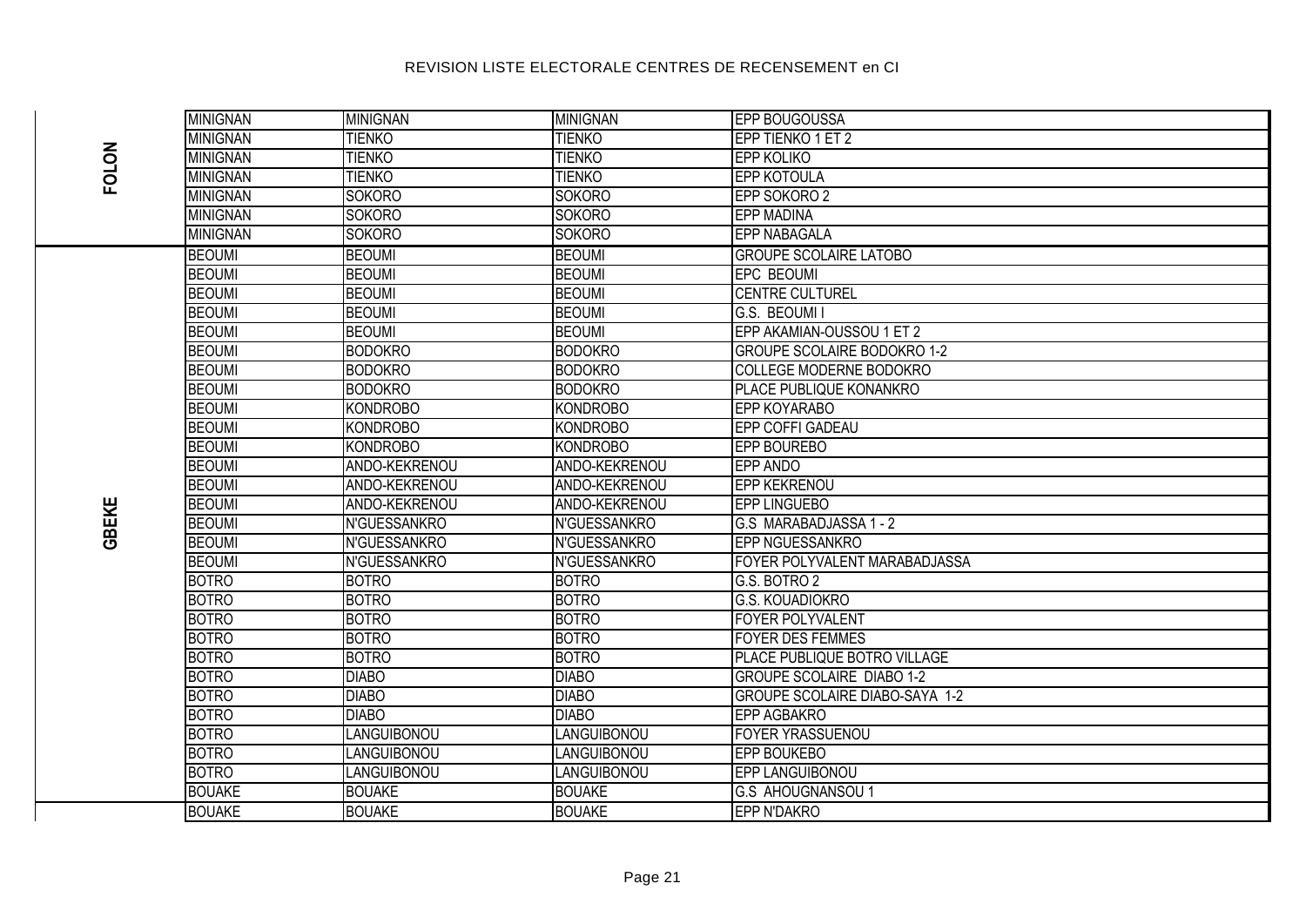# REVISION LISTE ELECTORALE CENTRES DE RECENSEMENT en CI

| | | | | |
|---|---|---|---|---|
| FOLON | MINIGNAN | MINIGNAN | MINIGNAN | EPP BOUGOUSSA |
| FOLON | MINIGNAN | TIENKO | TIENKO | EPP TIENKO 1 ET 2 |
| FOLON | MINIGNAN | TIENKO | TIENKO | EPP KOLIKO |
| FOLON | MINIGNAN | TIENKO | TIENKO | EPP KOTOULA |
| FOLON | MINIGNAN | SOKORO | SOKORO | EPP SOKORO 2 |
| FOLON | MINIGNAN | SOKORO | SOKORO | EPP MADINA |
| FOLON | MINIGNAN | SOKORO | SOKORO | EPP NABAGALA |
| GBEKE | BEOUMI | BEOUMI | BEOUMI | GROUPE SCOLAIRE LATOBO |
| GBEKE | BEOUMI | BEOUMI | BEOUMI | EPC BEOUMI |
| GBEKE | BEOUMI | BEOUMI | BEOUMI | CENTRE CULTUREL |
| GBEKE | BEOUMI | BEOUMI | BEOUMI | G.S. BEOUMI I |
| GBEKE | BEOUMI | BEOUMI | BEOUMI | EPP AKAMIAN-OUSSOU 1 ET 2 |
| GBEKE | BEOUMI | BODOKRO | BODOKRO | GROUPE SCOLAIRE BODOKRO 1-2 |
| GBEKE | BEOUMI | BODOKRO | BODOKRO | COLLEGE MODERNE BODOKRO |
| GBEKE | BEOUMI | BODOKRO | BODOKRO | PLACE PUBLIQUE KONANKRO |
| GBEKE | BEOUMI | KONDROBO | KONDROBO | EPP KOYARABO |
| GBEKE | BEOUMI | KONDROBO | KONDROBO | EPP COFFI GADEAU |
| GBEKE | BEOUMI | KONDROBO | KONDROBO | EPP BOUREBO |
| GBEKE | BEOUMI | ANDO-KEKRENOU | ANDO-KEKRENOU | EPP ANDO |
| GBEKE | BEOUMI | ANDO-KEKRENOU | ANDO-KEKRENOU | EPP KEKRENOU |
| GBEKE | BEOUMI | ANDO-KEKRENOU | ANDO-KEKRENOU | EPP LINGUEBO |
| GBEKE | BEOUMI | N'GUESSANKRO | N'GUESSANKRO | G.S MARABADJASSA 1 - 2 |
| GBEKE | BEOUMI | N'GUESSANKRO | N'GUESSANKRO | EPP NGUESSANKRO |
| GBEKE | BEOUMI | N'GUESSANKRO | N'GUESSANKRO | FOYER POLYVALENT MARABADJASSA |
| GBEKE | BOTRO | BOTRO | BOTRO | G.S. BOTRO 2 |
| GBEKE | BOTRO | BOTRO | BOTRO | G.S. KOUADIOKRO |
| GBEKE | BOTRO | BOTRO | BOTRO | FOYER POLYVALENT |
| GBEKE | BOTRO | BOTRO | BOTRO | FOYER DES FEMMES |
| GBEKE | BOTRO | BOTRO | BOTRO | PLACE PUBLIQUE BOTRO VILLAGE |
| GBEKE | BOTRO | DIABO | DIABO | GROUPE SCOLAIRE DIABO 1-2 |
| GBEKE | BOTRO | DIABO | DIABO | GROUPE SCOLAIRE DIABO-SAYA 1-2 |
| GBEKE | BOTRO | DIABO | DIABO | EPP AGBAKRO |
| GBEKE | BOTRO | LANGUIBONOU | LANGUIBONOU | FOYER YRASSUENOU |
| GBEKE | BOTRO | LANGUIBONOU | LANGUIBONOU | EPP BOUKEBO |
| GBEKE | BOTRO | LANGUIBONOU | LANGUIBONOU | EPP LANGUIBONOU |
| GBEKE | BOUAKE | BOUAKE | BOUAKE | G.S AHOUGNANSOU 1 |
| | BOUAKE | BOUAKE | BOUAKE | EPP N'DAKRO |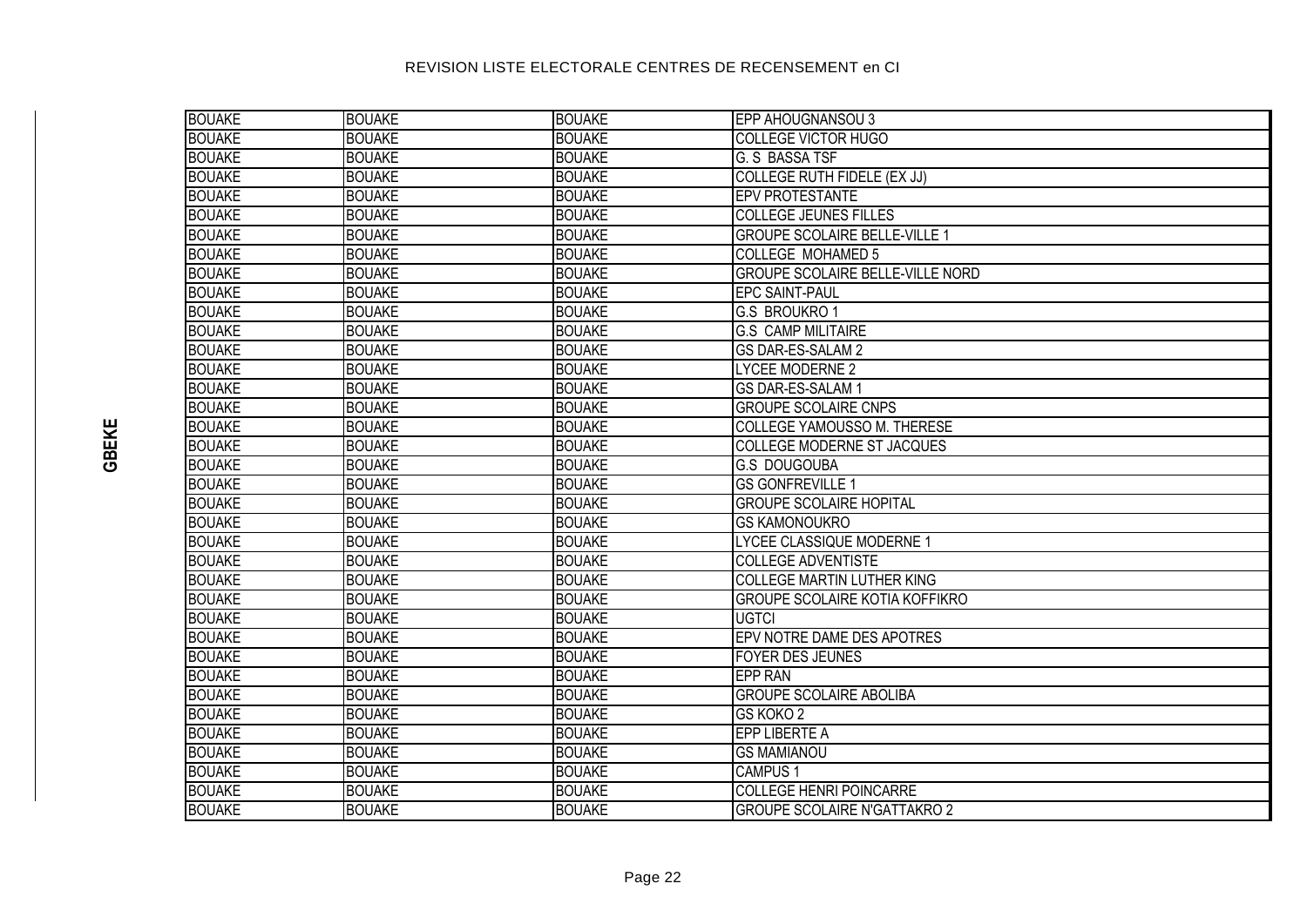GBEKE

| | | | |
|---|---|---|---|
| BOUAKE | BOUAKE | BOUAKE | EPP AHOUGNANSOU 3 |
| BOUAKE | BOUAKE | BOUAKE | COLLEGE VICTOR HUGO |
| BOUAKE | BOUAKE | BOUAKE | G. S BASSA TSF |
| BOUAKE | BOUAKE | BOUAKE | COLLEGE RUTH FIDELE (EX JJ) |
| BOUAKE | BOUAKE | BOUAKE | EPV PROTESTANTE |
| BOUAKE | BOUAKE | BOUAKE | COLLEGE JEUNES FILLES |
| BOUAKE | BOUAKE | BOUAKE | GROUPE SCOLAIRE BELLE-VILLE 1 |
| BOUAKE | BOUAKE | BOUAKE | COLLEGE MOHAMED 5 |
| BOUAKE | BOUAKE | BOUAKE | GROUPE SCOLAIRE BELLE-VILLE NORD |
| BOUAKE | BOUAKE | BOUAKE | EPC SAINT-PAUL |
| BOUAKE | BOUAKE | BOUAKE | G.S BROUKRO 1 |
| BOUAKE | BOUAKE | BOUAKE | G.S CAMP MILITAIRE |
| BOUAKE | BOUAKE | BOUAKE | GS DAR-ES-SALAM 2 |
| BOUAKE | BOUAKE | BOUAKE | LYCEE MODERNE 2 |
| BOUAKE | BOUAKE | BOUAKE | GS DAR-ES-SALAM 1 |
| BOUAKE | BOUAKE | BOUAKE | GROUPE SCOLAIRE CNPS |
| BOUAKE | BOUAKE | BOUAKE | COLLEGE YAMOUSSO M. THERESE |
| BOUAKE | BOUAKE | BOUAKE | COLLEGE MODERNE ST JACQUES |
| BOUAKE | BOUAKE | BOUAKE | G.S DOUGOUBA |
| BOUAKE | BOUAKE | BOUAKE | GS GONFREVILLE 1 |
| BOUAKE | BOUAKE | BOUAKE | GROUPE SCOLAIRE HOPITAL |
| BOUAKE | BOUAKE | BOUAKE | GS KAMONOUKRO |
| BOUAKE | BOUAKE | BOUAKE | LYCEE CLASSIQUE MODERNE 1 |
| BOUAKE | BOUAKE | BOUAKE | COLLEGE ADVENTISTE |
| BOUAKE | BOUAKE | BOUAKE | COLLEGE MARTIN LUTHER KING |
| BOUAKE | BOUAKE | BOUAKE | GROUPE SCOLAIRE KOTIA KOFFIKRO |
| BOUAKE | BOUAKE | BOUAKE | UGTCI |
| BOUAKE | BOUAKE | BOUAKE | EPV NOTRE DAME DES APOTRES |
| BOUAKE | BOUAKE | BOUAKE | FOYER DES JEUNES |
| BOUAKE | BOUAKE | BOUAKE | EPP RAN |
| BOUAKE | BOUAKE | BOUAKE | GROUPE SCOLAIRE ABOLIBA |
| BOUAKE | BOUAKE | BOUAKE | GS KOKO 2 |
| BOUAKE | BOUAKE | BOUAKE | EPP LIBERTE A |
| BOUAKE | BOUAKE | BOUAKE | GS MAMIANOU |
| BOUAKE | BOUAKE | BOUAKE | CAMPUS 1 |
| BOUAKE | BOUAKE | BOUAKE | COLLEGE HENRI POINCARRE |
| BOUAKE | BOUAKE | BOUAKE | GROUPE SCOLAIRE N'GATTAKRO 2 |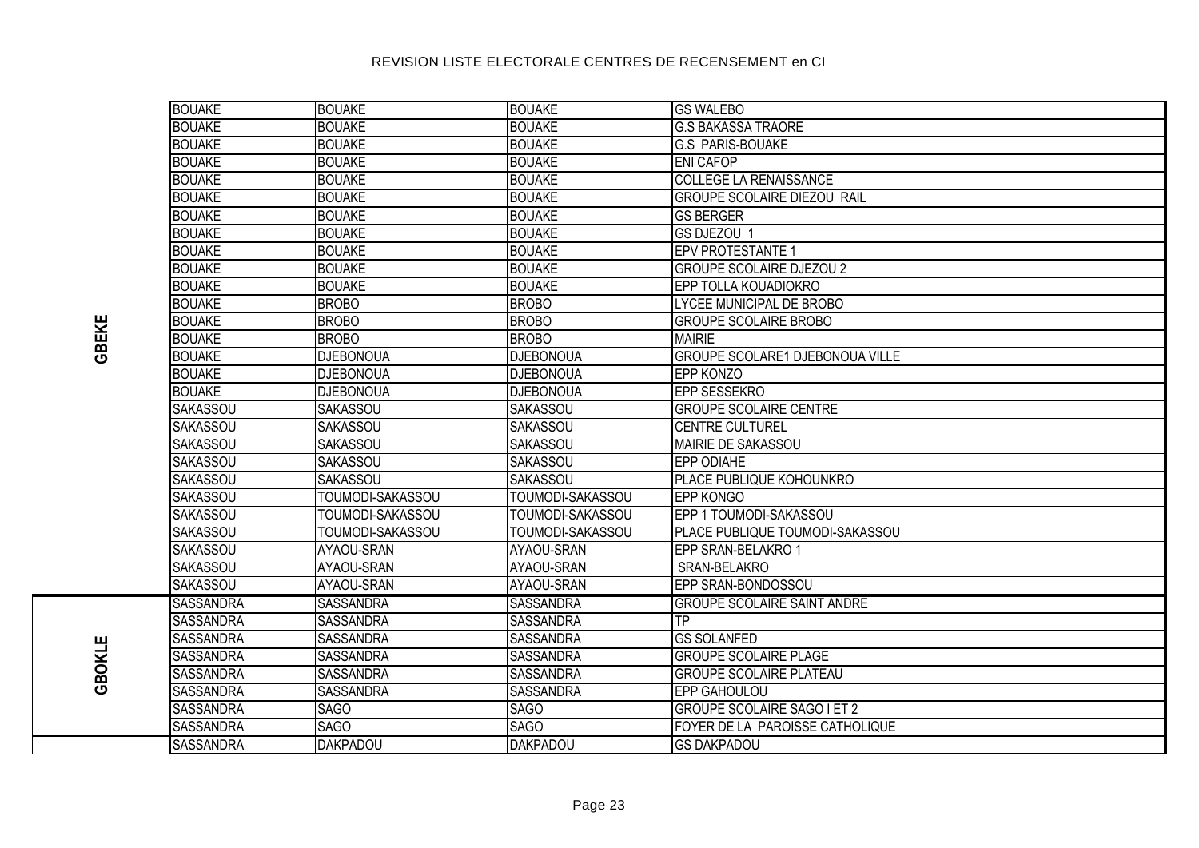# REVISION LISTE ELECTORALE CENTRES DE RECENSEMENT en CI

| | | | | |
|---|---|---|---|---|
| GBEKE | BOUAKE | BOUAKE | BOUAKE | GS WALEBO |
| | BOUAKE | BOUAKE | BOUAKE | G.S BAKASSA TRAORE |
| | BOUAKE | BOUAKE | BOUAKE | G.S PARIS-BOUAKE |
| | BOUAKE | BOUAKE | BOUAKE | ENI CAFOP |
| | BOUAKE | BOUAKE | BOUAKE | COLLEGE LA RENAISSANCE |
| | BOUAKE | BOUAKE | BOUAKE | GROUPE SCOLAIRE DIEZOU RAIL |
| | BOUAKE | BOUAKE | BOUAKE | GS BERGER |
| | BOUAKE | BOUAKE | BOUAKE | GS DJEZOU 1 |
| | BOUAKE | BOUAKE | BOUAKE | EPV PROTESTANTE 1 |
| | BOUAKE | BOUAKE | BOUAKE | GROUPE SCOLAIRE DJEZOU 2 |
| | BOUAKE | BOUAKE | BOUAKE | EPP TOLLA KOUADIOKRO |
| | BOUAKE | BROBO | BROBO | LYCEE MUNICIPAL DE BROBO |
| | BOUAKE | BROBO | BROBO | GROUPE SCOLAIRE BROBO |
| | BOUAKE | BROBO | BROBO | MAIRIE |
| | BOUAKE | DJEBONOUA | DJEBONOUA | GROUPE SCOLARE1 DJEBONOUA VILLE |
| | BOUAKE | DJEBONOUA | DJEBONOUA | EPP KONZO |
| | BOUAKE | DJEBONOUA | DJEBONOUA | EPP SESSEKRO |
| | SAKASSOU | SAKASSOU | SAKASSOU | GROUPE SCOLAIRE CENTRE |
| | SAKASSOU | SAKASSOU | SAKASSOU | CENTRE CULTUREL |
| | SAKASSOU | SAKASSOU | SAKASSOU | MAIRIE DE SAKASSOU |
| | SAKASSOU | SAKASSOU | SAKASSOU | EPP ODIAHE |
| | SAKASSOU | SAKASSOU | SAKASSOU | PLACE PUBLIQUE KOHOUNKRO |
| | SAKASSOU | TOUMODI-SAKASSOU | TOUMODI-SAKASSOU | EPP KONGO |
| | SAKASSOU | TOUMODI-SAKASSOU | TOUMODI-SAKASSOU | EPP 1 TOUMODI-SAKASSOU |
| | SAKASSOU | TOUMODI-SAKASSOU | TOUMODI-SAKASSOU | PLACE PUBLIQUE TOUMODI-SAKASSOU |
| | SAKASSOU | AYAOU-SRAN | AYAOU-SRAN | EPP SRAN-BELAKRO 1 |
| | SAKASSOU | AYAOU-SRAN | AYAOU-SRAN | SRAN-BELAKRO |
| | SAKASSOU | AYAOU-SRAN | AYAOU-SRAN | EPP SRAN-BONDOSSOU |
| GBOKLE | SASSANDRA | SASSANDRA | SASSANDRA | GROUPE SCOLAIRE SAINT ANDRE |
| | SASSANDRA | SASSANDRA | SASSANDRA | TP |
| | SASSANDRA | SASSANDRA | SASSANDRA | GS SOLANFED |
| | SASSANDRA | SASSANDRA | SASSANDRA | GROUPE SCOLAIRE PLAGE |
| | SASSANDRA | SASSANDRA | SASSANDRA | GROUPE SCOLAIRE PLATEAU |
| | SASSANDRA | SASSANDRA | SASSANDRA | EPP GAHOULOU |
| | SASSANDRA | SAGO | SAGO | GROUPE SCOLAIRE SAGO I ET 2 |
| | SASSANDRA | SAGO | SAGO | FOYER DE LA PAROISSE CATHOLIQUE |
| | SASSANDRA | DAKPADOU | DAKPADOU | GS DAKPADOU |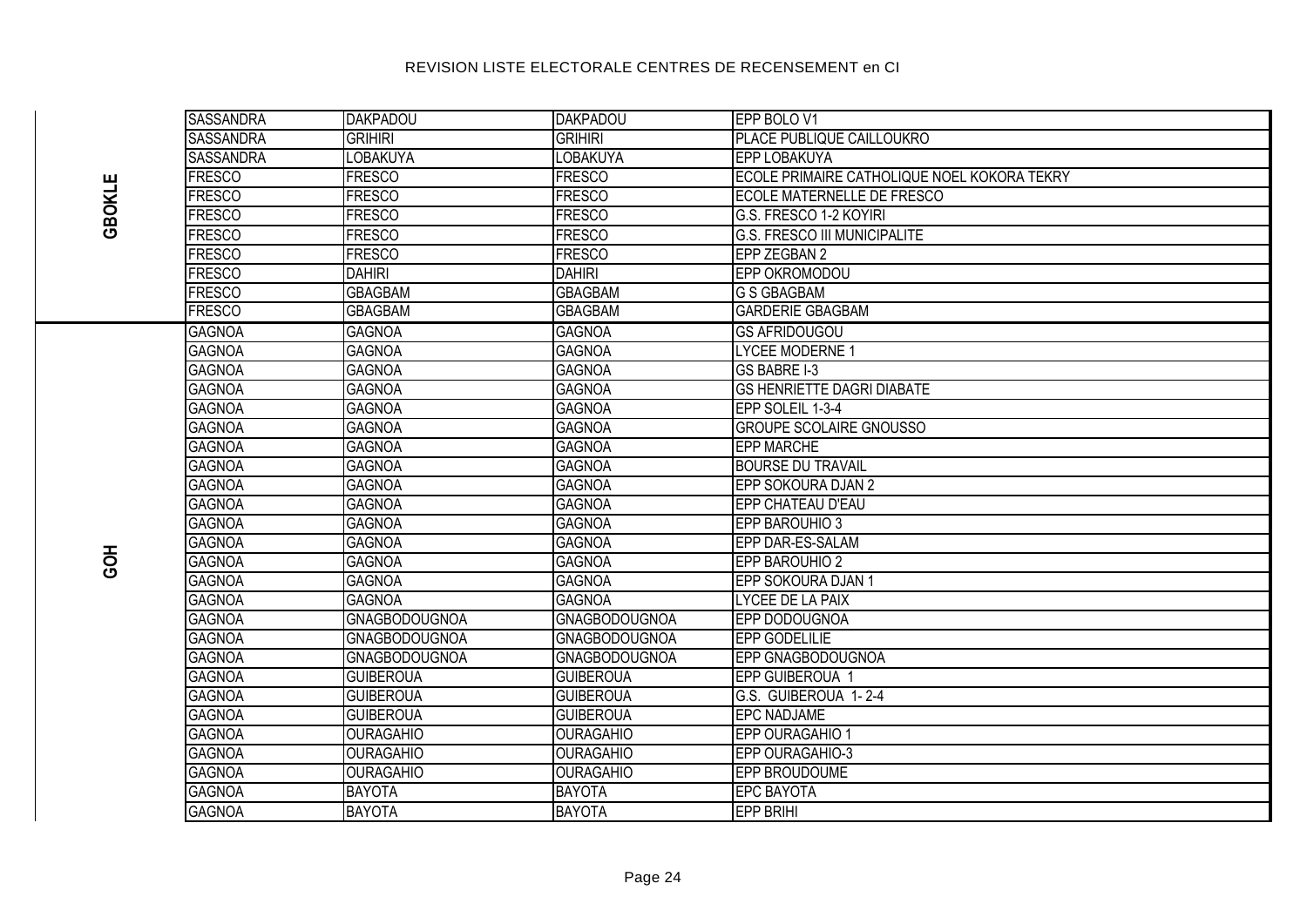# REVISION LISTE ELECTORALE CENTRES DE RECENSEMENT en CI

| Région | Département | Sous-préfecture | Commune | Centre |
|---|---|---|---|---|
| GBOKLE | SASSANDRA | DAKPADOU | DAKPADOU | EPP BOLO V1 |
| GBOKLE | SASSANDRA | GRIHIRI | GRIHIRI | PLACE PUBLIQUE CAILLOUKRO |
| GBOKLE | SASSANDRA | LOBAKUYA | LOBAKUYA | EPP LOBAKUYA |
| GBOKLE | FRESCO | FRESCO | FRESCO | ECOLE PRIMAIRE CATHOLIQUE NOEL KOKORA TEKRY |
| GBOKLE | FRESCO | FRESCO | FRESCO | ECOLE MATERNELLE DE FRESCO |
| GBOKLE | FRESCO | FRESCO | FRESCO | G.S. FRESCO 1-2 KOYIRI |
| GBOKLE | FRESCO | FRESCO | FRESCO | G.S. FRESCO III MUNICIPALITE |
| GBOKLE | FRESCO | FRESCO | FRESCO | EPP ZEGBAN 2 |
| GBOKLE | FRESCO | DAHIRI | DAHIRI | EPP OKROMODOU |
| GBOKLE | FRESCO | GBAGBAM | GBAGBAM | G S GBAGBAM |
| GBOKLE | FRESCO | GBAGBAM | GBAGBAM | GARDERIE GBAGBAM |
| GOH | GAGNOA | GAGNOA | GAGNOA | GS AFRIDOUGOU |
| GOH | GAGNOA | GAGNOA | GAGNOA | LYCEE MODERNE 1 |
| GOH | GAGNOA | GAGNOA | GAGNOA | GS BABRE I-3 |
| GOH | GAGNOA | GAGNOA | GAGNOA | GS HENRIETTE DAGRI DIABATE |
| GOH | GAGNOA | GAGNOA | GAGNOA | EPP SOLEIL 1-3-4 |
| GOH | GAGNOA | GAGNOA | GAGNOA | GROUPE SCOLAIRE GNOUSSO |
| GOH | GAGNOA | GAGNOA | GAGNOA | EPP MARCHE |
| GOH | GAGNOA | GAGNOA | GAGNOA | BOURSE DU TRAVAIL |
| GOH | GAGNOA | GAGNOA | GAGNOA | EPP SOKOURA DJAN 2 |
| GOH | GAGNOA | GAGNOA | GAGNOA | EPP CHATEAU D'EAU |
| GOH | GAGNOA | GAGNOA | GAGNOA | EPP BAROUHIO 3 |
| GOH | GAGNOA | GAGNOA | GAGNOA | EPP DAR-ES-SALAM |
| GOH | GAGNOA | GAGNOA | GAGNOA | EPP BAROUHIO 2 |
| GOH | GAGNOA | GAGNOA | GAGNOA | EPP SOKOURA DJAN 1 |
| GOH | GAGNOA | GAGNOA | GAGNOA | LYCEE DE LA PAIX |
| GOH | GAGNOA | GNAGBODOUGNOA | GNAGBODOUGNOA | EPP DODOUGNOA |
| GOH | GAGNOA | GNAGBODOUGNOA | GNAGBODOUGNOA | EPP GODELILIE |
| GOH | GAGNOA | GNAGBODOUGNOA | GNAGBODOUGNOA | EPP GNAGBODOUGNOA |
| GOH | GAGNOA | GUIBEROUA | GUIBEROUA | EPP GUIBEROUA 1 |
| GOH | GAGNOA | GUIBEROUA | GUIBEROUA | G.S. GUIBEROUA 1- 2-4 |
| GOH | GAGNOA | GUIBEROUA | GUIBEROUA | EPC NADJAME |
| GOH | GAGNOA | OURAGAHIO | OURAGAHIO | EPP OURAGAHIO 1 |
| GOH | GAGNOA | OURAGAHIO | OURAGAHIO | EPP OURAGAHIO-3 |
| GOH | GAGNOA | OURAGAHIO | OURAGAHIO | EPP BROUDOUME |
| GOH | GAGNOA | BAYOTA | BAYOTA | EPC BAYOTA |
| GOH | GAGNOA | BAYOTA | BAYOTA | EPP BRIHI |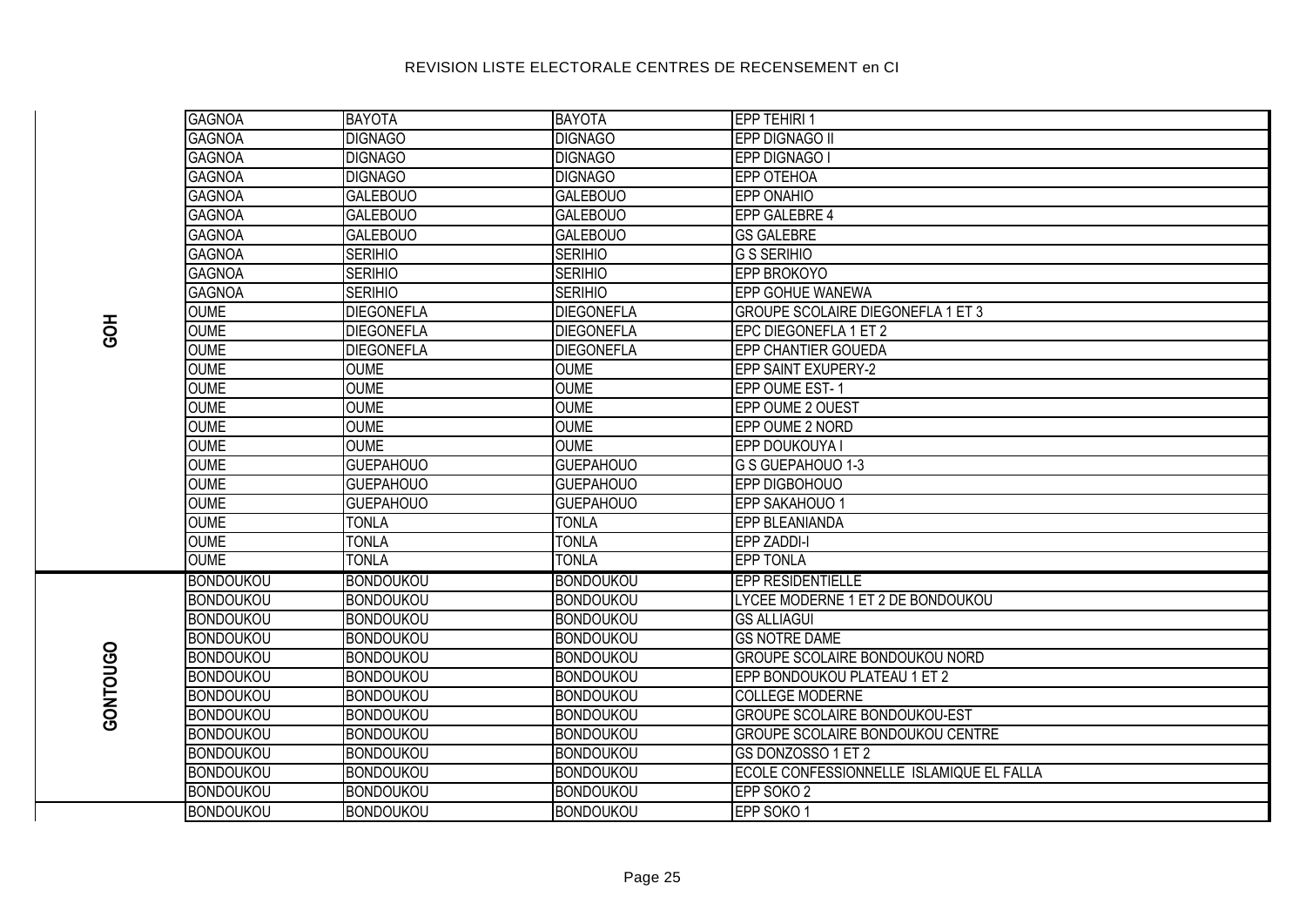# REVISION LISTE ELECTORALE CENTRES DE RECENSEMENT en CI

| | | | | |
|---|---|---|---|---|
| GOH | GAGNOA | BAYOTA | BAYOTA | EPP TEHIRI 1 |
| | GAGNOA | DIGNAGO | DIGNAGO | EPP DIGNAGO II |
| | GAGNOA | DIGNAGO | DIGNAGO | EPP DIGNAGO I |
| | GAGNOA | DIGNAGO | DIGNAGO | EPP OTEHOA |
| | GAGNOA | GALEBOUO | GALEBOUO | EPP ONAHIO |
| | GAGNOA | GALEBOUO | GALEBOUO | EPP GALEBRE 4 |
| | GAGNOA | GALEBOUO | GALEBOUO | GS GALEBRE |
| | GAGNOA | SERIHIO | SERIHIO | G S SERIHIO |
| | GAGNOA | SERIHIO | SERIHIO | EPP BROKOYO |
| | GAGNOA | SERIHIO | SERIHIO | EPP GOHUE WANEWA |
| | OUME | DIEGONEFLA | DIEGONEFLA | GROUPE SCOLAIRE DIEGONEFLA 1 ET 3 |
| | OUME | DIEGONEFLA | DIEGONEFLA | EPC DIEGONEFLA 1 ET 2 |
| | OUME | DIEGONEFLA | DIEGONEFLA | EPP CHANTIER GOUEDA |
| | OUME | OUME | OUME | EPP SAINT EXUPERY-2 |
| | OUME | OUME | OUME | EPP OUME EST- 1 |
| | OUME | OUME | OUME | EPP OUME 2 OUEST |
| | OUME | OUME | OUME | EPP OUME 2 NORD |
| | OUME | OUME | OUME | EPP DOUKOUYA I |
| | OUME | GUEPAHOUO | GUEPAHOUO | G S GUEPAHOUO 1-3 |
| | OUME | GUEPAHOUO | GUEPAHOUO | EPP DIGBOHOUO |
| | OUME | GUEPAHOUO | GUEPAHOUO | EPP SAKAHOUO 1 |
| | OUME | TONLA | TONLA | EPP BLEANIANDA |
| | OUME | TONLA | TONLA | EPP ZADDI-I |
| | OUME | TONLA | TONLA | EPP TONLA |
| GONTOUGO | BONDOUKOU | BONDOUKOU | BONDOUKOU | EPP RESIDENTIELLE |
| | BONDOUKOU | BONDOUKOU | BONDOUKOU | LYCEE MODERNE 1 ET 2 DE BONDOUKOU |
| | BONDOUKOU | BONDOUKOU | BONDOUKOU | GS ALLIAGUI |
| | BONDOUKOU | BONDOUKOU | BONDOUKOU | GS NOTRE DAME |
| | BONDOUKOU | BONDOUKOU | BONDOUKOU | GROUPE SCOLAIRE BONDOUKOU NORD |
| | BONDOUKOU | BONDOUKOU | BONDOUKOU | EPP BONDOUKOU PLATEAU 1 ET 2 |
| | BONDOUKOU | BONDOUKOU | BONDOUKOU | COLLEGE MODERNE |
| | BONDOUKOU | BONDOUKOU | BONDOUKOU | GROUPE SCOLAIRE BONDOUKOU-EST |
| | BONDOUKOU | BONDOUKOU | BONDOUKOU | GROUPE SCOLAIRE BONDOUKOU CENTRE |
| | BONDOUKOU | BONDOUKOU | BONDOUKOU | GS DONZOSSO 1 ET 2 |
| | BONDOUKOU | BONDOUKOU | BONDOUKOU | ECOLE CONFESSIONNELLE ISLAMIQUE EL FALLA |
| | BONDOUKOU | BONDOUKOU | BONDOUKOU | EPP SOKO 2 |
| | BONDOUKOU | BONDOUKOU | BONDOUKOU | EPP SOKO 1 |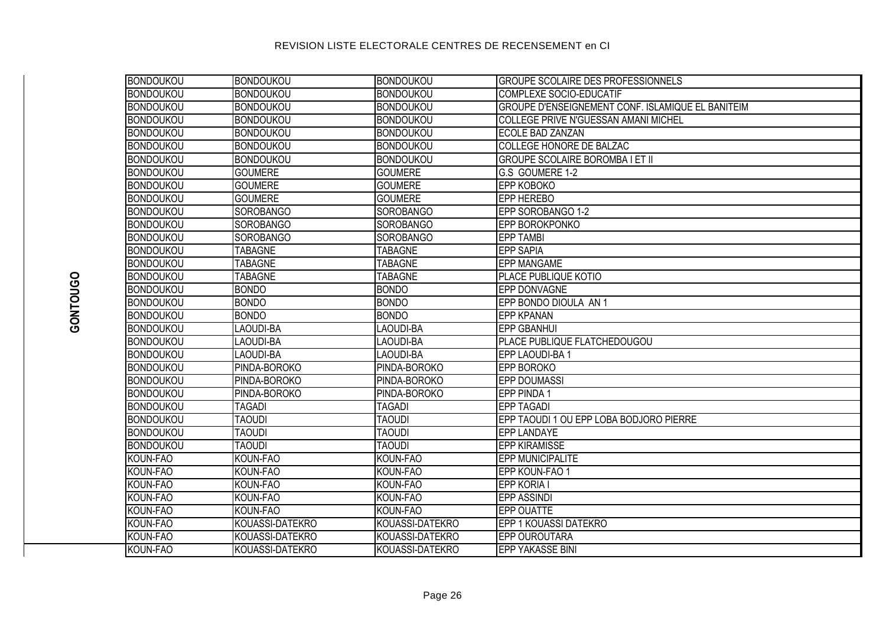# REVISION LISTE ELECTORALE CENTRES DE RECENSEMENT en CI

**GONTOUGO**

| | | | |
|---|---|---|---|
| BONDOUKOU | BONDOUKOU | BONDOUKOU | GROUPE SCOLAIRE DES PROFESSIONNELS |
| BONDOUKOU | BONDOUKOU | BONDOUKOU | COMPLEXE SOCIO-EDUCATIF |
| BONDOUKOU | BONDOUKOU | BONDOUKOU | GROUPE D'ENSEIGNEMENT CONF. ISLAMIQUE EL BANITEIM |
| BONDOUKOU | BONDOUKOU | BONDOUKOU | COLLEGE PRIVE N'GUESSAN AMANI MICHEL |
| BONDOUKOU | BONDOUKOU | BONDOUKOU | ECOLE BAD ZANZAN |
| BONDOUKOU | BONDOUKOU | BONDOUKOU | COLLEGE HONORE DE BALZAC |
| BONDOUKOU | BONDOUKOU | BONDOUKOU | GROUPE SCOLAIRE BOROMBA I ET II |
| BONDOUKOU | GOUMERE | GOUMERE | G.S GOUMERE 1-2 |
| BONDOUKOU | GOUMERE | GOUMERE | EPP KOBOKO |
| BONDOUKOU | GOUMERE | GOUMERE | EPP HEREBO |
| BONDOUKOU | SOROBANGO | SOROBANGO | EPP SOROBANGO 1-2 |
| BONDOUKOU | SOROBANGO | SOROBANGO | EPP BOROKPONKO |
| BONDOUKOU | SOROBANGO | SOROBANGO | EPP TAMBI |
| BONDOUKOU | TABAGNE | TABAGNE | EPP SAPIA |
| BONDOUKOU | TABAGNE | TABAGNE | EPP MANGAME |
| BONDOUKOU | TABAGNE | TABAGNE | PLACE PUBLIQUE KOTIO |
| BONDOUKOU | BONDO | BONDO | EPP DONVAGNE |
| BONDOUKOU | BONDO | BONDO | EPP BONDO DIOULA AN 1 |
| BONDOUKOU | BONDO | BONDO | EPP KPANAN |
| BONDOUKOU | LAOUDI-BA | LAOUDI-BA | EPP GBANHUI |
| BONDOUKOU | LAOUDI-BA | LAOUDI-BA | PLACE PUBLIQUE FLATCHEDOUGOU |
| BONDOUKOU | LAOUDI-BA | LAOUDI-BA | EPP LAOUDI-BA 1 |
| BONDOUKOU | PINDA-BOROKO | PINDA-BOROKO | EPP BOROKO |
| BONDOUKOU | PINDA-BOROKO | PINDA-BOROKO | EPP DOUMASSI |
| BONDOUKOU | PINDA-BOROKO | PINDA-BOROKO | EPP PINDA 1 |
| BONDOUKOU | TAGADI | TAGADI | EPP TAGADI |
| BONDOUKOU | TAOUDI | TAOUDI | EPP TAOUDI 1 OU EPP LOBA BODJORO PIERRE |
| BONDOUKOU | TAOUDI | TAOUDI | EPP LANDAYE |
| BONDOUKOU | TAOUDI | TAOUDI | EPP KIRAMISSE |
| KOUN-FAO | KOUN-FAO | KOUN-FAO | EPP MUNICIPALITE |
| KOUN-FAO | KOUN-FAO | KOUN-FAO | EPP KOUN-FAO 1 |
| KOUN-FAO | KOUN-FAO | KOUN-FAO | EPP KORIA I |
| KOUN-FAO | KOUN-FAO | KOUN-FAO | EPP ASSINDI |
| KOUN-FAO | KOUN-FAO | KOUN-FAO | EPP OUATTE |
| KOUN-FAO | KOUASSI-DATEKRO | KOUASSI-DATEKRO | EPP 1 KOUASSI DATEKRO |
| KOUN-FAO | KOUASSI-DATEKRO | KOUASSI-DATEKRO | EPP OUROUTARA |
| KOUN-FAO | KOUASSI-DATEKRO | KOUASSI-DATEKRO | EPP YAKASSE BINI |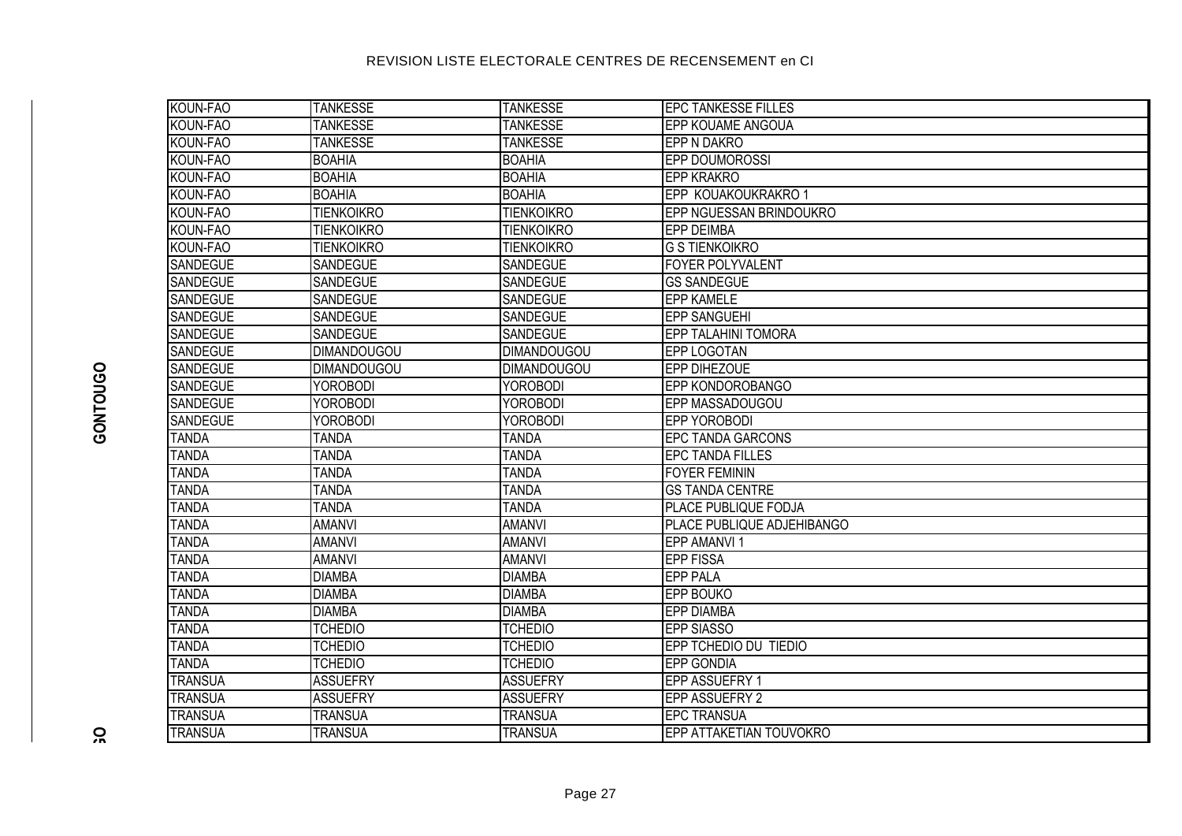REVISION LISTE ELECTORALE CENTRES DE RECENSEMENT en CI

GONTOUGO

| | | | |
|---|---|---|---|
| KOUN-FAO | TANKESSE | TANKESSE | EPC TANKESSE FILLES |
| KOUN-FAO | TANKESSE | TANKESSE | EPP KOUAME ANGOUA |
| KOUN-FAO | TANKESSE | TANKESSE | EPP N DAKRO |
| KOUN-FAO | BOAHIA | BOAHIA | EPP DOUMOROSSI |
| KOUN-FAO | BOAHIA | BOAHIA | EPP KRAKRO |
| KOUN-FAO | BOAHIA | BOAHIA | EPP KOUAKOUKRAKRO 1 |
| KOUN-FAO | TIENKOIKRO | TIENKOIKRO | EPP NGUESSAN BRINDOUKRO |
| KOUN-FAO | TIENKOIKRO | TIENKOIKRO | EPP DEIMBA |
| KOUN-FAO | TIENKOIKRO | TIENKOIKRO | G S TIENKOIKRO |
| SANDEGUE | SANDEGUE | SANDEGUE | FOYER POLYVALENT |
| SANDEGUE | SANDEGUE | SANDEGUE | GS SANDEGUE |
| SANDEGUE | SANDEGUE | SANDEGUE | EPP KAMELE |
| SANDEGUE | SANDEGUE | SANDEGUE | EPP SANGUEHI |
| SANDEGUE | SANDEGUE | SANDEGUE | EPP TALAHINI TOMORA |
| SANDEGUE | DIMANDOUGOU | DIMANDOUGOU | EPP LOGOTAN |
| SANDEGUE | DIMANDOUGOU | DIMANDOUGOU | EPP DIHEZOUE |
| SANDEGUE | YOROBODI | YOROBODI | EPP KONDOROBANGO |
| SANDEGUE | YOROBODI | YOROBODI | EPP MASSADOUGOU |
| SANDEGUE | YOROBODI | YOROBODI | EPP YOROBODI |
| TANDA | TANDA | TANDA | EPC TANDA GARCONS |
| TANDA | TANDA | TANDA | EPC TANDA FILLES |
| TANDA | TANDA | TANDA | FOYER FEMININ |
| TANDA | TANDA | TANDA | GS TANDA CENTRE |
| TANDA | TANDA | TANDA | PLACE PUBLIQUE FODJA |
| TANDA | AMANVI | AMANVI | PLACE PUBLIQUE ADJEHIBANGO |
| TANDA | AMANVI | AMANVI | EPP AMANVI 1 |
| TANDA | AMANVI | AMANVI | EPP FISSA |
| TANDA | DIAMBA | DIAMBA | EPP PALA |
| TANDA | DIAMBA | DIAMBA | EPP BOUKO |
| TANDA | DIAMBA | DIAMBA | EPP DIAMBA |
| TANDA | TCHEDIO | TCHEDIO | EPP SIASSO |
| TANDA | TCHEDIO | TCHEDIO | EPP TCHEDIO DU TIEDIO |
| TANDA | TCHEDIO | TCHEDIO | EPP GONDIA |
| TRANSUA | ASSUEFRY | ASSUEFRY | EPP ASSUEFRY 1 |
| TRANSUA | ASSUEFRY | ASSUEFRY | EPP ASSUEFRY 2 |
| TRANSUA | TRANSUA | TRANSUA | EPC TRANSUA |
| TRANSUA | TRANSUA | TRANSUA | EPP ATTAKETIAN TOUVOKRO |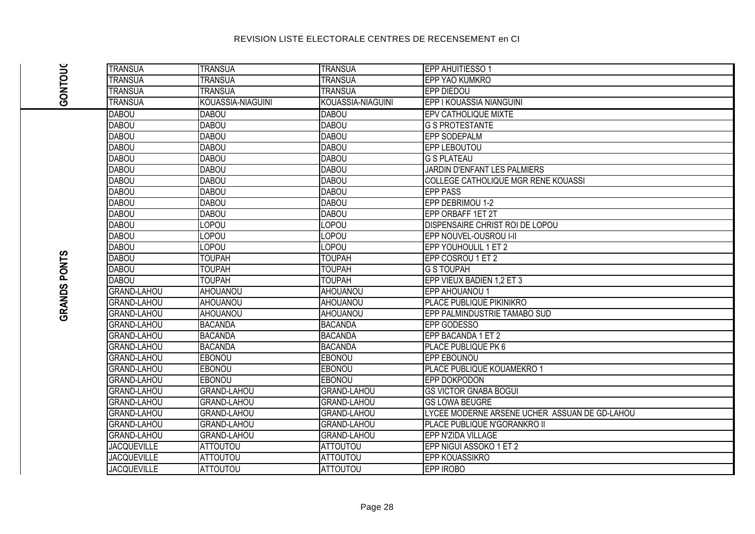# REVISION LISTE ELECTORALE CENTRES DE RECENSEMENT en CI

| | | | | |
|---|---|---|---|---|
| GONTOUGO | TRANSUA | TRANSUA | TRANSUA | EPP AHUITIESSO 1 |
| GONTOUGO | TRANSUA | TRANSUA | TRANSUA | EPP YAO KUMKRO |
| GONTOUGO | TRANSUA | TRANSUA | TRANSUA | EPP DIEDOU |
| GONTOUGO | TRANSUA | KOUASSIA-NIAGUINI | KOUASSIA-NIAGUINI | EPP I KOUASSIA NIANGUINI |
| GRANDS PONTS | DABOU | DABOU | DABOU | EPV CATHOLIQUE MIXTE |
| GRANDS PONTS | DABOU | DABOU | DABOU | G S PROTESTANTE |
| GRANDS PONTS | DABOU | DABOU | DABOU | EPP SODEPALM |
| GRANDS PONTS | DABOU | DABOU | DABOU | EPP LEBOUTOU |
| GRANDS PONTS | DABOU | DABOU | DABOU | G S PLATEAU |
| GRANDS PONTS | DABOU | DABOU | DABOU | JARDIN D'ENFANT LES PALMIERS |
| GRANDS PONTS | DABOU | DABOU | DABOU | COLLEGE CATHOLIQUE MGR RENE KOUASSI |
| GRANDS PONTS | DABOU | DABOU | DABOU | EPP PASS |
| GRANDS PONTS | DABOU | DABOU | DABOU | EPP DEBRIMOU 1-2 |
| GRANDS PONTS | DABOU | DABOU | DABOU | EPP ORBAFF 1ET 2T |
| GRANDS PONTS | DABOU | LOPOU | LOPOU | DISPENSAIRE CHRIST ROI DE LOPOU |
| GRANDS PONTS | DABOU | LOPOU | LOPOU | EPP NOUVEL-OUSROU I-II |
| GRANDS PONTS | DABOU | LOPOU | LOPOU | EPP YOUHOULIL 1 ET 2 |
| GRANDS PONTS | DABOU | TOUPAH | TOUPAH | EPP COSROU 1 ET 2 |
| GRANDS PONTS | DABOU | TOUPAH | TOUPAH | G S TOUPAH |
| GRANDS PONTS | DABOU | TOUPAH | TOUPAH | EPP VIEUX BADIEN 1,2 ET 3 |
| GRANDS PONTS | GRAND-LAHOU | AHOUANOU | AHOUANOU | EPP AHOUANOU 1 |
| GRANDS PONTS | GRAND-LAHOU | AHOUANOU | AHOUANOU | PLACE PUBLIQUE PIKINIKRO |
| GRANDS PONTS | GRAND-LAHOU | AHOUANOU | AHOUANOU | EPP PALMINDUSTRIE TAMABO SUD |
| GRANDS PONTS | GRAND-LAHOU | BACANDA | BACANDA | EPP GODESSO |
| GRANDS PONTS | GRAND-LAHOU | BACANDA | BACANDA | EPP BACANDA 1 ET 2 |
| GRANDS PONTS | GRAND-LAHOU | BACANDA | BACANDA | PLACE PUBLIQUE PK 6 |
| GRANDS PONTS | GRAND-LAHOU | EBONOU | EBONOU | EPP EBOUNOU |
| GRANDS PONTS | GRAND-LAHOU | EBONOU | EBONOU | PLACE PUBLIQUE KOUAMEKRO 1 |
| GRANDS PONTS | GRAND-LAHOU | EBONOU | EBONOU | EPP DOKPODON |
| GRANDS PONTS | GRAND-LAHOU | GRAND-LAHOU | GRAND-LAHOU | GS VICTOR GNABA BOGUI |
| GRANDS PONTS | GRAND-LAHOU | GRAND-LAHOU | GRAND-LAHOU | GS LOWA BEUGRE |
| GRANDS PONTS | GRAND-LAHOU | GRAND-LAHOU | GRAND-LAHOU | LYCEE MODERNE ARSENE UCHER ASSUAN DE GD-LAHOU |
| GRANDS PONTS | GRAND-LAHOU | GRAND-LAHOU | GRAND-LAHOU | PLACE PUBLIQUE N'GORANKRO II |
| GRANDS PONTS | GRAND-LAHOU | GRAND-LAHOU | GRAND-LAHOU | EPP N'ZIDA VILLAGE |
| GRANDS PONTS | JACQUEVILLE | ATTOUTOU | ATTOUTOU | EPP NIGUI ASSOKO 1 ET 2 |
| GRANDS PONTS | JACQUEVILLE | ATTOUTOU | ATTOUTOU | EPP KOUASSIKRO |
| GRANDS PONTS | JACQUEVILLE | ATTOUTOU | ATTOUTOU | EPP IROBO |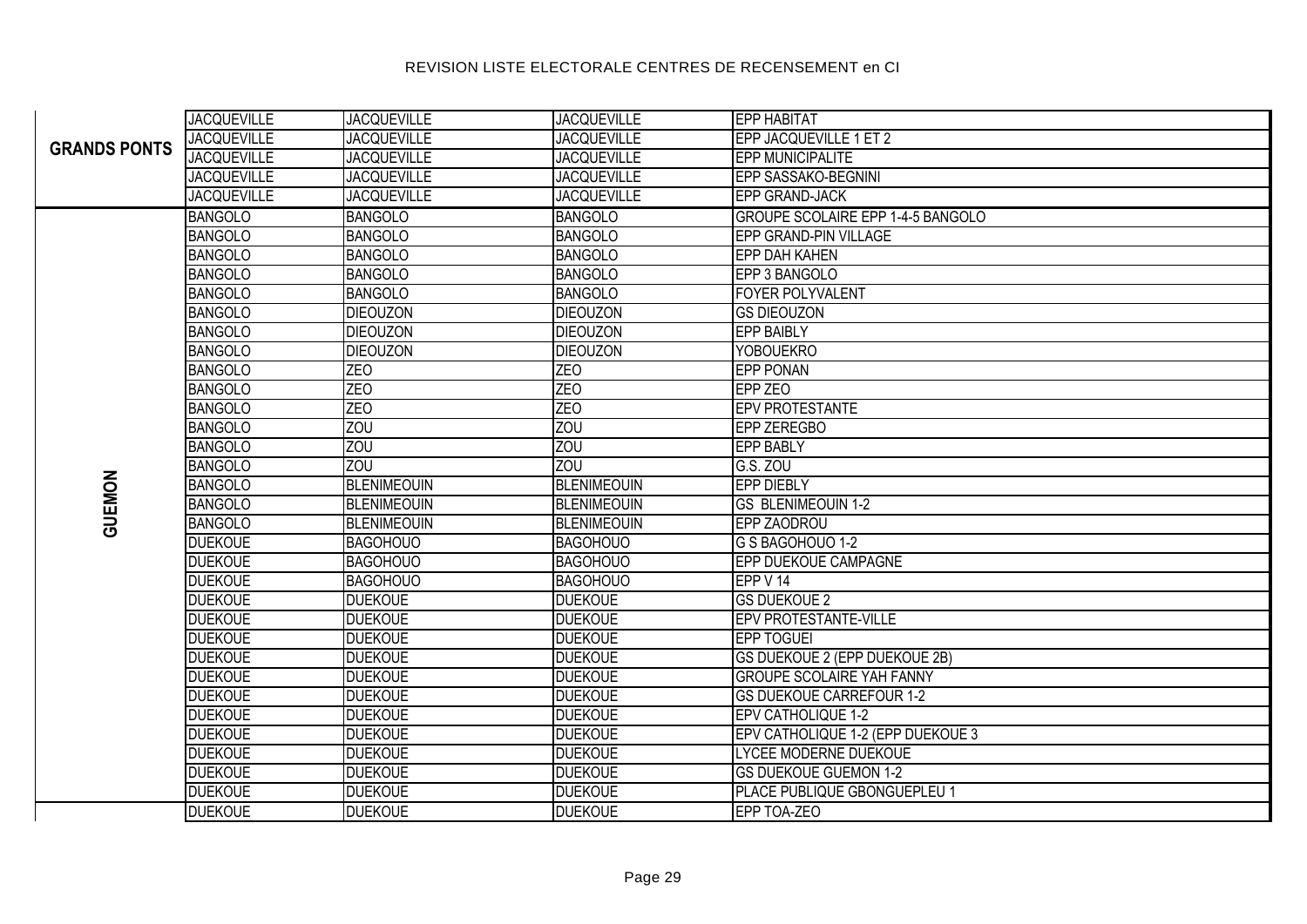# REVISION LISTE ELECTORALE CENTRES DE RECENSEMENT en CI

| | | | | |
|---|---|---|---|---|
| **GRANDS PONTS** | JACQUEVILLE | JACQUEVILLE | JACQUEVILLE | EPP HABITAT |
| | JACQUEVILLE | JACQUEVILLE | JACQUEVILLE | EPP JACQUEVILLE 1 ET 2 |
| | JACQUEVILLE | JACQUEVILLE | JACQUEVILLE | EPP MUNICIPALITE |
| | JACQUEVILLE | JACQUEVILLE | JACQUEVILLE | EPP SASSAKO-BEGNINI |
| | JACQUEVILLE | JACQUEVILLE | JACQUEVILLE | EPP GRAND-JACK |
| **GUEMON** | BANGOLO | BANGOLO | BANGOLO | GROUPE SCOLAIRE EPP 1-4-5 BANGOLO |
| | BANGOLO | BANGOLO | BANGOLO | EPP GRAND-PIN VILLAGE |
| | BANGOLO | BANGOLO | BANGOLO | EPP DAH KAHEN |
| | BANGOLO | BANGOLO | BANGOLO | EPP 3 BANGOLO |
| | BANGOLO | BANGOLO | BANGOLO | FOYER POLYVALENT |
| | BANGOLO | DIEOUZON | DIEOUZON | GS DIEOUZON |
| | BANGOLO | DIEOUZON | DIEOUZON | EPP BAIBLY |
| | BANGOLO | DIEOUZON | DIEOUZON | YOBOUEKRO |
| | BANGOLO | ZEO | ZEO | EPP PONAN |
| | BANGOLO | ZEO | ZEO | EPP ZEO |
| | BANGOLO | ZEO | ZEO | EPV PROTESTANTE |
| | BANGOLO | ZOU | ZOU | EPP ZEREGBO |
| | BANGOLO | ZOU | ZOU | EPP BABLY |
| | BANGOLO | ZOU | ZOU | G.S. ZOU |
| | BANGOLO | BLENIMEOUIN | BLENIMEOUIN | EPP DIEBLY |
| | BANGOLO | BLENIMEOUIN | BLENIMEOUIN | GS BLENIMEOUIN 1-2 |
| | BANGOLO | BLENIMEOUIN | BLENIMEOUIN | EPP ZAODROU |
| | DUEKOUE | BAGOHOUO | BAGOHOUO | G S BAGOHOUO 1-2 |
| | DUEKOUE | BAGOHOUO | BAGOHOUO | EPP DUEKOUE CAMPAGNE |
| | DUEKOUE | BAGOHOUO | BAGOHOUO | EPP V 14 |
| | DUEKOUE | DUEKOUE | DUEKOUE | GS DUEKOUE 2 |
| | DUEKOUE | DUEKOUE | DUEKOUE | EPV PROTESTANTE-VILLE |
| | DUEKOUE | DUEKOUE | DUEKOUE | EPP TOGUEI |
| | DUEKOUE | DUEKOUE | DUEKOUE | GS DUEKOUE 2 (EPP DUEKOUE 2B) |
| | DUEKOUE | DUEKOUE | DUEKOUE | GROUPE SCOLAIRE YAH FANNY |
| | DUEKOUE | DUEKOUE | DUEKOUE | GS DUEKOUE CARREFOUR 1-2 |
| | DUEKOUE | DUEKOUE | DUEKOUE | EPV CATHOLIQUE 1-2 |
| | DUEKOUE | DUEKOUE | DUEKOUE | EPV CATHOLIQUE 1-2 (EPP DUEKOUE 3 |
| | DUEKOUE | DUEKOUE | DUEKOUE | LYCEE MODERNE DUEKOUE |
| | DUEKOUE | DUEKOUE | DUEKOUE | GS DUEKOUE GUEMON 1-2 |
| | DUEKOUE | DUEKOUE | DUEKOUE | PLACE PUBLIQUE GBONGUEPLEU 1 |
| | DUEKOUE | DUEKOUE | DUEKOUE | EPP TOA-ZEO |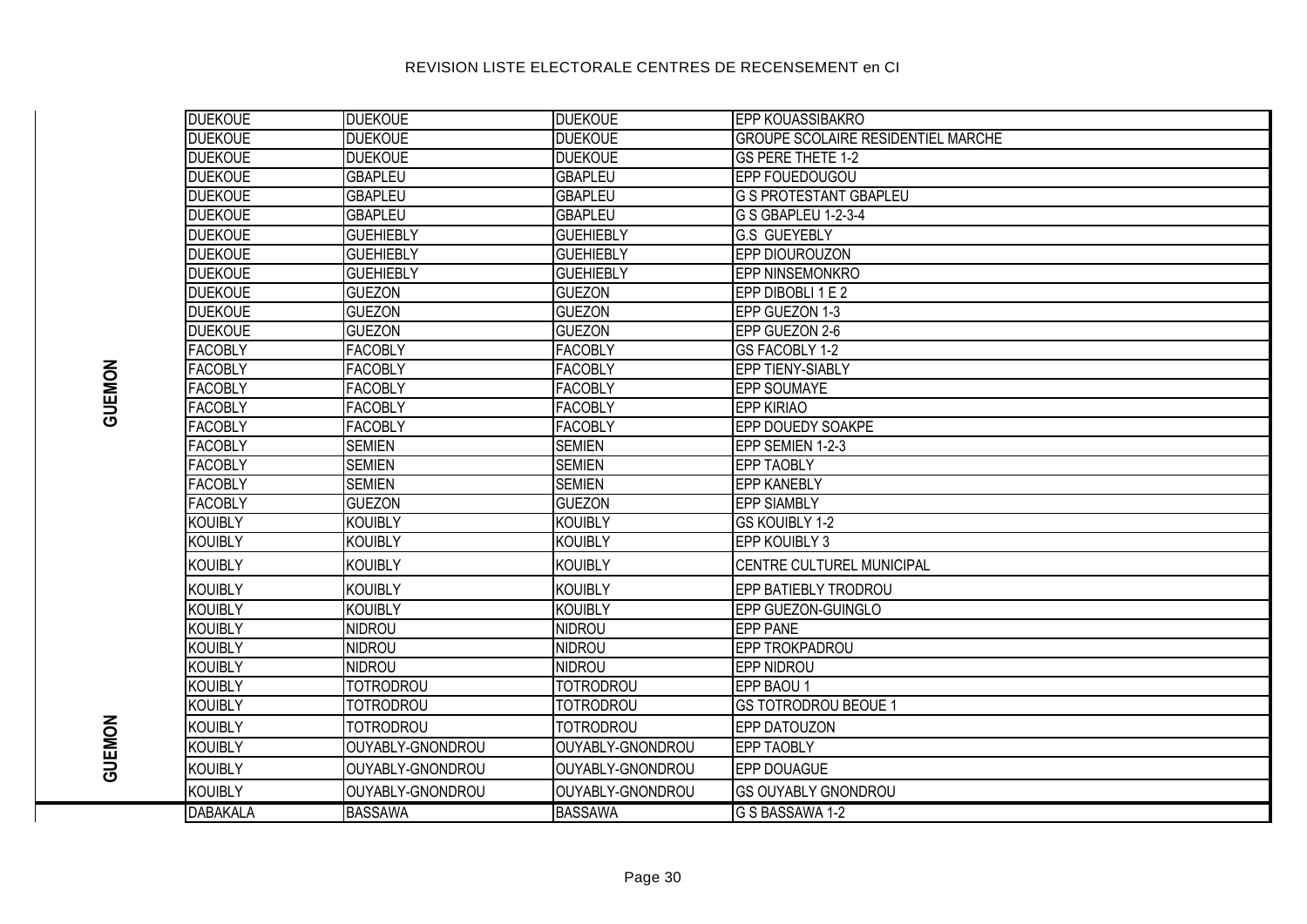# REVISION LISTE ELECTORALE CENTRES DE RECENSEMENT en CI

| | | | | |
|---|---|---|---|---|
| GUEMON | DUEKOUE | DUEKOUE | DUEKOUE | EPP KOUASSIBAKRO |
| GUEMON | DUEKOUE | DUEKOUE | DUEKOUE | GROUPE SCOLAIRE RESIDENTIEL MARCHE |
| GUEMON | DUEKOUE | DUEKOUE | DUEKOUE | GS PERE THETE 1-2 |
| GUEMON | DUEKOUE | GBAPLEU | GBAPLEU | EPP FOUEDOUGOU |
| GUEMON | DUEKOUE | GBAPLEU | GBAPLEU | G S PROTESTANT GBAPLEU |
| GUEMON | DUEKOUE | GBAPLEU | GBAPLEU | G S GBAPLEU 1-2-3-4 |
| GUEMON | DUEKOUE | GUEHIEBLY | GUEHIEBLY | G.S GUEYEBLY |
| GUEMON | DUEKOUE | GUEHIEBLY | GUEHIEBLY | EPP DIOUROUZON |
| GUEMON | DUEKOUE | GUEHIEBLY | GUEHIEBLY | EPP NINSEMONKRO |
| GUEMON | DUEKOUE | GUEZON | GUEZON | EPP DIBOBLI 1 E 2 |
| GUEMON | DUEKOUE | GUEZON | GUEZON | EPP GUEZON 1-3 |
| GUEMON | DUEKOUE | GUEZON | GUEZON | EPP GUEZON 2-6 |
| GUEMON | FACOBLY | FACOBLY | FACOBLY | GS FACOBLY 1-2 |
| GUEMON | FACOBLY | FACOBLY | FACOBLY | EPP TIENY-SIABLY |
| GUEMON | FACOBLY | FACOBLY | FACOBLY | EPP SOUMAYE |
| GUEMON | FACOBLY | FACOBLY | FACOBLY | EPP KIRIAO |
| GUEMON | FACOBLY | FACOBLY | FACOBLY | EPP DOUEDY SOAKPE |
| GUEMON | FACOBLY | SEMIEN | SEMIEN | EPP SEMIEN 1-2-3 |
| GUEMON | FACOBLY | SEMIEN | SEMIEN | EPP TAOBLY |
| GUEMON | FACOBLY | SEMIEN | SEMIEN | EPP KANEBLY |
| GUEMON | FACOBLY | GUEZON | GUEZON | EPP SIAMBLY |
| GUEMON | KOUIBLY | KOUIBLY | KOUIBLY | GS KOUIBLY 1-2 |
| GUEMON | KOUIBLY | KOUIBLY | KOUIBLY | EPP KOUIBLY 3 |
| GUEMON | KOUIBLY | KOUIBLY | KOUIBLY | CENTRE CULTUREL MUNICIPAL |
| GUEMON | KOUIBLY | KOUIBLY | KOUIBLY | EPP BATIEBLY TRODROU |
| GUEMON | KOUIBLY | KOUIBLY | KOUIBLY | EPP GUEZON-GUINGLO |
| GUEMON | KOUIBLY | NIDROU | NIDROU | EPP PANE |
| GUEMON | KOUIBLY | NIDROU | NIDROU | EPP TROKPADROU |
| GUEMON | KOUIBLY | NIDROU | NIDROU | EPP NIDROU |
| GUEMON | KOUIBLY | TOTRODROU | TOTRODROU | EPP BAOU 1 |
| GUEMON | KOUIBLY | TOTRODROU | TOTRODROU | GS TOTRODROU BEOUE 1 |
| GUEMON | KOUIBLY | TOTRODROU | TOTRODROU | EPP DATOUZON |
| GUEMON | KOUIBLY | OUYABLY-GNONDROU | OUYABLY-GNONDROU | EPP TAOBLY |
| GUEMON | KOUIBLY | OUYABLY-GNONDROU | OUYABLY-GNONDROU | EPP DOUAGUE |
| GUEMON | KOUIBLY | OUYABLY-GNONDROU | OUYABLY-GNONDROU | GS OUYABLY GNONDROU |
| | DABAKALA | BASSAWA | BASSAWA | G S BASSAWA 1-2 |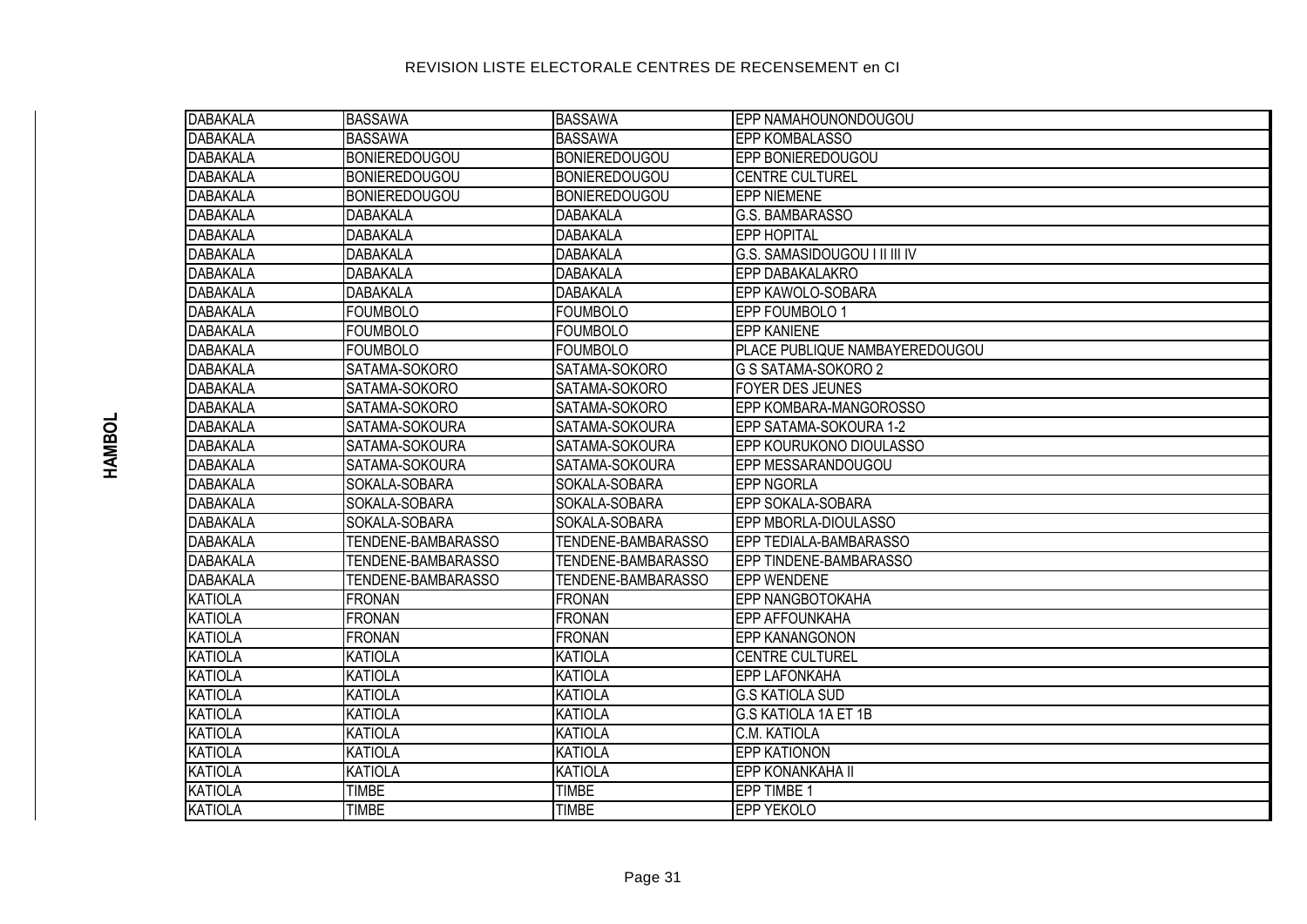REVISION LISTE ELECTORALE CENTRES DE RECENSEMENT en CI

HAMBOL

| | | | |
|---|---|---|---|
| DABAKALA | BASSAWA | BASSAWA | EPP NAMAHOUNONDOUGOU |
| DABAKALA | BASSAWA | BASSAWA | EPP KOMBALASSO |
| DABAKALA | BONIEREDOUGOU | BONIEREDOUGOU | EPP BONIEREDOUGOU |
| DABAKALA | BONIEREDOUGOU | BONIEREDOUGOU | CENTRE CULTUREL |
| DABAKALA | BONIEREDOUGOU | BONIEREDOUGOU | EPP NIEMENE |
| DABAKALA | DABAKALA | DABAKALA | G.S. BAMBARASSO |
| DABAKALA | DABAKALA | DABAKALA | EPP HOPITAL |
| DABAKALA | DABAKALA | DABAKALA | G.S. SAMASIDOUGOU I II III IV |
| DABAKALA | DABAKALA | DABAKALA | EPP DABAKALAKRO |
| DABAKALA | DABAKALA | DABAKALA | EPP KAWOLO-SOBARA |
| DABAKALA | FOUMBOLO | FOUMBOLO | EPP FOUMBOLO 1 |
| DABAKALA | FOUMBOLO | FOUMBOLO | EPP KANIENE |
| DABAKALA | FOUMBOLO | FOUMBOLO | PLACE PUBLIQUE NAMBAYEREDOUGOU |
| DABAKALA | SATAMA-SOKORO | SATAMA-SOKORO | G S SATAMA-SOKORO 2 |
| DABAKALA | SATAMA-SOKORO | SATAMA-SOKORO | FOYER DES JEUNES |
| DABAKALA | SATAMA-SOKORO | SATAMA-SOKORO | EPP KOMBARA-MANGOROSSO |
| DABAKALA | SATAMA-SOKOURA | SATAMA-SOKOURA | EPP SATAMA-SOKOURA 1-2 |
| DABAKALA | SATAMA-SOKOURA | SATAMA-SOKOURA | EPP KOURUKONO DIOULASSO |
| DABAKALA | SATAMA-SOKOURA | SATAMA-SOKOURA | EPP MESSARANDOUGOU |
| DABAKALA | SOKALA-SOBARA | SOKALA-SOBARA | EPP NGORLA |
| DABAKALA | SOKALA-SOBARA | SOKALA-SOBARA | EPP SOKALA-SOBARA |
| DABAKALA | SOKALA-SOBARA | SOKALA-SOBARA | EPP MBORLA-DIOULASSO |
| DABAKALA | TENDENE-BAMBARASSO | TENDENE-BAMBARASSO | EPP TEDIALA-BAMBARASSO |
| DABAKALA | TENDENE-BAMBARASSO | TENDENE-BAMBARASSO | EPP TINDENE-BAMBARASSO |
| DABAKALA | TENDENE-BAMBARASSO | TENDENE-BAMBARASSO | EPP WENDENE |
| KATIOLA | FRONAN | FRONAN | EPP NANGBOTOKAHA |
| KATIOLA | FRONAN | FRONAN | EPP AFFOUNKAHA |
| KATIOLA | FRONAN | FRONAN | EPP KANANGONON |
| KATIOLA | KATIOLA | KATIOLA | CENTRE CULTUREL |
| KATIOLA | KATIOLA | KATIOLA | EPP LAFONKAHA |
| KATIOLA | KATIOLA | KATIOLA | G.S KATIOLA SUD |
| KATIOLA | KATIOLA | KATIOLA | G.S KATIOLA 1A ET 1B |
| KATIOLA | KATIOLA | KATIOLA | C.M. KATIOLA |
| KATIOLA | KATIOLA | KATIOLA | EPP KATIONON |
| KATIOLA | KATIOLA | KATIOLA | EPP KONANKAHA II |
| KATIOLA | TIMBE | TIMBE | EPP TIMBE 1 |
| KATIOLA | TIMBE | TIMBE | EPP YEKOLO |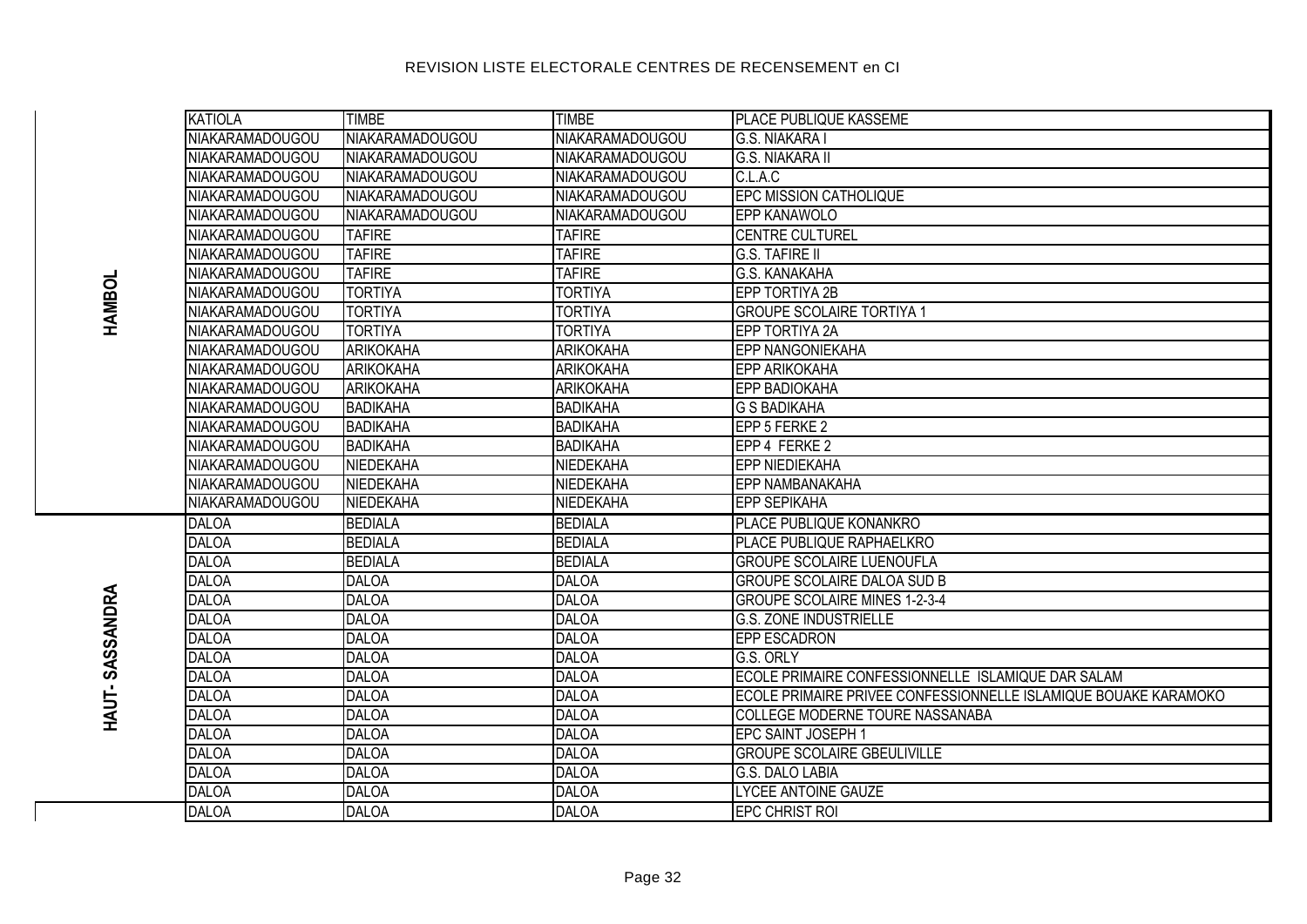# REVISION LISTE ELECTORALE CENTRES DE RECENSEMENT en CI

| | | | | |
|---|---|---|---|---|
| HAMBOL | KATIOLA | TIMBE | TIMBE | PLACE PUBLIQUE KASSEME |
| HAMBOL | NIAKARAMADOUGOU | NIAKARAMADOUGOU | NIAKARAMADOUGOU | G.S. NIAKARA I |
| HAMBOL | NIAKARAMADOUGOU | NIAKARAMADOUGOU | NIAKARAMADOUGOU | G.S. NIAKARA II |
| HAMBOL | NIAKARAMADOUGOU | NIAKARAMADOUGOU | NIAKARAMADOUGOU | C.L.A.C |
| HAMBOL | NIAKARAMADOUGOU | NIAKARAMADOUGOU | NIAKARAMADOUGOU | EPC MISSION CATHOLIQUE |
| HAMBOL | NIAKARAMADOUGOU | NIAKARAMADOUGOU | NIAKARAMADOUGOU | EPP KANAWOLO |
| HAMBOL | NIAKARAMADOUGOU | TAFIRE | TAFIRE | CENTRE CULTUREL |
| HAMBOL | NIAKARAMADOUGOU | TAFIRE | TAFIRE | G.S. TAFIRE II |
| HAMBOL | NIAKARAMADOUGOU | TAFIRE | TAFIRE | G.S. KANAKAHA |
| HAMBOL | NIAKARAMADOUGOU | TORTIYA | TORTIYA | EPP TORTIYA 2B |
| HAMBOL | NIAKARAMADOUGOU | TORTIYA | TORTIYA | GROUPE SCOLAIRE TORTIYA 1 |
| HAMBOL | NIAKARAMADOUGOU | TORTIYA | TORTIYA | EPP TORTIYA 2A |
| HAMBOL | NIAKARAMADOUGOU | ARIKOKAHA | ARIKOKAHA | EPP NANGONIEKAHA |
| HAMBOL | NIAKARAMADOUGOU | ARIKOKAHA | ARIKOKAHA | EPP ARIKOKAHA |
| HAMBOL | NIAKARAMADOUGOU | ARIKOKAHA | ARIKOKAHA | EPP BADIOKAHA |
| HAMBOL | NIAKARAMADOUGOU | BADIKAHA | BADIKAHA | G S BADIKAHA |
| HAMBOL | NIAKARAMADOUGOU | BADIKAHA | BADIKAHA | EPP 5 FERKE 2 |
| HAMBOL | NIAKARAMADOUGOU | BADIKAHA | BADIKAHA | EPP 4 FERKE 2 |
| HAMBOL | NIAKARAMADOUGOU | NIEDEKAHA | NIEDEKAHA | EPP NIEDIEKAHA |
| HAMBOL | NIAKARAMADOUGOU | NIEDEKAHA | NIEDEKAHA | EPP NAMBANAKAHA |
| HAMBOL | NIAKARAMADOUGOU | NIEDEKAHA | NIEDEKAHA | EPP SEPIKAHA |
| HAUT- SASSANDRA | DALOA | BEDIALA | BEDIALA | PLACE PUBLIQUE KONANKRO |
| HAUT- SASSANDRA | DALOA | BEDIALA | BEDIALA | PLACE PUBLIQUE RAPHAELKRO |
| HAUT- SASSANDRA | DALOA | BEDIALA | BEDIALA | GROUPE SCOLAIRE LUENOUFLA |
| HAUT- SASSANDRA | DALOA | DALOA | DALOA | GROUPE SCOLAIRE DALOA SUD B |
| HAUT- SASSANDRA | DALOA | DALOA | DALOA | GROUPE SCOLAIRE MINES 1-2-3-4 |
| HAUT- SASSANDRA | DALOA | DALOA | DALOA | G.S. ZONE INDUSTRIELLE |
| HAUT- SASSANDRA | DALOA | DALOA | DALOA | EPP ESCADRON |
| HAUT- SASSANDRA | DALOA | DALOA | DALOA | G.S. ORLY |
| HAUT- SASSANDRA | DALOA | DALOA | DALOA | ECOLE PRIMAIRE CONFESSIONNELLE ISLAMIQUE DAR SALAM |
| HAUT- SASSANDRA | DALOA | DALOA | DALOA | ECOLE PRIMAIRE PRIVEE CONFESSIONNELLE ISLAMIQUE BOUAKE KARAMOKO |
| HAUT- SASSANDRA | DALOA | DALOA | DALOA | COLLEGE MODERNE TOURE NASSANABA |
| HAUT- SASSANDRA | DALOA | DALOA | DALOA | EPC SAINT JOSEPH 1 |
| HAUT- SASSANDRA | DALOA | DALOA | DALOA | GROUPE SCOLAIRE GBEULIVILLE |
| HAUT- SASSANDRA | DALOA | DALOA | DALOA | G.S. DALO LABIA |
| HAUT- SASSANDRA | DALOA | DALOA | DALOA | LYCEE ANTOINE GAUZE |
| | DALOA | DALOA | DALOA | EPC CHRIST ROI |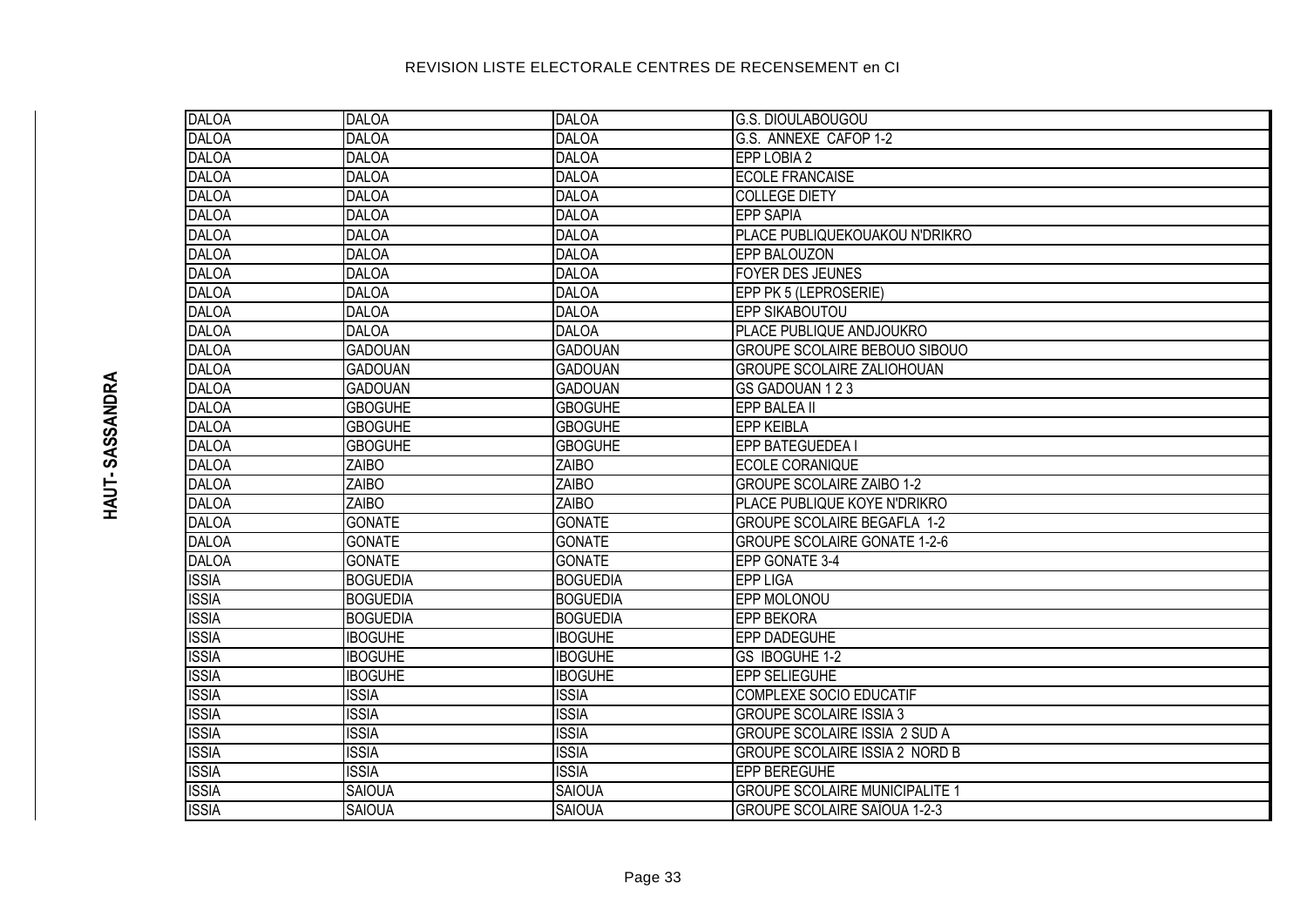# REVISION LISTE ELECTORALE CENTRES DE RECENSEMENT en CI

**HAUT- SASSANDRA**

| | | | |
|---|---|---|---|
| DALOA | DALOA | DALOA | G.S. DIOULABOUGOU |
| DALOA | DALOA | DALOA | G.S. ANNEXE CAFOP 1-2 |
| DALOA | DALOA | DALOA | EPP LOBIA 2 |
| DALOA | DALOA | DALOA | ECOLE FRANCAISE |
| DALOA | DALOA | DALOA | COLLEGE DIETY |
| DALOA | DALOA | DALOA | EPP SAPIA |
| DALOA | DALOA | DALOA | PLACE PUBLIQUEKOUAKOU N'DRIKRO |
| DALOA | DALOA | DALOA | EPP BALOUZON |
| DALOA | DALOA | DALOA | FOYER DES JEUNES |
| DALOA | DALOA | DALOA | EPP PK 5 (LEPROSERIE) |
| DALOA | DALOA | DALOA | EPP SIKABOUTOU |
| DALOA | DALOA | DALOA | PLACE PUBLIQUE ANDJOUKRO |
| DALOA | GADOUAN | GADOUAN | GROUPE SCOLAIRE BEBOUO SIBOUO |
| DALOA | GADOUAN | GADOUAN | GROUPE SCOLAIRE ZALIOHOUAN |
| DALOA | GADOUAN | GADOUAN | GS GADOUAN 1 2 3 |
| DALOA | GBOGUHE | GBOGUHE | EPP BALEA II |
| DALOA | GBOGUHE | GBOGUHE | EPP KEIBLA |
| DALOA | GBOGUHE | GBOGUHE | EPP BATEGUEDEA I |
| DALOA | ZAIBO | ZAIBO | ECOLE CORANIQUE |
| DALOA | ZAIBO | ZAIBO | GROUPE SCOLAIRE ZAIBO 1-2 |
| DALOA | ZAIBO | ZAIBO | PLACE PUBLIQUE KOYE N'DRIKRO |
| DALOA | GONATE | GONATE | GROUPE SCOLAIRE BEGAFLA 1-2 |
| DALOA | GONATE | GONATE | GROUPE SCOLAIRE GONATE 1-2-6 |
| DALOA | GONATE | GONATE | EPP GONATE 3-4 |
| ISSIA | BOGUEDIA | BOGUEDIA | EPP LIGA |
| ISSIA | BOGUEDIA | BOGUEDIA | EPP MOLONOU |
| ISSIA | BOGUEDIA | BOGUEDIA | EPP BEKORA |
| ISSIA | IBOGUHE | IBOGUHE | EPP DADEGUHE |
| ISSIA | IBOGUHE | IBOGUHE | GS IBOGUHE 1-2 |
| ISSIA | IBOGUHE | IBOGUHE | EPP SELIEGUHE |
| ISSIA | ISSIA | ISSIA | COMPLEXE SOCIO EDUCATIF |
| ISSIA | ISSIA | ISSIA | GROUPE SCOLAIRE ISSIA 3 |
| ISSIA | ISSIA | ISSIA | GROUPE SCOLAIRE ISSIA 2 SUD A |
| ISSIA | ISSIA | ISSIA | GROUPE SCOLAIRE ISSIA 2 NORD B |
| ISSIA | ISSIA | ISSIA | EPP BEREGUHE |
| ISSIA | SAIOUA | SAIOUA | GROUPE SCOLAIRE MUNICIPALITE 1 |
| ISSIA | SAIOUA | SAIOUA | GROUPE SCOLAIRE SAÏOUA 1-2-3 |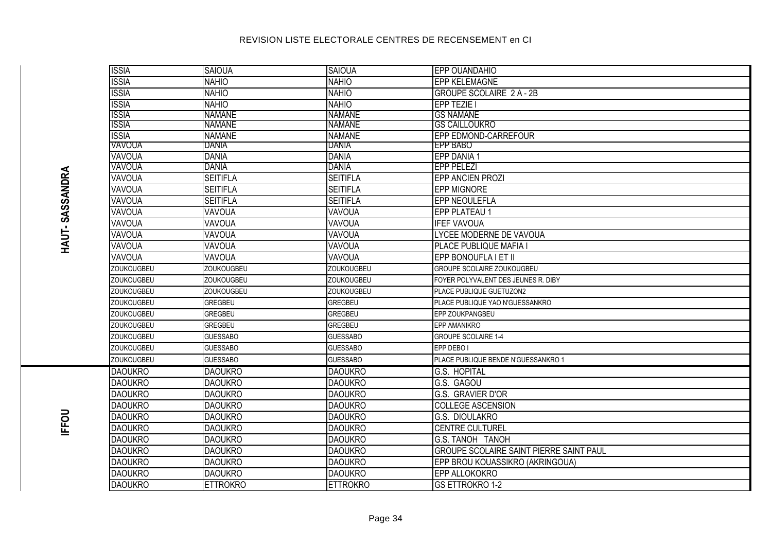# REVISION LISTE ELECTORALE CENTRES DE RECENSEMENT en CI

| | | | | |
|---|---|---|---|---|
| HAUT- SASSANDRA | ISSIA | SAIOUA | SAIOUA | EPP OUANDAHIO |
| | ISSIA | NAHIO | NAHIO | EPP KELEMAGNE |
| | ISSIA | NAHIO | NAHIO | GROUPE SCOLAIRE 2 A - 2B |
| | ISSIA | NAHIO | NAHIO | EPP TEZIE I |
| | ISSIA | NAMANE | NAMANE | GS NAMANE |
| | ISSIA | NAMANE | NAMANE | GS CAILLOUKRO |
| | ISSIA | NAMANE | NAMANE | EPP EDMOND-CARREFOUR |
| | VAVOUA | DANIA | DANIA | EPP BABO |
| | VAVOUA | DANIA | DANIA | EPP DANIA 1 |
| | VAVOUA | DANIA | DANIA | EPP PELEZI |
| | VAVOUA | SEITIFLA | SEITIFLA | EPP ANCIEN PROZI |
| | VAVOUA | SEITIFLA | SEITIFLA | EPP MIGNORE |
| | VAVOUA | SEITIFLA | SEITIFLA | EPP NEOULEFLA |
| | VAVOUA | VAVOUA | VAVOUA | EPP PLATEAU 1 |
| | VAVOUA | VAVOUA | VAVOUA | IFEF VAVOUA |
| | VAVOUA | VAVOUA | VAVOUA | LYCEE MODERNE DE VAVOUA |
| | VAVOUA | VAVOUA | VAVOUA | PLACE PUBLIQUE MAFIA I |
| | VAVOUA | VAVOUA | VAVOUA | EPP BONOUFLA I ET II |
| | ZOUKOUGBEU | ZOUKOUGBEU | ZOUKOUGBEU | GROUPE SCOLAIRE ZOUKOUGBEU |
| | ZOUKOUGBEU | ZOUKOUGBEU | ZOUKOUGBEU | FOYER POLYVALENT DES JEUNES R. DIBY |
| | ZOUKOUGBEU | ZOUKOUGBEU | ZOUKOUGBEU | PLACE PUBLIQUE GUETUZON2 |
| | ZOUKOUGBEU | GREGBEU | GREGBEU | PLACE PUBLIQUE YAO N'GUESSANKRO |
| | ZOUKOUGBEU | GREGBEU | GREGBEU | EPP ZOUKPANGBEU |
| | ZOUKOUGBEU | GREGBEU | GREGBEU | EPP AMANIKRO |
| | ZOUKOUGBEU | GUESSABO | GUESSABO | GROUPE SCOLAIRE 1-4 |
| | ZOUKOUGBEU | GUESSABO | GUESSABO | EPP DEBO I |
| | ZOUKOUGBEU | GUESSABO | GUESSABO | PLACE PUBLIQUE BENDE N'GUESSANKRO 1 |
| IFFOU | DAOUKRO | DAOUKRO | DAOUKRO | G.S. HOPITAL |
| | DAOUKRO | DAOUKRO | DAOUKRO | G.S. GAGOU |
| | DAOUKRO | DAOUKRO | DAOUKRO | G.S. GRAVIER D'OR |
| | DAOUKRO | DAOUKRO | DAOUKRO | COLLEGE ASCENSION |
| | DAOUKRO | DAOUKRO | DAOUKRO | G.S. DIOULAKRO |
| | DAOUKRO | DAOUKRO | DAOUKRO | CENTRE CULTUREL |
| | DAOUKRO | DAOUKRO | DAOUKRO | G.S. TANOH TANOH |
| | DAOUKRO | DAOUKRO | DAOUKRO | GROUPE SCOLAIRE SAINT PIERRE SAINT PAUL |
| | DAOUKRO | DAOUKRO | DAOUKRO | EPP BROU KOUASSIKRO (AKRINGOUA) |
| | DAOUKRO | DAOUKRO | DAOUKRO | EPP ALLOKOKRO |
| | DAOUKRO | ETTROKRO | ETTROKRO | GS ETTROKRO 1-2 |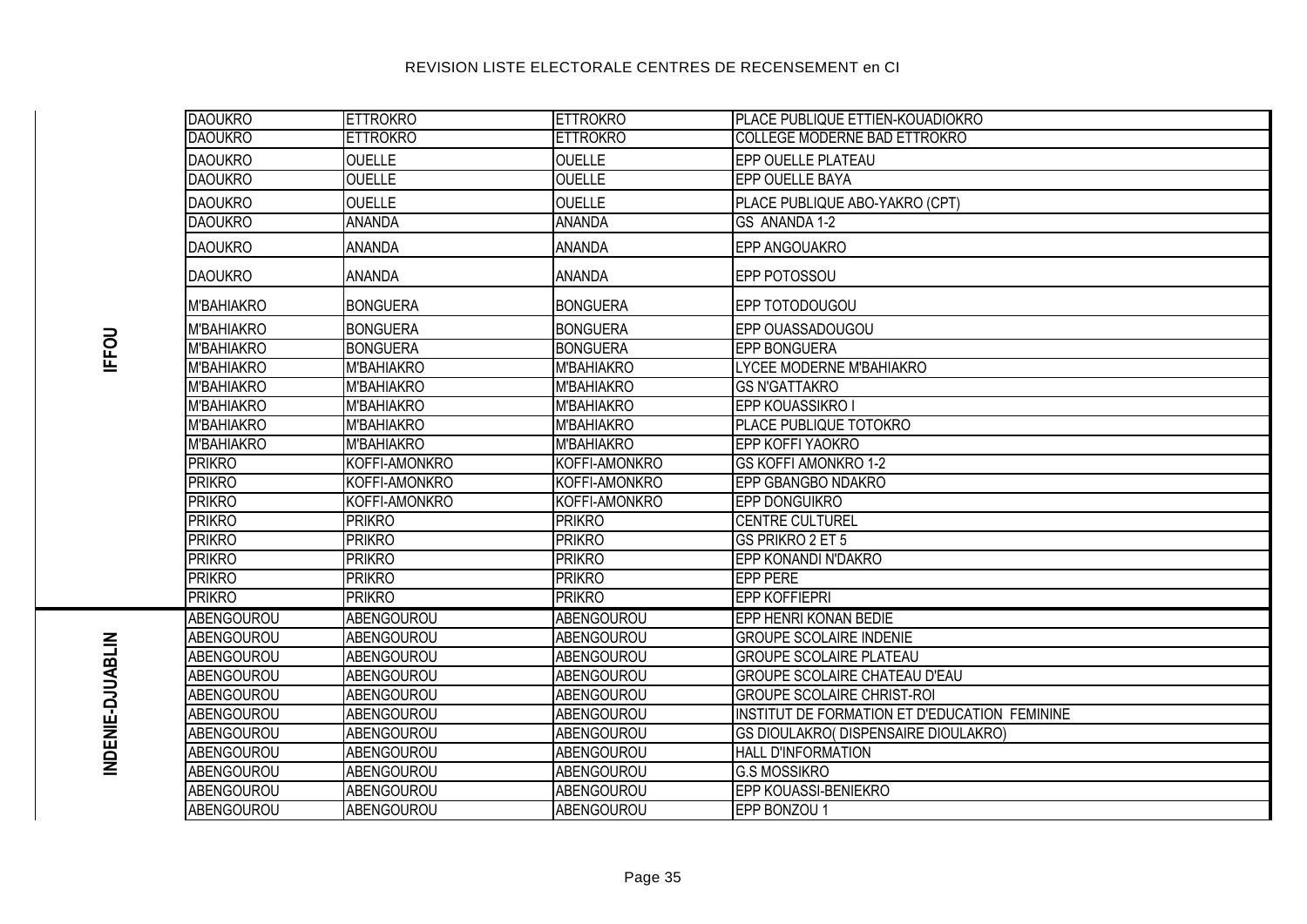# REVISION LISTE ELECTORALE CENTRES DE RECENSEMENT en CI

| | | | | |
|---|---|---|---|---|
| IFFOU | DAOUKRO | ETTROKRO | ETTROKRO | PLACE PUBLIQUE ETTIEN-KOUADIOKRO |
| | DAOUKRO | ETTROKRO | ETTROKRO | COLLEGE MODERNE BAD ETTROKRO |
| | DAOUKRO | OUELLE | OUELLE | EPP OUELLE PLATEAU |
| | DAOUKRO | OUELLE | OUELLE | EPP OUELLE BAYA |
| | DAOUKRO | OUELLE | OUELLE | PLACE PUBLIQUE ABO-YAKRO (CPT) |
| | DAOUKRO | ANANDA | ANANDA | GS ANANDA 1-2 |
| | DAOUKRO | ANANDA | ANANDA | EPP ANGOUAKRO |
| | DAOUKRO | ANANDA | ANANDA | EPP POTOSSOU |
| | M'BAHIAKRO | BONGUERA | BONGUERA | EPP TOTODOUGOU |
| | M'BAHIAKRO | BONGUERA | BONGUERA | EPP OUASSADOUGOU |
| | M'BAHIAKRO | BONGUERA | BONGUERA | EPP BONGUERA |
| | M'BAHIAKRO | M'BAHIAKRO | M'BAHIAKRO | LYCEE MODERNE M'BAHIAKRO |
| | M'BAHIAKRO | M'BAHIAKRO | M'BAHIAKRO | GS N'GATTAKRO |
| | M'BAHIAKRO | M'BAHIAKRO | M'BAHIAKRO | EPP KOUASSIKRO I |
| | M'BAHIAKRO | M'BAHIAKRO | M'BAHIAKRO | PLACE PUBLIQUE TOTOKRO |
| | M'BAHIAKRO | M'BAHIAKRO | M'BAHIAKRO | EPP KOFFI YAOKRO |
| | PRIKRO | KOFFI-AMONKRO | KOFFI-AMONKRO | GS KOFFI AMONKRO 1-2 |
| | PRIKRO | KOFFI-AMONKRO | KOFFI-AMONKRO | EPP GBANGBO NDAKRO |
| | PRIKRO | KOFFI-AMONKRO | KOFFI-AMONKRO | EPP DONGUIKRO |
| | PRIKRO | PRIKRO | PRIKRO | CENTRE CULTUREL |
| | PRIKRO | PRIKRO | PRIKRO | GS PRIKRO 2 ET 5 |
| | PRIKRO | PRIKRO | PRIKRO | EPP KONANDI N'DAKRO |
| | PRIKRO | PRIKRO | PRIKRO | EPP PERE |
| | PRIKRO | PRIKRO | PRIKRO | EPP KOFFIEPRI |
| INDENIE-DJUABLIN | ABENGOUROU | ABENGOUROU | ABENGOUROU | EPP HENRI KONAN BEDIE |
| | ABENGOUROU | ABENGOUROU | ABENGOUROU | GROUPE SCOLAIRE INDENIE |
| | ABENGOUROU | ABENGOUROU | ABENGOUROU | GROUPE SCOLAIRE PLATEAU |
| | ABENGOUROU | ABENGOUROU | ABENGOUROU | GROUPE SCOLAIRE CHATEAU D'EAU |
| | ABENGOUROU | ABENGOUROU | ABENGOUROU | GROUPE SCOLAIRE CHRIST-ROI |
| | ABENGOUROU | ABENGOUROU | ABENGOUROU | INSTITUT DE FORMATION ET D'EDUCATION FEMININE |
| | ABENGOUROU | ABENGOUROU | ABENGOUROU | GS DIOULAKRO( DISPENSAIRE DIOULAKRO) |
| | ABENGOUROU | ABENGOUROU | ABENGOUROU | HALL D'INFORMATION |
| | ABENGOUROU | ABENGOUROU | ABENGOUROU | G.S MOSSIKRO |
| | ABENGOUROU | ABENGOUROU | ABENGOUROU | EPP KOUASSI-BENIEKRO |
| | ABENGOUROU | ABENGOUROU | ABENGOUROU | EPP BONZOU 1 |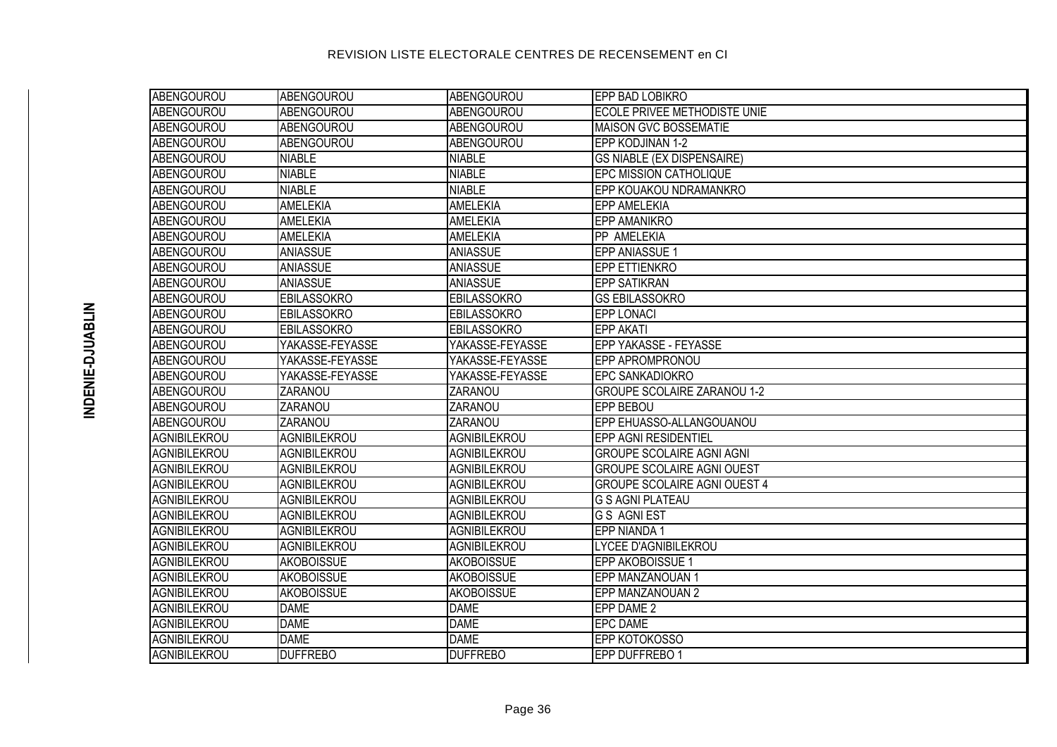REVISION LISTE ELECTORALE CENTRES DE RECENSEMENT en CI

INDENIE-DJUABLIN

| | | | |
|---|---|---|---|
| ABENGOUROU | ABENGOUROU | ABENGOUROU | EPP BAD LOBIKRO |
| ABENGOUROU | ABENGOUROU | ABENGOUROU | ECOLE PRIVEE METHODISTE UNIE |
| ABENGOUROU | ABENGOUROU | ABENGOUROU | MAISON GVC BOSSEMATIE |
| ABENGOUROU | ABENGOUROU | ABENGOUROU | EPP KODJINAN 1-2 |
| ABENGOUROU | NIABLE | NIABLE | GS NIABLE (EX DISPENSAIRE) |
| ABENGOUROU | NIABLE | NIABLE | EPC MISSION CATHOLIQUE |
| ABENGOUROU | NIABLE | NIABLE | EPP KOUAKOU NDRAMANKRO |
| ABENGOUROU | AMELEKIA | AMELEKIA | EPP AMELEKIA |
| ABENGOUROU | AMELEKIA | AMELEKIA | EPP AMANIKRO |
| ABENGOUROU | AMELEKIA | AMELEKIA | PP AMELEKIA |
| ABENGOUROU | ANIASSUE | ANIASSUE | EPP ANIASSUE 1 |
| ABENGOUROU | ANIASSUE | ANIASSUE | EPP ETTIENKRO |
| ABENGOUROU | ANIASSUE | ANIASSUE | EPP SATIKRAN |
| ABENGOUROU | EBILASSOKRO | EBILASSOKRO | GS EBILASSOKRO |
| ABENGOUROU | EBILASSOKRO | EBILASSOKRO | EPP LONACI |
| ABENGOUROU | EBILASSOKRO | EBILASSOKRO | EPP AKATI |
| ABENGOUROU | YAKASSE-FEYASSE | YAKASSE-FEYASSE | EPP YAKASSE - FEYASSE |
| ABENGOUROU | YAKASSE-FEYASSE | YAKASSE-FEYASSE | EPP APROMPRONOU |
| ABENGOUROU | YAKASSE-FEYASSE | YAKASSE-FEYASSE | EPC SANKADIOKRO |
| ABENGOUROU | ZARANOU | ZARANOU | GROUPE SCOLAIRE ZARANOU 1-2 |
| ABENGOUROU | ZARANOU | ZARANOU | EPP BEBOU |
| ABENGOUROU | ZARANOU | ZARANOU | EPP EHUASSO-ALLANGOUANOU |
| AGNIBILEKROU | AGNIBILEKROU | AGNIBILEKROU | EPP AGNI RESIDENTIEL |
| AGNIBILEKROU | AGNIBILEKROU | AGNIBILEKROU | GROUPE SCOLAIRE AGNI AGNI |
| AGNIBILEKROU | AGNIBILEKROU | AGNIBILEKROU | GROUPE SCOLAIRE AGNI OUEST |
| AGNIBILEKROU | AGNIBILEKROU | AGNIBILEKROU | GROUPE SCOLAIRE AGNI OUEST 4 |
| AGNIBILEKROU | AGNIBILEKROU | AGNIBILEKROU | G S AGNI PLATEAU |
| AGNIBILEKROU | AGNIBILEKROU | AGNIBILEKROU | G S AGNI EST |
| AGNIBILEKROU | AGNIBILEKROU | AGNIBILEKROU | EPP NIANDA 1 |
| AGNIBILEKROU | AGNIBILEKROU | AGNIBILEKROU | LYCEE D'AGNIBILEKROU |
| AGNIBILEKROU | AKOBOISSUE | AKOBOISSUE | EPP AKOBOISSUE 1 |
| AGNIBILEKROU | AKOBOISSUE | AKOBOISSUE | EPP MANZANOUAN 1 |
| AGNIBILEKROU | AKOBOISSUE | AKOBOISSUE | EPP MANZANOUAN 2 |
| AGNIBILEKROU | DAME | DAME | EPP DAME 2 |
| AGNIBILEKROU | DAME | DAME | EPC DAME |
| AGNIBILEKROU | DAME | DAME | EPP KOTOKOSSO |
| AGNIBILEKROU | DUFFREBO | DUFFREBO | EPP DUFFREBO 1 |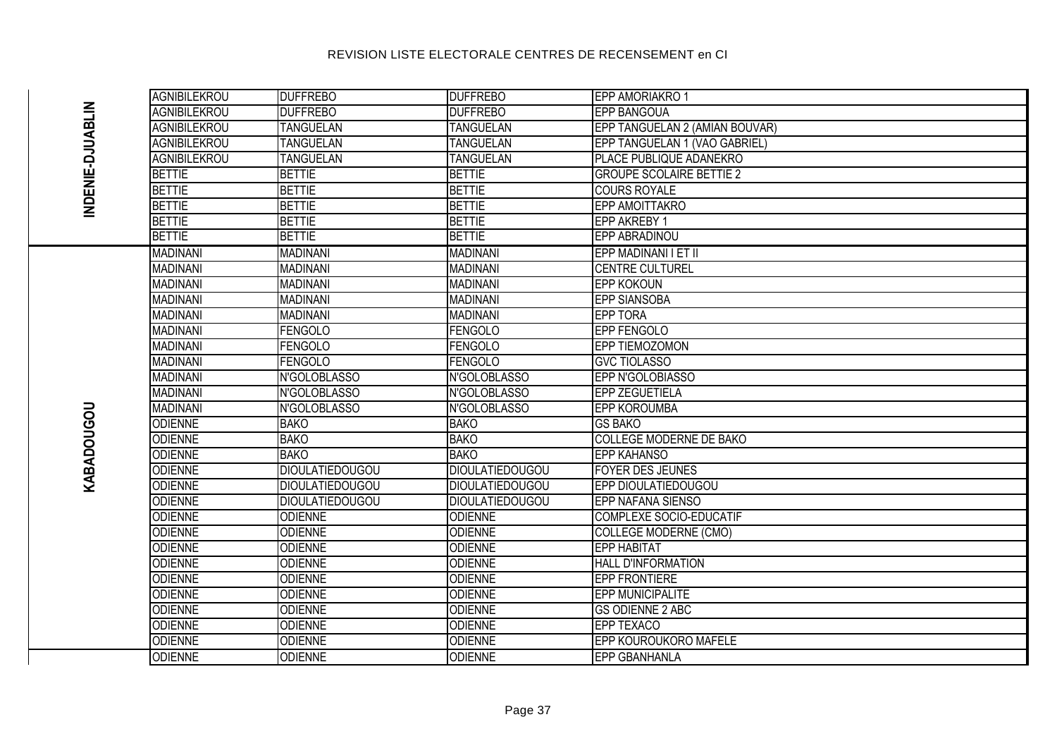# REVISION LISTE ELECTORALE CENTRES DE RECENSEMENT en CI

| | | | | |
|---|---|---|---|---|
| INDENIE-DJUABLIN | AGNIBILEKROU | DUFFREBO | DUFFREBO | EPP AMORIAKRO 1 |
| | AGNIBILEKROU | DUFFREBO | DUFFREBO | EPP BANGOUA |
| | AGNIBILEKROU | TANGUELAN | TANGUELAN | EPP TANGUELAN 2 (AMIAN BOUVAR) |
| | AGNIBILEKROU | TANGUELAN | TANGUELAN | EPP TANGUELAN 1 (VAO GABRIEL) |
| | AGNIBILEKROU | TANGUELAN | TANGUELAN | PLACE PUBLIQUE ADANEKRO |
| | BETTIE | BETTIE | BETTIE | GROUPE SCOLAIRE BETTIE 2 |
| | BETTIE | BETTIE | BETTIE | COURS ROYALE |
| | BETTIE | BETTIE | BETTIE | EPP AMOITTAKRO |
| | BETTIE | BETTIE | BETTIE | EPP AKREBY 1 |
| | BETTIE | BETTIE | BETTIE | EPP ABRADINOU |
| KABADOUGOU | MADINANI | MADINANI | MADINANI | EPP MADINANI I ET II |
| | MADINANI | MADINANI | MADINANI | CENTRE CULTUREL |
| | MADINANI | MADINANI | MADINANI | EPP KOKOUN |
| | MADINANI | MADINANI | MADINANI | EPP SIANSOBA |
| | MADINANI | MADINANI | MADINANI | EPP TORA |
| | MADINANI | FENGOLO | FENGOLO | EPP FENGOLO |
| | MADINANI | FENGOLO | FENGOLO | EPP TIEMOZOMON |
| | MADINANI | FENGOLO | FENGOLO | GVC TIOLASSO |
| | MADINANI | N'GOLOBLASSO | N'GOLOBLASSO | EPP N'GOLOBIASSO |
| | MADINANI | N'GOLOBLASSO | N'GOLOBLASSO | EPP ZEGUETIELA |
| | MADINANI | N'GOLOBLASSO | N'GOLOBLASSO | EPP KOROUMBA |
| | ODIENNE | BAKO | BAKO | GS BAKO |
| | ODIENNE | BAKO | BAKO | COLLEGE MODERNE DE BAKO |
| | ODIENNE | BAKO | BAKO | EPP KAHANSO |
| | ODIENNE | DIOULATIEDOUGOU | DIOULATIEDOUGOU | FOYER DES JEUNES |
| | ODIENNE | DIOULATIEDOUGOU | DIOULATIEDOUGOU | EPP DIOULATIEDOUGOU |
| | ODIENNE | DIOULATIEDOUGOU | DIOULATIEDOUGOU | EPP NAFANA SIENSO |
| | ODIENNE | ODIENNE | ODIENNE | COMPLEXE SOCIO-EDUCATIF |
| | ODIENNE | ODIENNE | ODIENNE | COLLEGE MODERNE (CMO) |
| | ODIENNE | ODIENNE | ODIENNE | EPP HABITAT |
| | ODIENNE | ODIENNE | ODIENNE | HALL D'INFORMATION |
| | ODIENNE | ODIENNE | ODIENNE | EPP FRONTIERE |
| | ODIENNE | ODIENNE | ODIENNE | EPP MUNICIPALITE |
| | ODIENNE | ODIENNE | ODIENNE | GS ODIENNE 2 ABC |
| | ODIENNE | ODIENNE | ODIENNE | EPP TEXACO |
| | ODIENNE | ODIENNE | ODIENNE | EPP KOUROUKORO MAFELE |
| | ODIENNE | ODIENNE | ODIENNE | EPP GBANHANLA |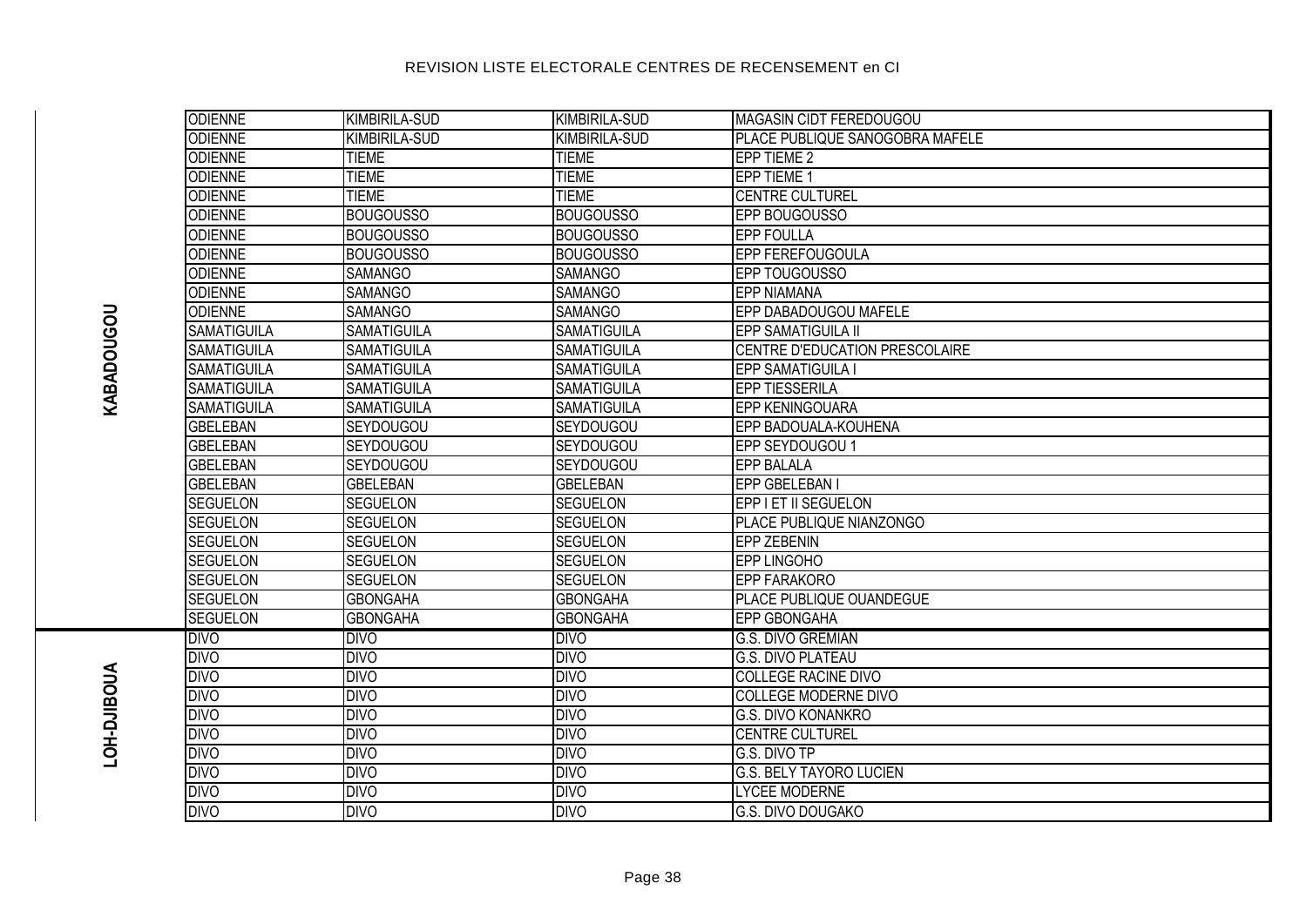# REVISION LISTE ELECTORALE CENTRES DE RECENSEMENT en CI

| | | | | |
|---|---|---|---|---|
| KABADOUGOU | ODIENNE | KIMBIRILA-SUD | KIMBIRILA-SUD | MAGASIN CIDT FEREDOUGOU |
| | ODIENNE | KIMBIRILA-SUD | KIMBIRILA-SUD | PLACE PUBLIQUE SANOGOBRA MAFELE |
| | ODIENNE | TIEME | TIEME | EPP TIEME 2 |
| | ODIENNE | TIEME | TIEME | EPP TIEME 1 |
| | ODIENNE | TIEME | TIEME | CENTRE CULTUREL |
| | ODIENNE | BOUGOUSSO | BOUGOUSSO | EPP BOUGOUSSO |
| | ODIENNE | BOUGOUSSO | BOUGOUSSO | EPP FOULLA |
| | ODIENNE | BOUGOUSSO | BOUGOUSSO | EPP FEREFOUGOULA |
| | ODIENNE | SAMANGO | SAMANGO | EPP TOUGOUSSO |
| | ODIENNE | SAMANGO | SAMANGO | EPP NIAMANA |
| | ODIENNE | SAMANGO | SAMANGO | EPP DABADOUGOU MAFELE |
| | SAMATIGUILA | SAMATIGUILA | SAMATIGUILA | EPP SAMATIGUILA II |
| | SAMATIGUILA | SAMATIGUILA | SAMATIGUILA | CENTRE D'EDUCATION PRESCOLAIRE |
| | SAMATIGUILA | SAMATIGUILA | SAMATIGUILA | EPP SAMATIGUILA I |
| | SAMATIGUILA | SAMATIGUILA | SAMATIGUILA | EPP TIESSERILA |
| | SAMATIGUILA | SAMATIGUILA | SAMATIGUILA | EPP KENINGOUARA |
| | GBELEBAN | SEYDOUGOU | SEYDOUGOU | EPP BADOUALA-KOUHENA |
| | GBELEBAN | SEYDOUGOU | SEYDOUGOU | EPP SEYDOUGOU 1 |
| | GBELEBAN | SEYDOUGOU | SEYDOUGOU | EPP BALALA |
| | GBELEBAN | GBELEBAN | GBELEBAN | EPP GBELEBAN I |
| | SEGUELON | SEGUELON | SEGUELON | EPP I ET II SEGUELON |
| | SEGUELON | SEGUELON | SEGUELON | PLACE PUBLIQUE NIANZONGO |
| | SEGUELON | SEGUELON | SEGUELON | EPP ZEBENIN |
| | SEGUELON | SEGUELON | SEGUELON | EPP LINGOHO |
| | SEGUELON | SEGUELON | SEGUELON | EPP FARAKORO |
| | SEGUELON | GBONGAHA | GBONGAHA | PLACE PUBLIQUE OUANDEGUE |
| | SEGUELON | GBONGAHA | GBONGAHA | EPP GBONGAHA |
| LOH-DJIBOUA | DIVO | DIVO | DIVO | G.S. DIVO GREMIAN |
| | DIVO | DIVO | DIVO | G.S. DIVO PLATEAU |
| | DIVO | DIVO | DIVO | COLLEGE RACINE DIVO |
| | DIVO | DIVO | DIVO | COLLEGE MODERNE DIVO |
| | DIVO | DIVO | DIVO | G.S. DIVO KONANKRO |
| | DIVO | DIVO | DIVO | CENTRE CULTUREL |
| | DIVO | DIVO | DIVO | G.S. DIVO TP |
| | DIVO | DIVO | DIVO | G.S. BELY TAYORO LUCIEN |
| | DIVO | DIVO | DIVO | LYCEE MODERNE |
| | DIVO | DIVO | DIVO | G.S. DIVO DOUGAKO |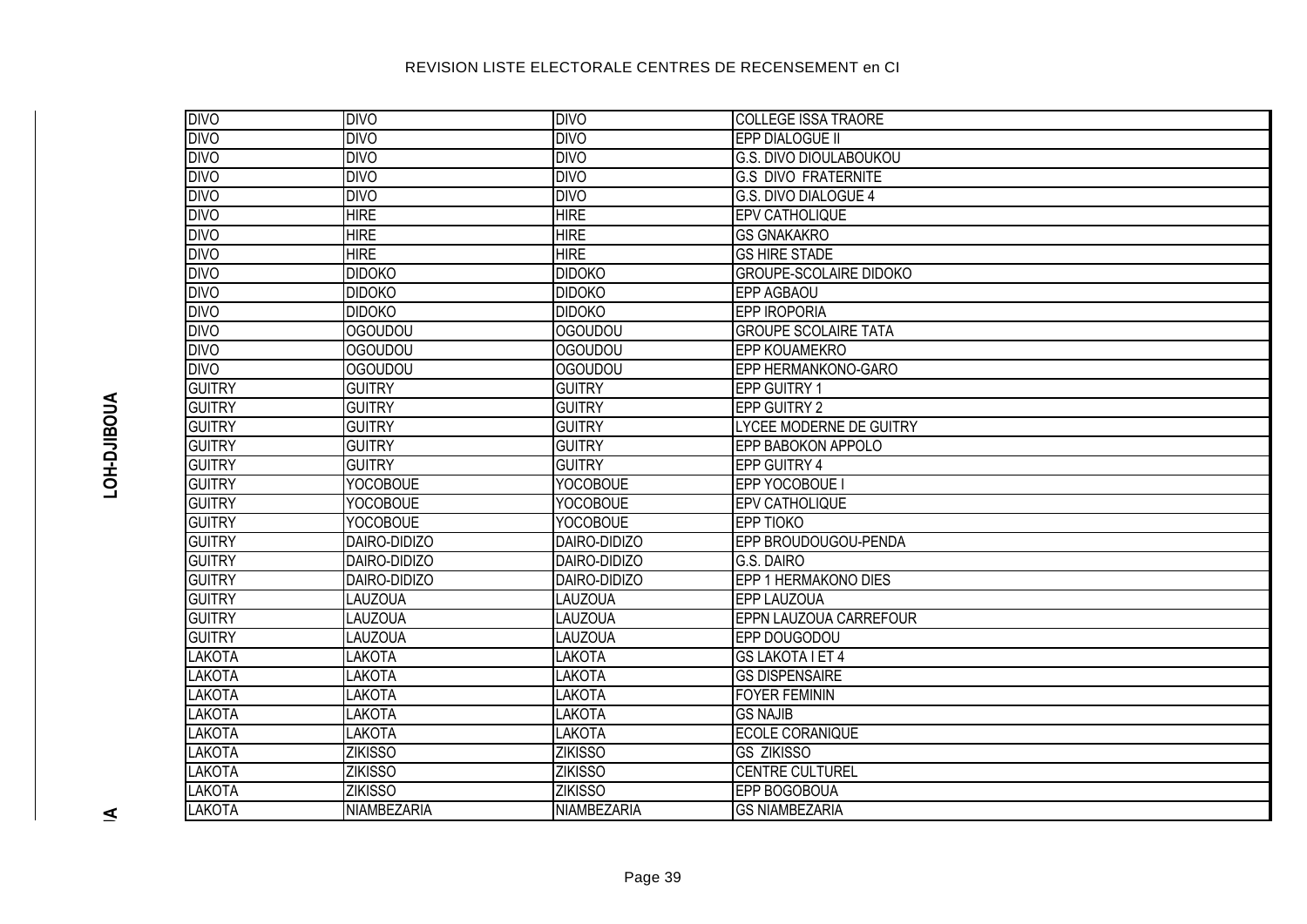REVISION LISTE ELECTORALE CENTRES DE RECENSEMENT en CI

LOH-DJIBOUA

| | | | |
|---|---|---|---|
| DIVO | DIVO | DIVO | COLLEGE ISSA TRAORE |
| DIVO | DIVO | DIVO | EPP DIALOGUE II |
| DIVO | DIVO | DIVO | G.S. DIVO DIOULABOUKOU |
| DIVO | DIVO | DIVO | G.S DIVO FRATERNITE |
| DIVO | DIVO | DIVO | G.S. DIVO DIALOGUE 4 |
| DIVO | HIRE | HIRE | EPV CATHOLIQUE |
| DIVO | HIRE | HIRE | GS GNAKAKRO |
| DIVO | HIRE | HIRE | GS HIRE STADE |
| DIVO | DIDOKO | DIDOKO | GROUPE-SCOLAIRE DIDOKO |
| DIVO | DIDOKO | DIDOKO | EPP AGBAOU |
| DIVO | DIDOKO | DIDOKO | EPP IROPORIA |
| DIVO | OGOUDOU | OGOUDOU | GROUPE SCOLAIRE TATA |
| DIVO | OGOUDOU | OGOUDOU | EPP KOUAMEKRO |
| DIVO | OGOUDOU | OGOUDOU | EPP HERMANKONO-GARO |
| GUITRY | GUITRY | GUITRY | EPP GUITRY 1 |
| GUITRY | GUITRY | GUITRY | EPP GUITRY 2 |
| GUITRY | GUITRY | GUITRY | LYCEE MODERNE DE GUITRY |
| GUITRY | GUITRY | GUITRY | EPP BABOKON APPOLO |
| GUITRY | GUITRY | GUITRY | EPP GUITRY 4 |
| GUITRY | YOCOBOUE | YOCOBOUE | EPP YOCOBOUE I |
| GUITRY | YOCOBOUE | YOCOBOUE | EPV CATHOLIQUE |
| GUITRY | YOCOBOUE | YOCOBOUE | EPP TIOKO |
| GUITRY | DAIRO-DIDIZO | DAIRO-DIDIZO | EPP BROUDOUGOU-PENDA |
| GUITRY | DAIRO-DIDIZO | DAIRO-DIDIZO | G.S. DAIRO |
| GUITRY | DAIRO-DIDIZO | DAIRO-DIDIZO | EPP 1 HERMAKONO DIES |
| GUITRY | LAUZOUA | LAUZOUA | EPP LAUZOUA |
| GUITRY | LAUZOUA | LAUZOUA | EPPN LAUZOUA CARREFOUR |
| GUITRY | LAUZOUA | LAUZOUA | EPP DOUGODOU |
| LAKOTA | LAKOTA | LAKOTA | GS LAKOTA I ET 4 |
| LAKOTA | LAKOTA | LAKOTA | GS DISPENSAIRE |
| LAKOTA | LAKOTA | LAKOTA | FOYER FEMININ |
| LAKOTA | LAKOTA | LAKOTA | GS NAJIB |
| LAKOTA | LAKOTA | LAKOTA | ECOLE CORANIQUE |
| LAKOTA | ZIKISSO | ZIKISSO | GS ZIKISSO |
| LAKOTA | ZIKISSO | ZIKISSO | CENTRE CULTUREL |
| LAKOTA | ZIKISSO | ZIKISSO | EPP BOGOBOUA |
| LAKOTA | NIAMBEZARIA | NIAMBEZARIA | GS NIAMBEZARIA |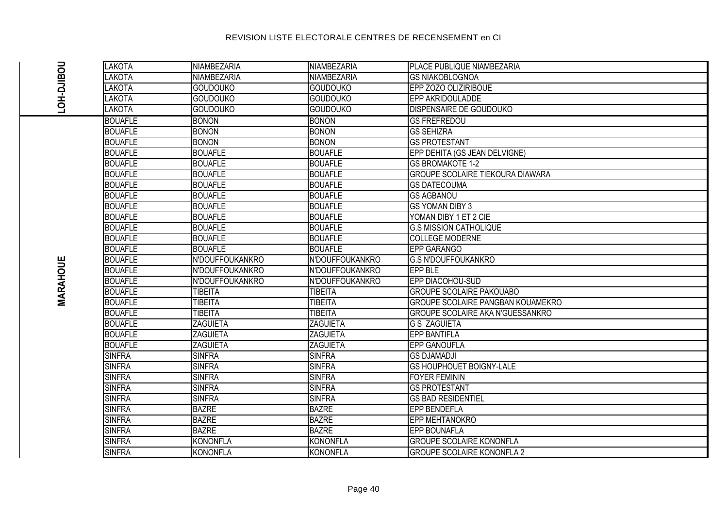REVISION LISTE ELECTORALE CENTRES DE RECENSEMENT en CI

| | | | | |
|---|---|---|---|---|
| LOH-DJIBOU | LAKOTA | NIAMBEZARIA | NIAMBEZARIA | PLACE PUBLIQUE NIAMBEZARIA |
| | LAKOTA | NIAMBEZARIA | NIAMBEZARIA | GS NIAKOBLOGNOA |
| | LAKOTA | GOUDOUKO | GOUDOUKO | EPP ZOZO OLIZIRIBOUE |
| | LAKOTA | GOUDOUKO | GOUDOUKO | EPP AKRIDOULADDE |
| | LAKOTA | GOUDOUKO | GOUDOUKO | DISPENSAIRE DE GOUDOUKO |
| MARAHOUE | BOUAFLE | BONON | BONON | GS FREFREDOU |
| | BOUAFLE | BONON | BONON | GS SEHIZRA |
| | BOUAFLE | BONON | BONON | GS PROTESTANT |
| | BOUAFLE | BOUAFLE | BOUAFLE | EPP DEHITA (GS JEAN DELVIGNE) |
| | BOUAFLE | BOUAFLE | BOUAFLE | GS BROMAKOTE 1-2 |
| | BOUAFLE | BOUAFLE | BOUAFLE | GROUPE SCOLAIRE TIEKOURA DIAWARA |
| | BOUAFLE | BOUAFLE | BOUAFLE | GS DATECOUMA |
| | BOUAFLE | BOUAFLE | BOUAFLE | GS AGBANOU |
| | BOUAFLE | BOUAFLE | BOUAFLE | GS YOMAN DIBY 3 |
| | BOUAFLE | BOUAFLE | BOUAFLE | YOMAN DIBY 1 ET 2 CIE |
| | BOUAFLE | BOUAFLE | BOUAFLE | G.S MISSION CATHOLIQUE |
| | BOUAFLE | BOUAFLE | BOUAFLE | COLLEGE MODERNE |
| | BOUAFLE | BOUAFLE | BOUAFLE | EPP GARANGO |
| | BOUAFLE | N'DOUFFOUKANKRO | N'DOUFFOUKANKRO | G.S N'DOUFFOUKANKRO |
| | BOUAFLE | N'DOUFFOUKANKRO | N'DOUFFOUKANKRO | EPP BLE |
| | BOUAFLE | N'DOUFFOUKANKRO | N'DOUFFOUKANKRO | EPP DIACOHOU-SUD |
| | BOUAFLE | TIBEITA | TIBEITA | GROUPE SCOLAIRE PAKOUABO |
| | BOUAFLE | TIBEITA | TIBEITA | GROUPE SCOLAIRE PANGBAN KOUAMEKRO |
| | BOUAFLE | TIBEITA | TIBEITA | GROUPE SCOLAIRE AKA N'GUESSANKRO |
| | BOUAFLE | ZAGUIETA | ZAGUIETA | G S ZAGUIETA |
| | BOUAFLE | ZAGUIETA | ZAGUIETA | EPP BANTIFLA |
| | BOUAFLE | ZAGUIETA | ZAGUIETA | EPP GANOUFLA |
| | SINFRA | SINFRA | SINFRA | GS DJAMADJI |
| | SINFRA | SINFRA | SINFRA | GS HOUPHOUET BOIGNY-LALE |
| | SINFRA | SINFRA | SINFRA | FOYER FEMININ |
| | SINFRA | SINFRA | SINFRA | GS PROTESTANT |
| | SINFRA | SINFRA | SINFRA | GS BAD RESIDENTIEL |
| | SINFRA | BAZRE | BAZRE | EPP BENDEFLA |
| | SINFRA | BAZRE | BAZRE | EPP MEHTANOKRO |
| | SINFRA | BAZRE | BAZRE | EPP BOUNAFLA |
| | SINFRA | KONONFLA | KONONFLA | GROUPE SCOLAIRE KONONFLA |
| | SINFRA | KONONFLA | KONONFLA | GROUPE SCOLAIRE KONONFLA 2 |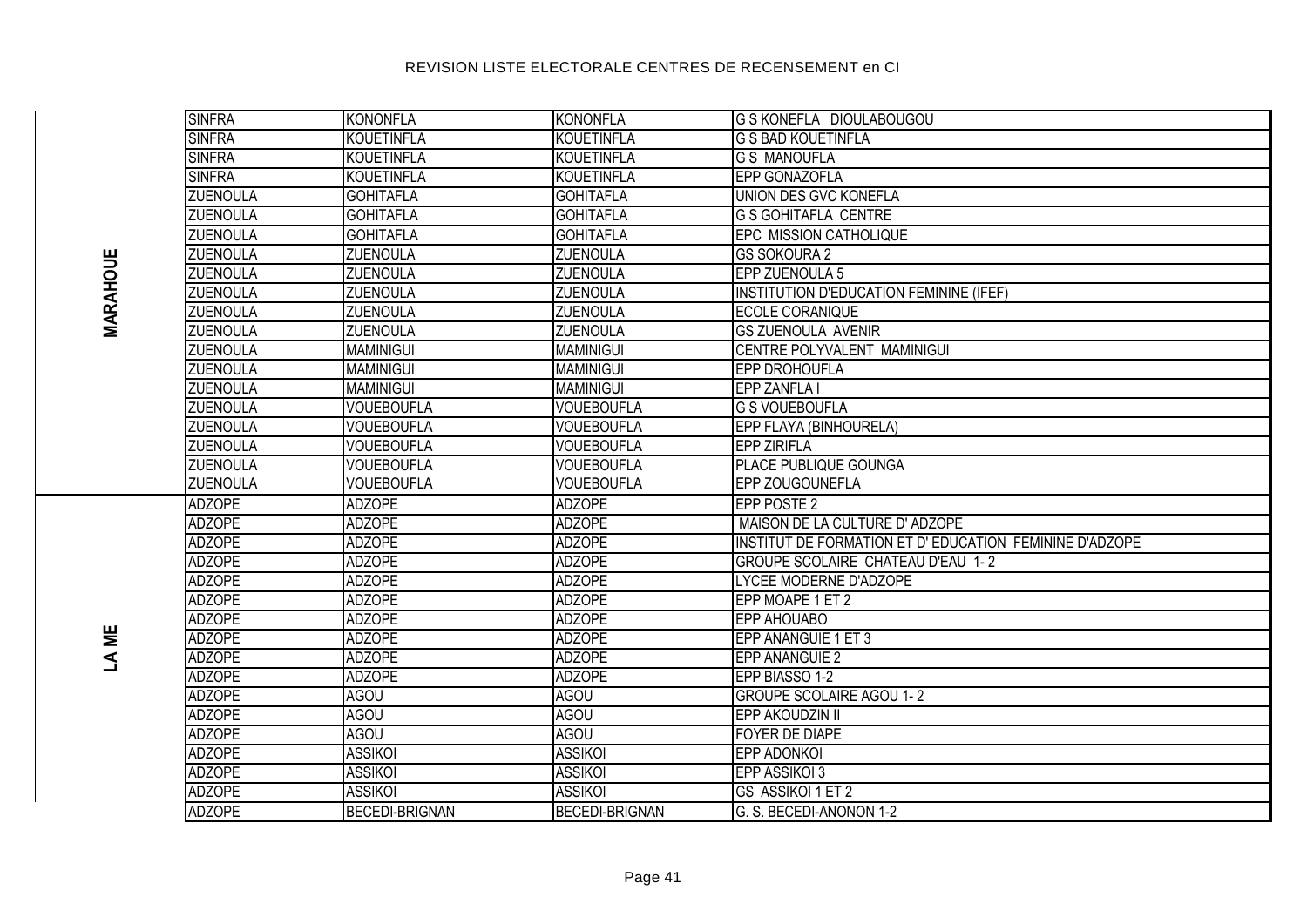# REVISION LISTE ELECTORALE CENTRES DE RECENSEMENT en CI

| | | | | |
|---|---|---|---|---|
| MARAHOUE | SINFRA | KONONFLA | KONONFLA | G S KONEFLA DIOULABOUGOU |
| | SINFRA | KOUETINFLA | KOUETINFLA | G S BAD KOUETINFLA |
| | SINFRA | KOUETINFLA | KOUETINFLA | G S MANOUFLA |
| | SINFRA | KOUETINFLA | KOUETINFLA | EPP GONAZOFLA |
| | ZUENOULA | GOHITAFLA | GOHITAFLA | UNION DES GVC KONEFLA |
| | ZUENOULA | GOHITAFLA | GOHITAFLA | G S GOHITAFLA CENTRE |
| | ZUENOULA | GOHITAFLA | GOHITAFLA | EPC MISSION CATHOLIQUE |
| | ZUENOULA | ZUENOULA | ZUENOULA | GS SOKOURA 2 |
| | ZUENOULA | ZUENOULA | ZUENOULA | EPP ZUENOULA 5 |
| | ZUENOULA | ZUENOULA | ZUENOULA | INSTITUTION D'EDUCATION FEMININE (IFEF) |
| | ZUENOULA | ZUENOULA | ZUENOULA | ECOLE CORANIQUE |
| | ZUENOULA | ZUENOULA | ZUENOULA | GS ZUENOULA AVENIR |
| | ZUENOULA | MAMINIGUI | MAMINIGUI | CENTRE POLYVALENT MAMINIGUI |
| | ZUENOULA | MAMINIGUI | MAMINIGUI | EPP DROHOUFLA |
| | ZUENOULA | MAMINIGUI | MAMINIGUI | EPP ZANFLA I |
| | ZUENOULA | VOUEBOUFLA | VOUEBOUFLA | G S VOUEBOUFLA |
| | ZUENOULA | VOUEBOUFLA | VOUEBOUFLA | EPP FLAYA (BINHOURELA) |
| | ZUENOULA | VOUEBOUFLA | VOUEBOUFLA | EPP ZIRIFLA |
| | ZUENOULA | VOUEBOUFLA | VOUEBOUFLA | PLACE PUBLIQUE GOUNGA |
| | ZUENOULA | VOUEBOUFLA | VOUEBOUFLA | EPP ZOUGOUNEFLA |
| LA ME | ADZOPE | ADZOPE | ADZOPE | EPP POSTE 2 |
| | ADZOPE | ADZOPE | ADZOPE | MAISON DE LA CULTURE D' ADZOPE |
| | ADZOPE | ADZOPE | ADZOPE | INSTITUT DE FORMATION ET D' EDUCATION FEMININE D'ADZOPE |
| | ADZOPE | ADZOPE | ADZOPE | GROUPE SCOLAIRE CHATEAU D'EAU 1- 2 |
| | ADZOPE | ADZOPE | ADZOPE | LYCEE MODERNE D'ADZOPE |
| | ADZOPE | ADZOPE | ADZOPE | EPP MOAPE 1 ET 2 |
| | ADZOPE | ADZOPE | ADZOPE | EPP AHOUABO |
| | ADZOPE | ADZOPE | ADZOPE | EPP ANANGUIE 1 ET 3 |
| | ADZOPE | ADZOPE | ADZOPE | EPP ANANGUIE 2 |
| | ADZOPE | ADZOPE | ADZOPE | EPP BIASSO 1-2 |
| | ADZOPE | AGOU | AGOU | GROUPE SCOLAIRE AGOU 1- 2 |
| | ADZOPE | AGOU | AGOU | EPP AKOUDZIN II |
| | ADZOPE | AGOU | AGOU | FOYER DE DIAPE |
| | ADZOPE | ASSIKOI | ASSIKOI | EPP ADONKOI |
| | ADZOPE | ASSIKOI | ASSIKOI | EPP ASSIKOI 3 |
| | ADZOPE | ASSIKOI | ASSIKOI | GS ASSIKOI 1 ET 2 |
| | ADZOPE | BECEDI-BRIGNAN | BECEDI-BRIGNAN | G. S. BECEDI-ANONON 1-2 |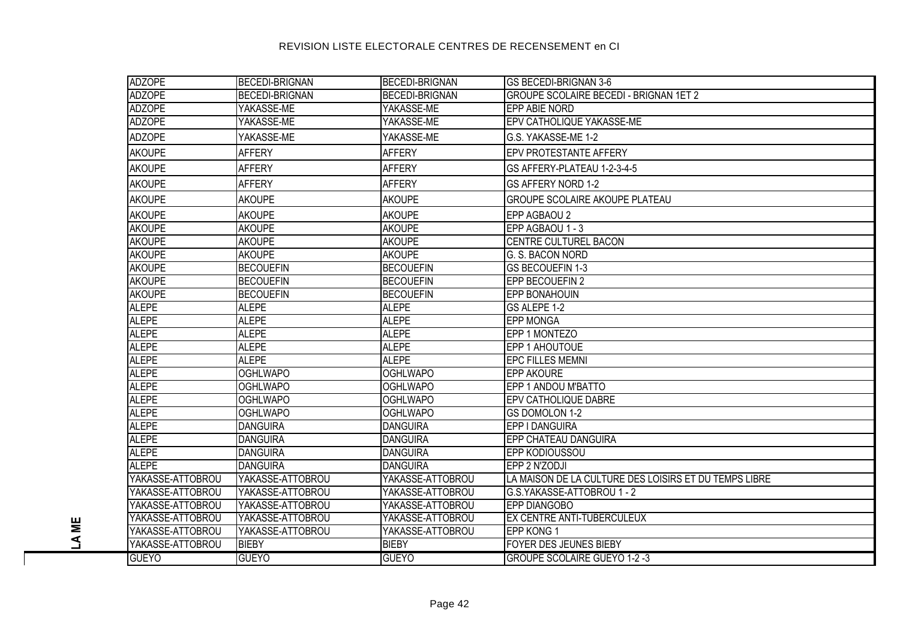REVISION LISTE ELECTORALE CENTRES DE RECENSEMENT en CI

| | | | |
|---|---|---|---|
| ADZOPE | BECEDI-BRIGNAN | BECEDI-BRIGNAN | GS BECEDI-BRIGNAN 3-6 |
| ADZOPE | BECEDI-BRIGNAN | BECEDI-BRIGNAN | GROUPE SCOLAIRE BECEDI - BRIGNAN 1ET 2 |
| ADZOPE | YAKASSE-ME | YAKASSE-ME | EPP ABIE NORD |
| ADZOPE | YAKASSE-ME | YAKASSE-ME | EPV CATHOLIQUE YAKASSE-ME |
| ADZOPE | YAKASSE-ME | YAKASSE-ME | G.S. YAKASSE-ME 1-2 |
| AKOUPE | AFFERY | AFFERY | EPV PROTESTANTE AFFERY |
| AKOUPE | AFFERY | AFFERY | GS AFFERY-PLATEAU 1-2-3-4-5 |
| AKOUPE | AFFERY | AFFERY | GS AFFERY NORD 1-2 |
| AKOUPE | AKOUPE | AKOUPE | GROUPE SCOLAIRE AKOUPE PLATEAU |
| AKOUPE | AKOUPE | AKOUPE | EPP AGBAOU 2 |
| AKOUPE | AKOUPE | AKOUPE | EPP AGBAOU 1 - 3 |
| AKOUPE | AKOUPE | AKOUPE | CENTRE CULTUREL BACON |
| AKOUPE | AKOUPE | AKOUPE | G. S. BACON NORD |
| AKOUPE | BECOUEFIN | BECOUEFIN | GS BECOUEFIN 1-3 |
| AKOUPE | BECOUEFIN | BECOUEFIN | EPP BECOUEFIN 2 |
| AKOUPE | BECOUEFIN | BECOUEFIN | EPP BONAHOUIN |
| ALEPE | ALEPE | ALEPE | GS ALEPE 1-2 |
| ALEPE | ALEPE | ALEPE | EPP MONGA |
| ALEPE | ALEPE | ALEPE | EPP 1 MONTEZO |
| ALEPE | ALEPE | ALEPE | EPP 1 AHOUTOUE |
| ALEPE | ALEPE | ALEPE | EPC FILLES MEMNI |
| ALEPE | OGHLWAPO | OGHLWAPO | EPP AKOURE |
| ALEPE | OGHLWAPO | OGHLWAPO | EPP 1 ANDOU M'BATTO |
| ALEPE | OGHLWAPO | OGHLWAPO | EPV CATHOLIQUE DABRE |
| ALEPE | OGHLWAPO | OGHLWAPO | GS DOMOLON 1-2 |
| ALEPE | DANGUIRA | DANGUIRA | EPP I DANGUIRA |
| ALEPE | DANGUIRA | DANGUIRA | EPP CHATEAU DANGUIRA |
| ALEPE | DANGUIRA | DANGUIRA | EPP KODIOUSSOU |
| ALEPE | DANGUIRA | DANGUIRA | EPP 2 N'ZODJI |
| YAKASSE-ATTOBROU | YAKASSE-ATTOBROU | YAKASSE-ATTOBROU | LA MAISON DE LA CULTURE DES LOISIRS ET DU TEMPS LIBRE |
| YAKASSE-ATTOBROU | YAKASSE-ATTOBROU | YAKASSE-ATTOBROU | G.S.YAKASSE-ATTOBROU 1 - 2 |
| YAKASSE-ATTOBROU | YAKASSE-ATTOBROU | YAKASSE-ATTOBROU | EPP DIANGOBO |
| YAKASSE-ATTOBROU | YAKASSE-ATTOBROU | YAKASSE-ATTOBROU | EX CENTRE ANTI-TUBERCULEUX |
| YAKASSE-ATTOBROU | YAKASSE-ATTOBROU | YAKASSE-ATTOBROU | EPP KONG 1 |
| YAKASSE-ATTOBROU | BIEBY | BIEBY | FOYER DES JEUNES BIEBY |
| GUEYO | GUEYO | GUEYO | GROUPE SCOLAIRE GUEYO 1-2 -3 |

LA ME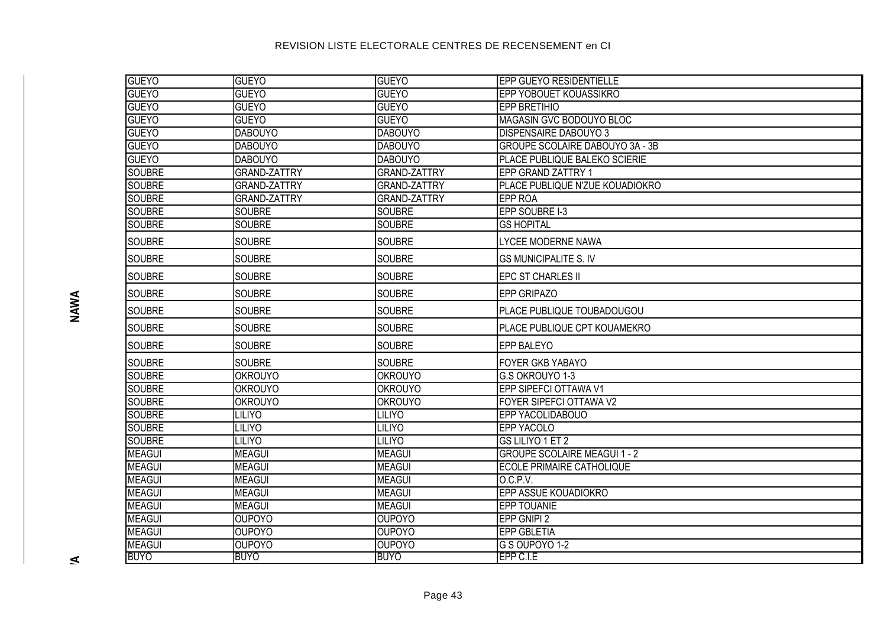# REVISION LISTE ELECTORALE CENTRES DE RECENSEMENT en CI

| | | | | |
|---|---|---|---|---|
| NAWA | GUEYO | GUEYO | GUEYO | EPP GUEYO RESIDENTIELLE |
| NAWA | GUEYO | GUEYO | GUEYO | EPP YOBOUET KOUASSIKRO |
| NAWA | GUEYO | GUEYO | GUEYO | EPP BRETIHIO |
| NAWA | GUEYO | GUEYO | GUEYO | MAGASIN GVC BODOUYO BLOC |
| NAWA | GUEYO | DABOUYO | DABOUYO | DISPENSAIRE DABOUYO 3 |
| NAWA | GUEYO | DABOUYO | DABOUYO | GROUPE SCOLAIRE DABOUYO 3A - 3B |
| NAWA | GUEYO | DABOUYO | DABOUYO | PLACE PUBLIQUE BALEKO SCIERIE |
| NAWA | SOUBRE | GRAND-ZATTRY | GRAND-ZATTRY | EPP GRAND ZATTRY 1 |
| NAWA | SOUBRE | GRAND-ZATTRY | GRAND-ZATTRY | PLACE PUBLIQUE N'ZUE KOUADIOKRO |
| NAWA | SOUBRE | GRAND-ZATTRY | GRAND-ZATTRY | EPP ROA |
| NAWA | SOUBRE | SOUBRE | SOUBRE | EPP SOUBRE I-3 |
| NAWA | SOUBRE | SOUBRE | SOUBRE | GS HOPITAL |
| NAWA | SOUBRE | SOUBRE | SOUBRE | LYCEE MODERNE NAWA |
| NAWA | SOUBRE | SOUBRE | SOUBRE | GS MUNICIPALITE S. IV |
| NAWA | SOUBRE | SOUBRE | SOUBRE | EPC ST CHARLES II |
| NAWA | SOUBRE | SOUBRE | SOUBRE | EPP GRIPAZO |
| NAWA | SOUBRE | SOUBRE | SOUBRE | PLACE PUBLIQUE TOUBADOUGOU |
| NAWA | SOUBRE | SOUBRE | SOUBRE | PLACE PUBLIQUE CPT KOUAMEKRO |
| NAWA | SOUBRE | SOUBRE | SOUBRE | EPP BALEYO |
| NAWA | SOUBRE | SOUBRE | SOUBRE | FOYER GKB YABAYO |
| NAWA | SOUBRE | OKROUYO | OKROUYO | G.S OKROUYO 1-3 |
| NAWA | SOUBRE | OKROUYO | OKROUYO | EPP SIPEFCI OTTAWA V1 |
| NAWA | SOUBRE | OKROUYO | OKROUYO | FOYER SIPEFCI OTTAWA V2 |
| NAWA | SOUBRE | LILIYO | LILIYO | EPP YACOLIDABOUO |
| NAWA | SOUBRE | LILIYO | LILIYO | EPP YACOLO |
| NAWA | SOUBRE | LILIYO | LILIYO | GS LILIYO 1 ET 2 |
| NAWA | MEAGUI | MEAGUI | MEAGUI | GROUPE SCOLAIRE MEAGUI 1 - 2 |
| NAWA | MEAGUI | MEAGUI | MEAGUI | ECOLE PRIMAIRE CATHOLIQUE |
| NAWA | MEAGUI | MEAGUI | MEAGUI | O.C.P.V. |
| NAWA | MEAGUI | MEAGUI | MEAGUI | EPP ASSUE KOUADIOKRO |
| NAWA | MEAGUI | MEAGUI | MEAGUI | EPP TOUANIE |
| NAWA | MEAGUI | OUPOYO | OUPOYO | EPP GNIPI 2 |
| NAWA | MEAGUI | OUPOYO | OUPOYO | EPP GBLETIA |
| NAWA | MEAGUI | OUPOYO | OUPOYO | G S OUPOYO 1-2 |
| /A | BUYO | BUYO | BUYO | EPP C.I.E |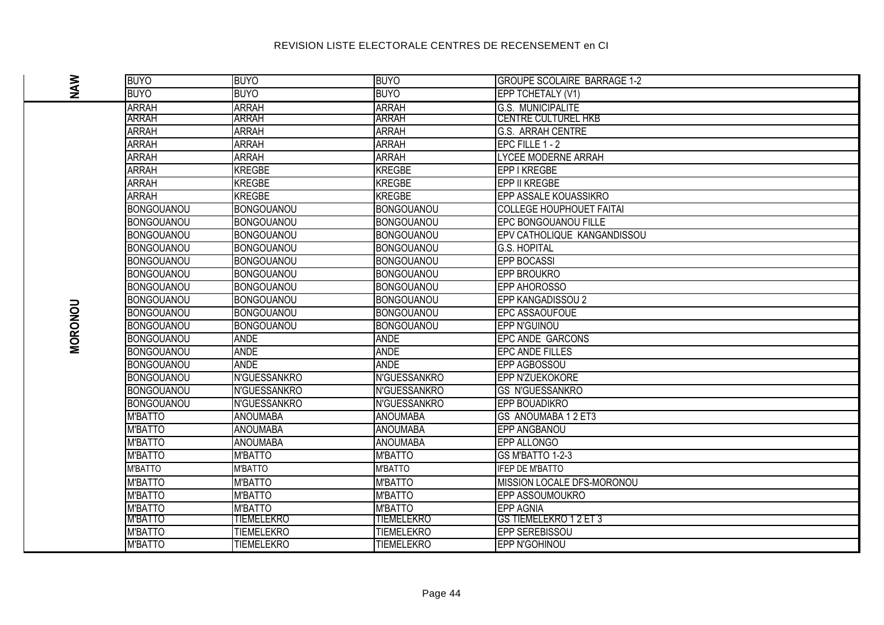# REVISION LISTE ELECTORALE CENTRES DE RECENSEMENT en CI

| | | | | |
|---|---|---|---|---|
| NAW | BUYO | BUYO | BUYO | GROUPE SCOLAIRE BARRAGE 1-2 |
| NAW | BUYO | BUYO | BUYO | EPP TCHETALY (V1) |
| MORONOU | ARRAH | ARRAH | ARRAH | G.S. MUNICIPALITE |
| MORONOU | ARRAH | ARRAH | ARRAH | CENTRE CULTUREL HKB |
| MORONOU | ARRAH | ARRAH | ARRAH | G.S. ARRAH CENTRE |
| MORONOU | ARRAH | ARRAH | ARRAH | EPC FILLE 1 - 2 |
| MORONOU | ARRAH | ARRAH | ARRAH | LYCEE MODERNE ARRAH |
| MORONOU | ARRAH | KREGBE | KREGBE | EPP I KREGBE |
| MORONOU | ARRAH | KREGBE | KREGBE | EPP II KREGBE |
| MORONOU | ARRAH | KREGBE | KREGBE | EPP ASSALE KOUASSIKRO |
| MORONOU | BONGOUANOU | BONGOUANOU | BONGOUANOU | COLLEGE HOUPHOUET FAITAI |
| MORONOU | BONGOUANOU | BONGOUANOU | BONGOUANOU | EPC BONGOUANOU FILLE |
| MORONOU | BONGOUANOU | BONGOUANOU | BONGOUANOU | EPV CATHOLIQUE KANGANDISSOU |
| MORONOU | BONGOUANOU | BONGOUANOU | BONGOUANOU | G.S. HOPITAL |
| MORONOU | BONGOUANOU | BONGOUANOU | BONGOUANOU | EPP BOCASSI |
| MORONOU | BONGOUANOU | BONGOUANOU | BONGOUANOU | EPP BROUKRO |
| MORONOU | BONGOUANOU | BONGOUANOU | BONGOUANOU | EPP AHOROSSO |
| MORONOU | BONGOUANOU | BONGOUANOU | BONGOUANOU | EPP KANGADISSOU 2 |
| MORONOU | BONGOUANOU | BONGOUANOU | BONGOUANOU | EPC ASSAOUFOUE |
| MORONOU | BONGOUANOU | BONGOUANOU | BONGOUANOU | EPP N'GUINOU |
| MORONOU | BONGOUANOU | ANDE | ANDE | EPC ANDE GARCONS |
| MORONOU | BONGOUANOU | ANDE | ANDE | EPC ANDE FILLES |
| MORONOU | BONGOUANOU | ANDE | ANDE | EPP AGBOSSOU |
| MORONOU | BONGOUANOU | N'GUESSANKRO | N'GUESSANKRO | EPP N'ZUEKOKORE |
| MORONOU | BONGOUANOU | N'GUESSANKRO | N'GUESSANKRO | GS N'GUESSANKRO |
| MORONOU | BONGOUANOU | N'GUESSANKRO | N'GUESSANKRO | EPP BOUADIKRO |
| MORONOU | M'BATTO | ANOUMABA | ANOUMABA | GS ANOUMABA 1 2 ET3 |
| MORONOU | M'BATTO | ANOUMABA | ANOUMABA | EPP ANGBANOU |
| MORONOU | M'BATTO | ANOUMABA | ANOUMABA | EPP ALLONGO |
| MORONOU | M'BATTO | M'BATTO | M'BATTO | GS M'BATTO 1-2-3 |
| MORONOU | M'BATTO | M'BATTO | M'BATTO | IFEP DE M'BATTO |
| MORONOU | M'BATTO | M'BATTO | M'BATTO | MISSION LOCALE DFS-MORONOU |
| MORONOU | M'BATTO | M'BATTO | M'BATTO | EPP ASSOUMOUKRO |
| MORONOU | M'BATTO | M'BATTO | M'BATTO | EPP AGNIA |
| MORONOU | M'BATTO | TIEMELEKRO | TIEMELEKRO | GS TIEMELEKRO 1 2 ET 3 |
| MORONOU | M'BATTO | TIEMELEKRO | TIEMELEKRO | EPP SEREBISSOU |
| MORONOU | M'BATTO | TIEMELEKRO | TIEMELEKRO | EPP N'GOHINOU |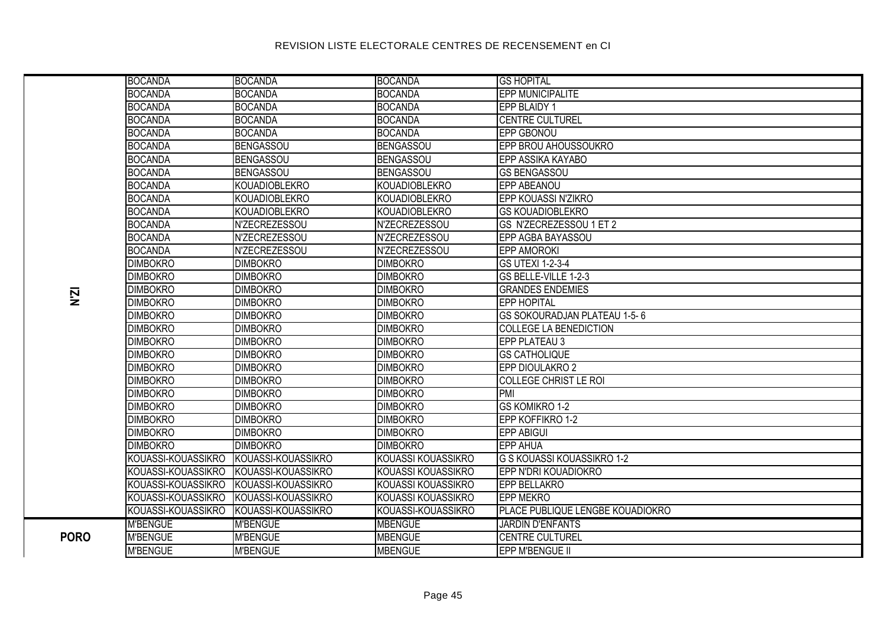# REVISION LISTE ELECTORALE CENTRES DE RECENSEMENT en CI

| | | | | |
|---|---|---|---|---|
| N'ZI | BOCANDA | BOCANDA | BOCANDA | GS HOPITAL |
| | BOCANDA | BOCANDA | BOCANDA | EPP MUNICIPALITE |
| | BOCANDA | BOCANDA | BOCANDA | EPP BLAIDY 1 |
| | BOCANDA | BOCANDA | BOCANDA | CENTRE CULTUREL |
| | BOCANDA | BOCANDA | BOCANDA | EPP GBONOU |
| | BOCANDA | BENGASSOU | BENGASSOU | EPP BROU AHOUSSOUKRO |
| | BOCANDA | BENGASSOU | BENGASSOU | EPP ASSIKA KAYABO |
| | BOCANDA | BENGASSOU | BENGASSOU | GS BENGASSOU |
| | BOCANDA | KOUADIOBLEKRO | KOUADIOBLEKRO | EPP ABEANOU |
| | BOCANDA | KOUADIOBLEKRO | KOUADIOBLEKRO | EPP KOUASSI N'ZIKRO |
| | BOCANDA | KOUADIOBLEKRO | KOUADIOBLEKRO | GS KOUADIOBLEKRO |
| | BOCANDA | N'ZECREZESSOU | N'ZECREZESSOU | GS N'ZECREZESSOU 1 ET 2 |
| | BOCANDA | N'ZECREZESSOU | N'ZECREZESSOU | EPP AGBA BAYASSOU |
| | BOCANDA | N'ZECREZESSOU | N'ZECREZESSOU | EPP AMOROKI |
| | DIMBOKRO | DIMBOKRO | DIMBOKRO | GS UTEXI 1-2-3-4 |
| | DIMBOKRO | DIMBOKRO | DIMBOKRO | GS BELLE-VILLE 1-2-3 |
| | DIMBOKRO | DIMBOKRO | DIMBOKRO | GRANDES ENDEMIES |
| | DIMBOKRO | DIMBOKRO | DIMBOKRO | EPP HOPITAL |
| | DIMBOKRO | DIMBOKRO | DIMBOKRO | GS SOKOURADJAN PLATEAU 1-5- 6 |
| | DIMBOKRO | DIMBOKRO | DIMBOKRO | COLLEGE LA BENEDICTION |
| | DIMBOKRO | DIMBOKRO | DIMBOKRO | EPP PLATEAU 3 |
| | DIMBOKRO | DIMBOKRO | DIMBOKRO | GS CATHOLIQUE |
| | DIMBOKRO | DIMBOKRO | DIMBOKRO | EPP DIOULAKRO 2 |
| | DIMBOKRO | DIMBOKRO | DIMBOKRO | COLLEGE CHRIST LE ROI |
| | DIMBOKRO | DIMBOKRO | DIMBOKRO | PMI |
| | DIMBOKRO | DIMBOKRO | DIMBOKRO | GS KOMIKRO 1-2 |
| | DIMBOKRO | DIMBOKRO | DIMBOKRO | EPP KOFFIKRO 1-2 |
| | DIMBOKRO | DIMBOKRO | DIMBOKRO | EPP ABIGUI |
| | DIMBOKRO | DIMBOKRO | DIMBOKRO | EPP AHUA |
| | KOUASSI-KOUASSIKRO | KOUASSI-KOUASSIKRO | KOUASSI KOUASSIKRO | G S KOUASSI KOUASSIKRO 1-2 |
| | KOUASSI-KOUASSIKRO | KOUASSI-KOUASSIKRO | KOUASSI KOUASSIKRO | EPP N'DRI KOUADIOKRO |
| | KOUASSI-KOUASSIKRO | KOUASSI-KOUASSIKRO | KOUASSI KOUASSIKRO | EPP BELLAKRO |
| | KOUASSI-KOUASSIKRO | KOUASSI-KOUASSIKRO | KOUASSI KOUASSIKRO | EPP MEKRO |
| | KOUASSI-KOUASSIKRO | KOUASSI-KOUASSIKRO | KOUASSI-KOUASSIKRO | PLACE PUBLIQUE LENGBE KOUADIOKRO |
| PORO | M'BENGUE | M'BENGUE | MBENGUE | JARDIN D'ENFANTS |
| | M'BENGUE | M'BENGUE | MBENGUE | CENTRE CULTUREL |
| | M'BENGUE | M'BENGUE | MBENGUE | EPP M'BENGUE II |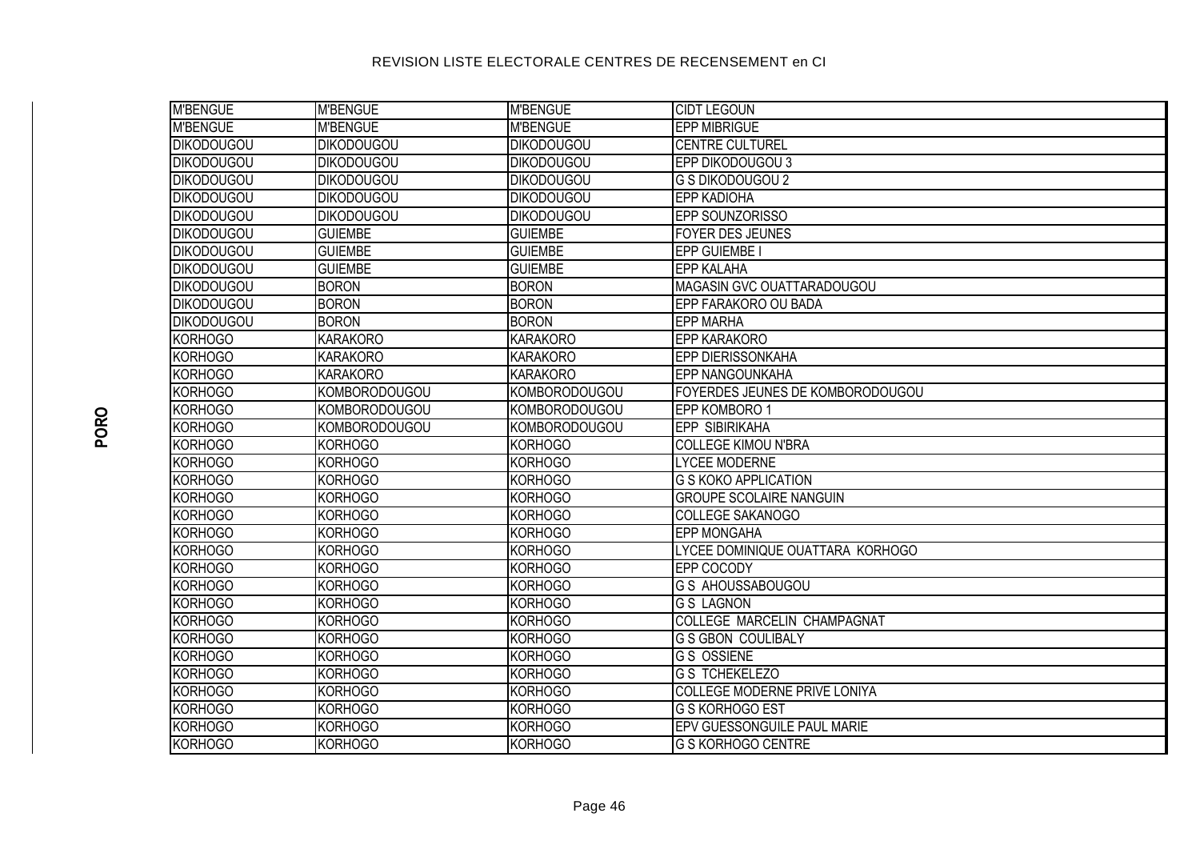REVISION LISTE ELECTORALE CENTRES DE RECENSEMENT en CI

PORO

| | | | |
|---|---|---|---|
| M'BENGUE | M'BENGUE | M'BENGUE | CIDT LEGOUN |
| M'BENGUE | M'BENGUE | M'BENGUE | EPP MIBRIGUE |
| DIKODOUGOU | DIKODOUGOU | DIKODOUGOU | CENTRE CULTUREL |
| DIKODOUGOU | DIKODOUGOU | DIKODOUGOU | EPP DIKODOUGOU 3 |
| DIKODOUGOU | DIKODOUGOU | DIKODOUGOU | G S DIKODOUGOU 2 |
| DIKODOUGOU | DIKODOUGOU | DIKODOUGOU | EPP KADIOHA |
| DIKODOUGOU | DIKODOUGOU | DIKODOUGOU | EPP SOUNZORISSO |
| DIKODOUGOU | GUIEMBE | GUIEMBE | FOYER DES JEUNES |
| DIKODOUGOU | GUIEMBE | GUIEMBE | EPP GUIEMBE I |
| DIKODOUGOU | GUIEMBE | GUIEMBE | EPP KALAHA |
| DIKODOUGOU | BORON | BORON | MAGASIN GVC OUATTARADOUGOU |
| DIKODOUGOU | BORON | BORON | EPP FARAKORO OU BADA |
| DIKODOUGOU | BORON | BORON | EPP MARHA |
| KORHOGO | KARAKORO | KARAKORO | EPP KARAKORO |
| KORHOGO | KARAKORO | KARAKORO | EPP DIERISSONKAHA |
| KORHOGO | KARAKORO | KARAKORO | EPP NANGOUNKAHA |
| KORHOGO | KOMBORODOUGOU | KOMBORODOUGOU | FOYERDES JEUNES DE KOMBORODOUGOU |
| KORHOGO | KOMBORODOUGOU | KOMBORODOUGOU | EPP KOMBORO 1 |
| KORHOGO | KOMBORODOUGOU | KOMBORODOUGOU | EPP SIBIRIKAHA |
| KORHOGO | KORHOGO | KORHOGO | COLLEGE KIMOU N'BRA |
| KORHOGO | KORHOGO | KORHOGO | LYCEE MODERNE |
| KORHOGO | KORHOGO | KORHOGO | G S KOKO APPLICATION |
| KORHOGO | KORHOGO | KORHOGO | GROUPE SCOLAIRE NANGUIN |
| KORHOGO | KORHOGO | KORHOGO | COLLEGE SAKANOGO |
| KORHOGO | KORHOGO | KORHOGO | EPP MONGAHA |
| KORHOGO | KORHOGO | KORHOGO | LYCEE DOMINIQUE OUATTARA KORHOGO |
| KORHOGO | KORHOGO | KORHOGO | EPP COCODY |
| KORHOGO | KORHOGO | KORHOGO | G S AHOUSSABOUGOU |
| KORHOGO | KORHOGO | KORHOGO | G S LAGNON |
| KORHOGO | KORHOGO | KORHOGO | COLLEGE MARCELIN CHAMPAGNAT |
| KORHOGO | KORHOGO | KORHOGO | G S GBON COULIBALY |
| KORHOGO | KORHOGO | KORHOGO | G S OSSIENE |
| KORHOGO | KORHOGO | KORHOGO | G S TCHEKELEZO |
| KORHOGO | KORHOGO | KORHOGO | COLLEGE MODERNE PRIVE LONIYA |
| KORHOGO | KORHOGO | KORHOGO | G S KORHOGO EST |
| KORHOGO | KORHOGO | KORHOGO | EPV GUESSONGUILE PAUL MARIE |
| KORHOGO | KORHOGO | KORHOGO | G S KORHOGO CENTRE |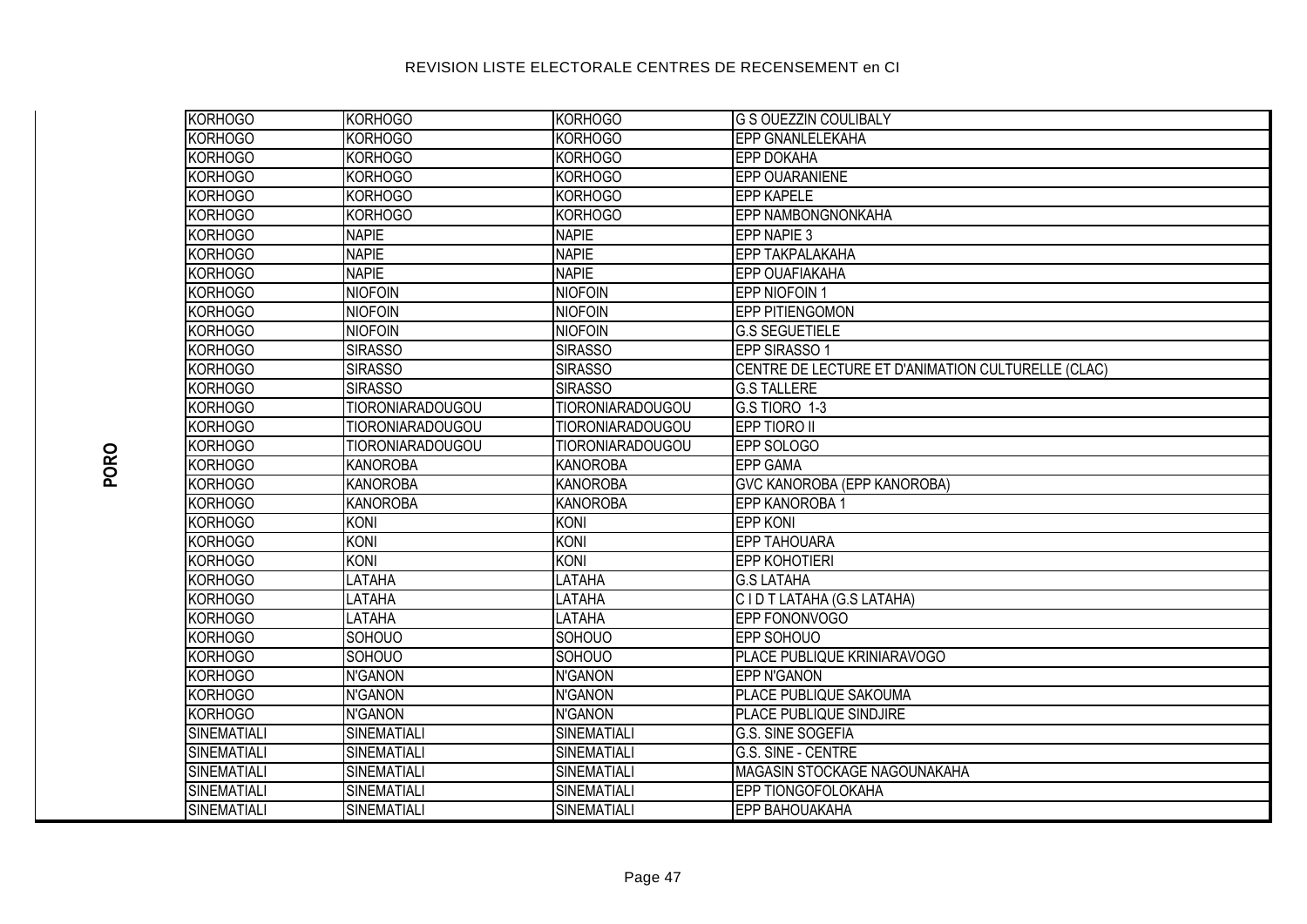REVISION LISTE ELECTORALE CENTRES DE RECENSEMENT en CI

| | | | | |
|---|---|---|---|---|
| PORO | KORHOGO | KORHOGO | KORHOGO | G S OUEZZIN COULIBALY |
| | KORHOGO | KORHOGO | KORHOGO | EPP GNANLELEKAHA |
| | KORHOGO | KORHOGO | KORHOGO | EPP DOKAHA |
| | KORHOGO | KORHOGO | KORHOGO | EPP OUARANIENE |
| | KORHOGO | KORHOGO | KORHOGO | EPP KAPELE |
| | KORHOGO | KORHOGO | KORHOGO | EPP NAMBONGNONKAHA |
| | KORHOGO | NAPIE | NAPIE | EPP NAPIE 3 |
| | KORHOGO | NAPIE | NAPIE | EPP TAKPALAKAHA |
| | KORHOGO | NAPIE | NAPIE | EPP OUAFIAKAHA |
| | KORHOGO | NIOFOIN | NIOFOIN | EPP NIOFOIN 1 |
| | KORHOGO | NIOFOIN | NIOFOIN | EPP PITIENGOMON |
| | KORHOGO | NIOFOIN | NIOFOIN | G.S SEGUETIELE |
| | KORHOGO | SIRASSO | SIRASSO | EPP SIRASSO 1 |
| | KORHOGO | SIRASSO | SIRASSO | CENTRE DE LECTURE ET D'ANIMATION CULTURELLE (CLAC) |
| | KORHOGO | SIRASSO | SIRASSO | G.S TALLERE |
| | KORHOGO | TIORONIARADOUGOU | TIORONIARADOUGOU | G.S TIORO 1-3 |
| | KORHOGO | TIORONIARADOUGOU | TIORONIARADOUGOU | EPP TIORO II |
| | KORHOGO | TIORONIARADOUGOU | TIORONIARADOUGOU | EPP SOLOGO |
| | KORHOGO | KANOROBA | KANOROBA | EPP GAMA |
| | KORHOGO | KANOROBA | KANOROBA | GVC KANOROBA (EPP KANOROBA) |
| | KORHOGO | KANOROBA | KANOROBA | EPP KANOROBA 1 |
| | KORHOGO | KONI | KONI | EPP KONI |
| | KORHOGO | KONI | KONI | EPP TAHOUARA |
| | KORHOGO | KONI | KONI | EPP KOHOTIERI |
| | KORHOGO | LATAHA | LATAHA | G.S LATAHA |
| | KORHOGO | LATAHA | LATAHA | C I D T LATAHA (G.S LATAHA) |
| | KORHOGO | LATAHA | LATAHA | EPP FONONVOGO |
| | KORHOGO | SOHOUO | SOHOUO | EPP SOHOUO |
| | KORHOGO | SOHOUO | SOHOUO | PLACE PUBLIQUE KRINIARAVOGO |
| | KORHOGO | N'GANON | N'GANON | EPP N'GANON |
| | KORHOGO | N'GANON | N'GANON | PLACE PUBLIQUE SAKOUMA |
| | KORHOGO | N'GANON | N'GANON | PLACE PUBLIQUE SINDJIRE |
| | SINEMATIALI | SINEMATIALI | SINEMATIALI | G.S. SINE SOGEFIA |
| | SINEMATIALI | SINEMATIALI | SINEMATIALI | G.S. SINE - CENTRE |
| | SINEMATIALI | SINEMATIALI | SINEMATIALI | MAGASIN STOCKAGE NAGOUNAKAHA |
| | SINEMATIALI | SINEMATIALI | SINEMATIALI | EPP TIONGOFOLOKAHA |
| | SINEMATIALI | SINEMATIALI | SINEMATIALI | EPP BAHOUAKAHA |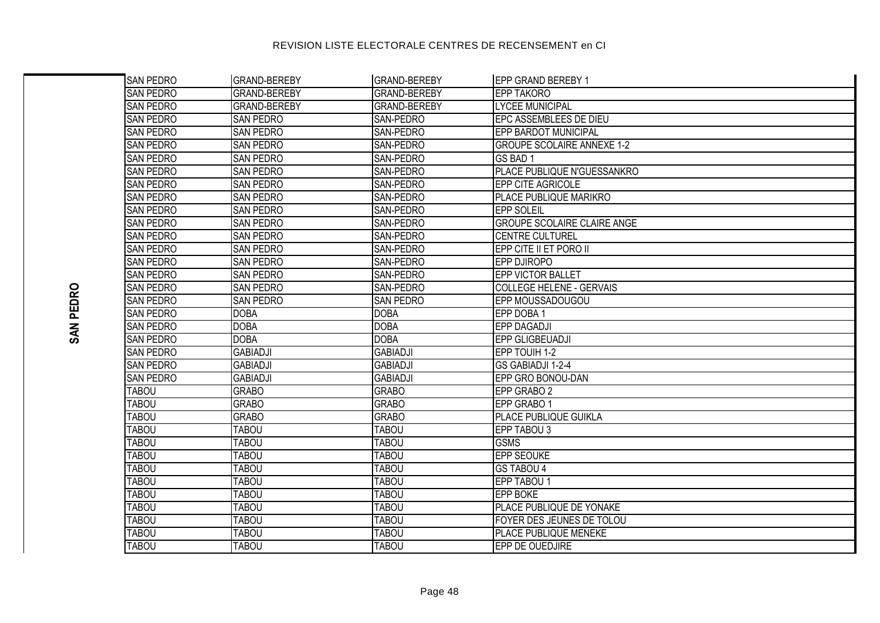REVISION LISTE ELECTORALE CENTRES DE RECENSEMENT en CI

**SAN PEDRO**

| | | | |
|---|---|---|---|
| SAN PEDRO | GRAND-BEREBY | GRAND-BEREBY | EPP GRAND BEREBY 1 |
| SAN PEDRO | GRAND-BEREBY | GRAND-BEREBY | EPP TAKORO |
| SAN PEDRO | GRAND-BEREBY | GRAND-BEREBY | LYCEE MUNICIPAL |
| SAN PEDRO | SAN PEDRO | SAN-PEDRO | EPC ASSEMBLEES DE DIEU |
| SAN PEDRO | SAN PEDRO | SAN-PEDRO | EPP BARDOT MUNICIPAL |
| SAN PEDRO | SAN PEDRO | SAN-PEDRO | GROUPE SCOLAIRE ANNEXE 1-2 |
| SAN PEDRO | SAN PEDRO | SAN-PEDRO | GS BAD 1 |
| SAN PEDRO | SAN PEDRO | SAN-PEDRO | PLACE PUBLIQUE N'GUESSANKRO |
| SAN PEDRO | SAN PEDRO | SAN-PEDRO | EPP CITE AGRICOLE |
| SAN PEDRO | SAN PEDRO | SAN-PEDRO | PLACE PUBLIQUE MARIKRO |
| SAN PEDRO | SAN PEDRO | SAN-PEDRO | EPP SOLEIL |
| SAN PEDRO | SAN PEDRO | SAN-PEDRO | GROUPE SCOLAIRE CLAIRE ANGE |
| SAN PEDRO | SAN PEDRO | SAN-PEDRO | CENTRE CULTUREL |
| SAN PEDRO | SAN PEDRO | SAN-PEDRO | EPP CITE II ET PORO II |
| SAN PEDRO | SAN PEDRO | SAN-PEDRO | EPP DJIROPO |
| SAN PEDRO | SAN PEDRO | SAN-PEDRO | EPP VICTOR BALLET |
| SAN PEDRO | SAN PEDRO | SAN-PEDRO | COLLEGE HELENE - GERVAIS |
| SAN PEDRO | SAN PEDRO | SAN PEDRO | EPP MOUSSADOUGOU |
| SAN PEDRO | DOBA | DOBA | EPP DOBA 1 |
| SAN PEDRO | DOBA | DOBA | EPP DAGADJI |
| SAN PEDRO | DOBA | DOBA | EPP GLIGBEUADJI |
| SAN PEDRO | GABIADJI | GABIADJI | EPP TOUIH 1-2 |
| SAN PEDRO | GABIADJI | GABIADJI | GS GABIADJI 1-2-4 |
| SAN PEDRO | GABIADJI | GABIADJI | EPP GRO BONOU-DAN |
| TABOU | GRABO | GRABO | EPP GRABO 2 |
| TABOU | GRABO | GRABO | EPP GRABO 1 |
| TABOU | GRABO | GRABO | PLACE PUBLIQUE GUIKLA |
| TABOU | TABOU | TABOU | EPP TABOU 3 |
| TABOU | TABOU | TABOU | GSMS |
| TABOU | TABOU | TABOU | EPP SEOUKE |
| TABOU | TABOU | TABOU | GS TABOU 4 |
| TABOU | TABOU | TABOU | EPP TABOU 1 |
| TABOU | TABOU | TABOU | EPP BOKE |
| TABOU | TABOU | TABOU | PLACE PUBLIQUE DE YONAKE |
| TABOU | TABOU | TABOU | FOYER DES JEUNES DE TOLOU |
| TABOU | TABOU | TABOU | PLACE PUBLIQUE MENEKE |
| TABOU | TABOU | TABOU | EPP DE OUEDJIRE |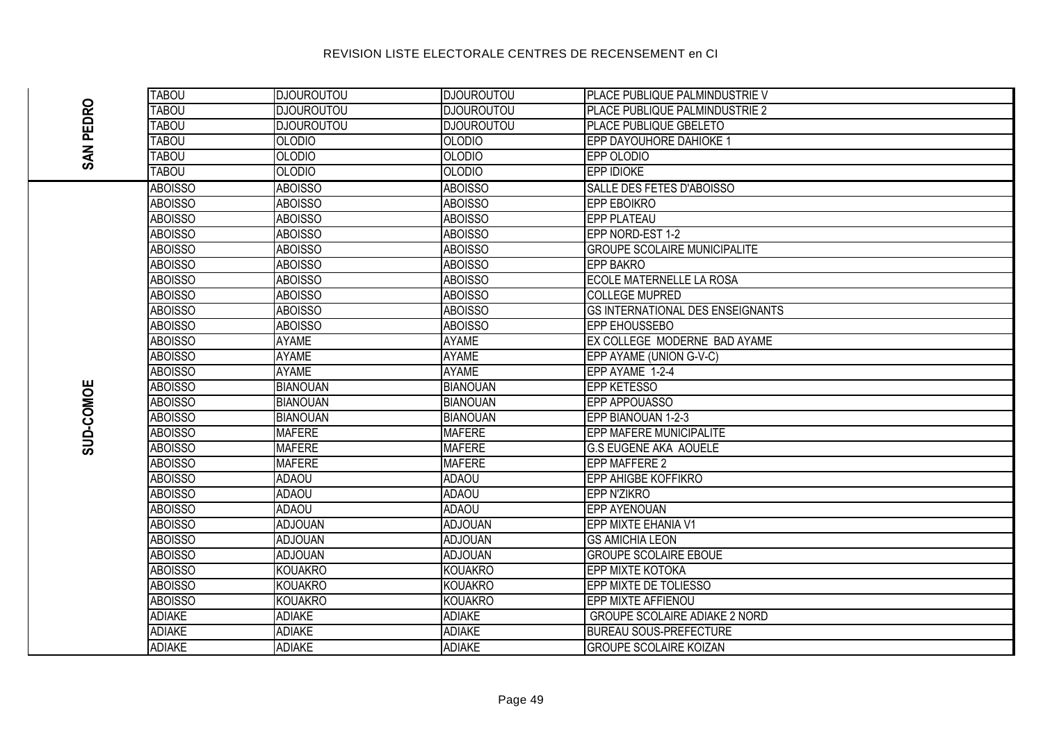REVISION LISTE ELECTORALE CENTRES DE RECENSEMENT en CI

| | | | | |
|---|---|---|---|---|
| SAN PEDRO | TABOU | DJOUROUTOU | DJOUROUTOU | PLACE PUBLIQUE PALMINDUSTRIE V |
| | TABOU | DJOUROUTOU | DJOUROUTOU | PLACE PUBLIQUE PALMINDUSTRIE 2 |
| | TABOU | DJOUROUTOU | DJOUROUTOU | PLACE PUBLIQUE GBELETO |
| | TABOU | OLODIO | OLODIO | EPP DAYOUHORE DAHIOKE 1 |
| | TABOU | OLODIO | OLODIO | EPP OLODIO |
| | TABOU | OLODIO | OLODIO | EPP IDIOKE |
| SUD-COMOE | ABOISSO | ABOISSO | ABOISSO | SALLE DES FETES D'ABOISSO |
| | ABOISSO | ABOISSO | ABOISSO | EPP EBOIKRO |
| | ABOISSO | ABOISSO | ABOISSO | EPP PLATEAU |
| | ABOISSO | ABOISSO | ABOISSO | EPP NORD-EST 1-2 |
| | ABOISSO | ABOISSO | ABOISSO | GROUPE SCOLAIRE MUNICIPALITE |
| | ABOISSO | ABOISSO | ABOISSO | EPP BAKRO |
| | ABOISSO | ABOISSO | ABOISSO | ECOLE MATERNELLE LA ROSA |
| | ABOISSO | ABOISSO | ABOISSO | COLLEGE MUPRED |
| | ABOISSO | ABOISSO | ABOISSO | GS INTERNATIONAL DES ENSEIGNANTS |
| | ABOISSO | ABOISSO | ABOISSO | EPP EHOUSSEBO |
| | ABOISSO | AYAME | AYAME | EX COLLEGE MODERNE BAD AYAME |
| | ABOISSO | AYAME | AYAME | EPP AYAME (UNION G-V-C) |
| | ABOISSO | AYAME | AYAME | EPP AYAME 1-2-4 |
| | ABOISSO | BIANOUAN | BIANOUAN | EPP KETESSO |
| | ABOISSO | BIANOUAN | BIANOUAN | EPP APPOUASSO |
| | ABOISSO | BIANOUAN | BIANOUAN | EPP BIANOUAN 1-2-3 |
| | ABOISSO | MAFERE | MAFERE | EPP MAFERE MUNICIPALITE |
| | ABOISSO | MAFERE | MAFERE | G.S EUGENE AKA AOUELE |
| | ABOISSO | MAFERE | MAFERE | EPP MAFFERE 2 |
| | ABOISSO | ADAOU | ADAOU | EPP AHIGBE KOFFIKRO |
| | ABOISSO | ADAOU | ADAOU | EPP N'ZIKRO |
| | ABOISSO | ADAOU | ADAOU | EPP AYENOUAN |
| | ABOISSO | ADJOUAN | ADJOUAN | EPP MIXTE EHANIA V1 |
| | ABOISSO | ADJOUAN | ADJOUAN | GS AMICHIA LEON |
| | ABOISSO | ADJOUAN | ADJOUAN | GROUPE SCOLAIRE EBOUE |
| | ABOISSO | KOUAKRO | KOUAKRO | EPP MIXTE KOTOKA |
| | ABOISSO | KOUAKRO | KOUAKRO | EPP MIXTE DE TOLIESSO |
| | ABOISSO | KOUAKRO | KOUAKRO | EPP MIXTE AFFIENOU |
| | ADIAKE | ADIAKE | ADIAKE | GROUPE SCOLAIRE ADIAKE 2 NORD |
| | ADIAKE | ADIAKE | ADIAKE | BUREAU SOUS-PREFECTURE |
| | ADIAKE | ADIAKE | ADIAKE | GROUPE SCOLAIRE KOIZAN |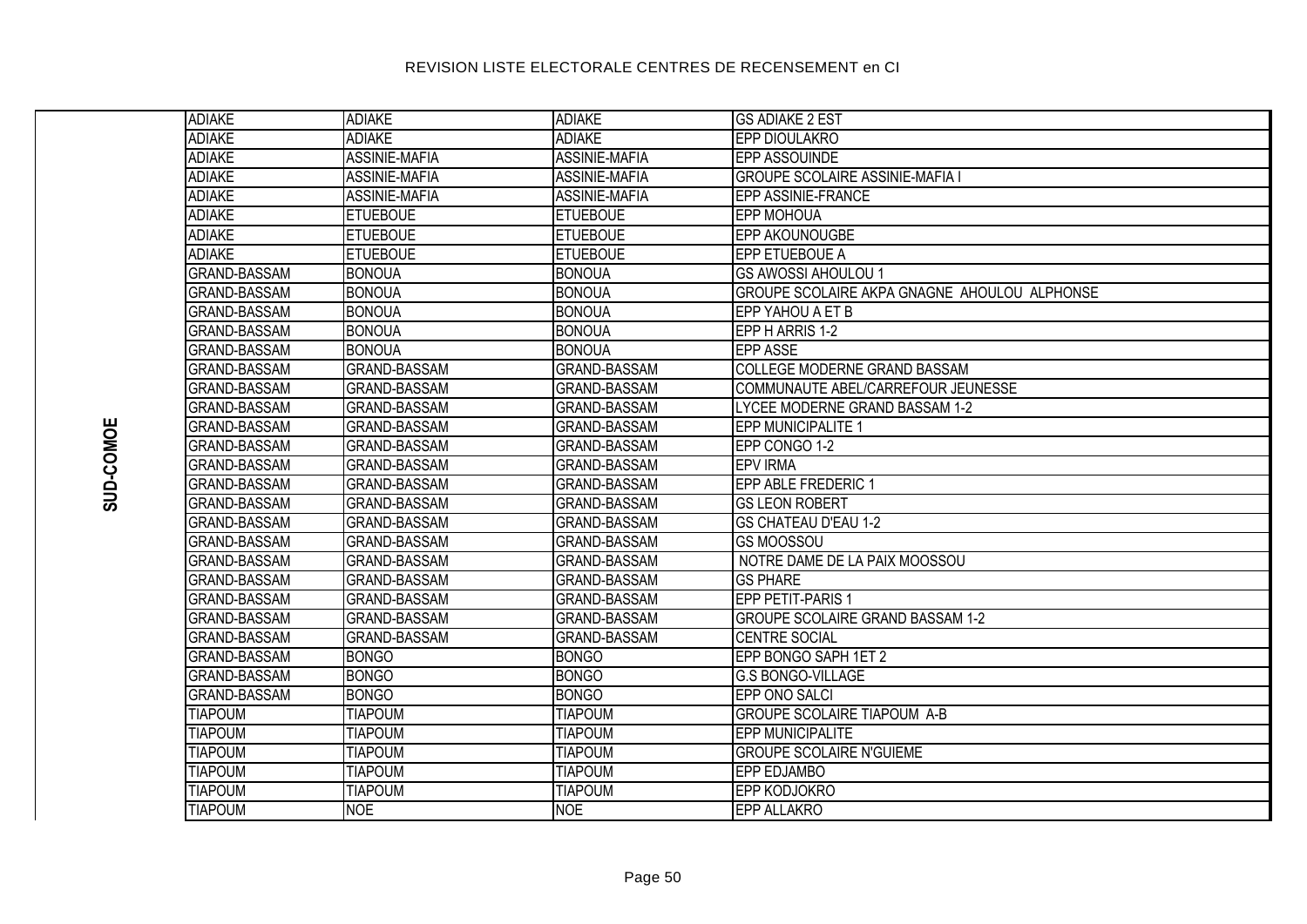# REVISION LISTE ELECTORALE CENTRES DE RECENSEMENT en CI

| | | | | |
|---|---|---|---|---|
| SUD-COMOE | ADIAKE | ADIAKE | ADIAKE | GS ADIAKE 2 EST |
| | ADIAKE | ADIAKE | ADIAKE | EPP DIOULAKRO |
| | ADIAKE | ASSINIE-MAFIA | ASSINIE-MAFIA | EPP ASSOUINDE |
| | ADIAKE | ASSINIE-MAFIA | ASSINIE-MAFIA | GROUPE SCOLAIRE ASSINIE-MAFIA I |
| | ADIAKE | ASSINIE-MAFIA | ASSINIE-MAFIA | EPP ASSINIE-FRANCE |
| | ADIAKE | ETUEBOUE | ETUEBOUE | EPP MOHOUA |
| | ADIAKE | ETUEBOUE | ETUEBOUE | EPP AKOUNOUGBE |
| | ADIAKE | ETUEBOUE | ETUEBOUE | EPP ETUEBOUE A |
| | GRAND-BASSAM | BONOUA | BONOUA | GS AWOSSI AHOULOU 1 |
| | GRAND-BASSAM | BONOUA | BONOUA | GROUPE SCOLAIRE AKPA GNAGNE AHOULOU ALPHONSE |
| | GRAND-BASSAM | BONOUA | BONOUA | EPP YAHOU A ET B |
| | GRAND-BASSAM | BONOUA | BONOUA | EPP H ARRIS 1-2 |
| | GRAND-BASSAM | BONOUA | BONOUA | EPP ASSE |
| | GRAND-BASSAM | GRAND-BASSAM | GRAND-BASSAM | COLLEGE MODERNE GRAND BASSAM |
| | GRAND-BASSAM | GRAND-BASSAM | GRAND-BASSAM | COMMUNAUTE ABEL/CARREFOUR JEUNESSE |
| | GRAND-BASSAM | GRAND-BASSAM | GRAND-BASSAM | LYCEE MODERNE GRAND BASSAM 1-2 |
| | GRAND-BASSAM | GRAND-BASSAM | GRAND-BASSAM | EPP MUNICIPALITE 1 |
| | GRAND-BASSAM | GRAND-BASSAM | GRAND-BASSAM | EPP CONGO 1-2 |
| | GRAND-BASSAM | GRAND-BASSAM | GRAND-BASSAM | EPV IRMA |
| | GRAND-BASSAM | GRAND-BASSAM | GRAND-BASSAM | EPP ABLE FREDERIC 1 |
| | GRAND-BASSAM | GRAND-BASSAM | GRAND-BASSAM | GS LEON ROBERT |
| | GRAND-BASSAM | GRAND-BASSAM | GRAND-BASSAM | GS CHATEAU D'EAU 1-2 |
| | GRAND-BASSAM | GRAND-BASSAM | GRAND-BASSAM | GS MOOSSOU |
| | GRAND-BASSAM | GRAND-BASSAM | GRAND-BASSAM | NOTRE DAME DE LA PAIX MOOSSOU |
| | GRAND-BASSAM | GRAND-BASSAM | GRAND-BASSAM | GS PHARE |
| | GRAND-BASSAM | GRAND-BASSAM | GRAND-BASSAM | EPP PETIT-PARIS 1 |
| | GRAND-BASSAM | GRAND-BASSAM | GRAND-BASSAM | GROUPE SCOLAIRE GRAND BASSAM 1-2 |
| | GRAND-BASSAM | GRAND-BASSAM | GRAND-BASSAM | CENTRE SOCIAL |
| | GRAND-BASSAM | BONGO | BONGO | EPP BONGO SAPH 1ET 2 |
| | GRAND-BASSAM | BONGO | BONGO | G.S BONGO-VILLAGE |
| | GRAND-BASSAM | BONGO | BONGO | EPP ONO SALCI |
| | TIAPOUM | TIAPOUM | TIAPOUM | GROUPE SCOLAIRE TIAPOUM A-B |
| | TIAPOUM | TIAPOUM | TIAPOUM | EPP MUNICIPALITE |
| | TIAPOUM | TIAPOUM | TIAPOUM | GROUPE SCOLAIRE N'GUIEME |
| | TIAPOUM | TIAPOUM | TIAPOUM | EPP EDJAMBO |
| | TIAPOUM | TIAPOUM | TIAPOUM | EPP KODJOKRO |
| | TIAPOUM | NOE | NOE | EPP ALLAKRO |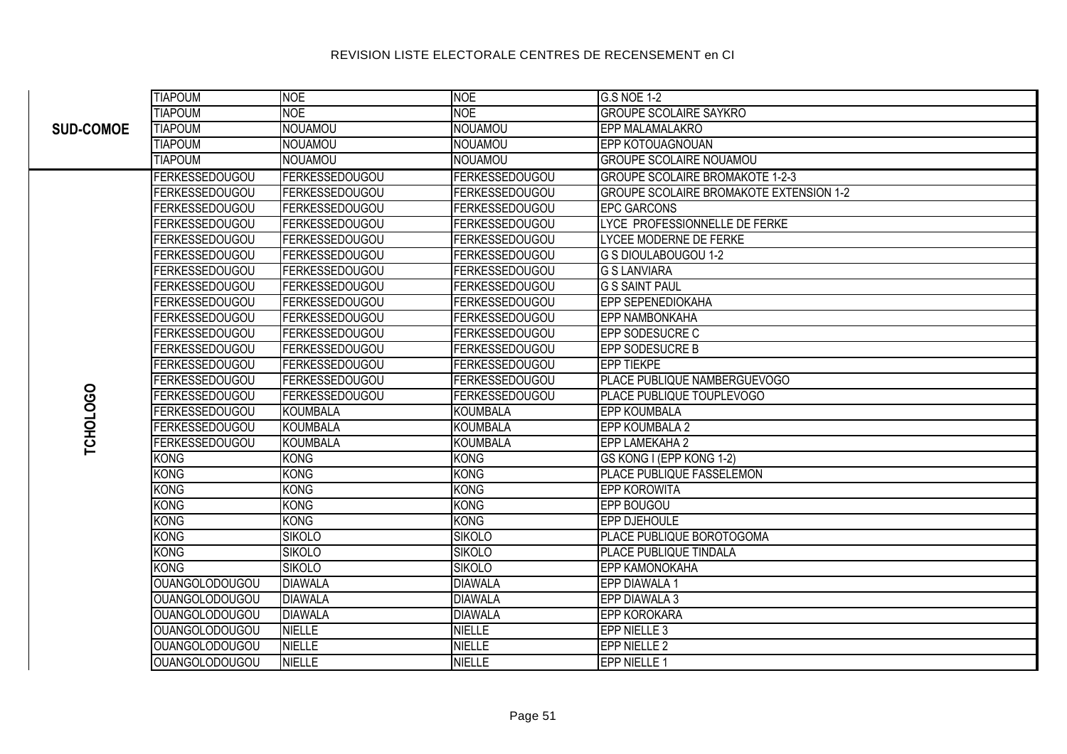REVISION LISTE ELECTORALE CENTRES DE RECENSEMENT en CI

| | | | | |
|---|---|---|---|---|
| SUD-COMOE | TIAPOUM | NOE | NOE | G.S NOE 1-2 |
| | TIAPOUM | NOE | NOE | GROUPE SCOLAIRE SAYKRO |
| | TIAPOUM | NOUAMOU | NOUAMOU | EPP MALAMALAKRO |
| | TIAPOUM | NOUAMOU | NOUAMOU | EPP KOTOUAGNOUAN |
| | TIAPOUM | NOUAMOU | NOUAMOU | GROUPE SCOLAIRE NOUAMOU |
| TCHOLOGO | FERKESSEDOUGOU | FERKESSEDOUGOU | FERKESSEDOUGOU | GROUPE SCOLAIRE BROMAKOTE 1-2-3 |
| | FERKESSEDOUGOU | FERKESSEDOUGOU | FERKESSEDOUGOU | GROUPE SCOLAIRE BROMAKOTE EXTENSION 1-2 |
| | FERKESSEDOUGOU | FERKESSEDOUGOU | FERKESSEDOUGOU | EPC GARCONS |
| | FERKESSEDOUGOU | FERKESSEDOUGOU | FERKESSEDOUGOU | LYCE PROFESSIONNELLE DE FERKE |
| | FERKESSEDOUGOU | FERKESSEDOUGOU | FERKESSEDOUGOU | LYCEE MODERNE DE FERKE |
| | FERKESSEDOUGOU | FERKESSEDOUGOU | FERKESSEDOUGOU | G S DIOULABOUGOU 1-2 |
| | FERKESSEDOUGOU | FERKESSEDOUGOU | FERKESSEDOUGOU | G S LANVIARA |
| | FERKESSEDOUGOU | FERKESSEDOUGOU | FERKESSEDOUGOU | G S SAINT PAUL |
| | FERKESSEDOUGOU | FERKESSEDOUGOU | FERKESSEDOUGOU | EPP SEPENEDIOKAHA |
| | FERKESSEDOUGOU | FERKESSEDOUGOU | FERKESSEDOUGOU | EPP NAMBONKAHA |
| | FERKESSEDOUGOU | FERKESSEDOUGOU | FERKESSEDOUGOU | EPP SODESUCRE C |
| | FERKESSEDOUGOU | FERKESSEDOUGOU | FERKESSEDOUGOU | EPP SODESUCRE B |
| | FERKESSEDOUGOU | FERKESSEDOUGOU | FERKESSEDOUGOU | EPP TIEKPE |
| | FERKESSEDOUGOU | FERKESSEDOUGOU | FERKESSEDOUGOU | PLACE PUBLIQUE NAMBERGUEVOGO |
| | FERKESSEDOUGOU | FERKESSEDOUGOU | FERKESSEDOUGOU | PLACE PUBLIQUE TOUPLEVOGO |
| | FERKESSEDOUGOU | KOUMBALA | KOUMBALA | EPP KOUMBALA |
| | FERKESSEDOUGOU | KOUMBALA | KOUMBALA | EPP KOUMBALA 2 |
| | FERKESSEDOUGOU | KOUMBALA | KOUMBALA | EPP LAMEKAHA 2 |
| | KONG | KONG | KONG | GS KONG I (EPP KONG 1-2) |
| | KONG | KONG | KONG | PLACE PUBLIQUE FASSELEMON |
| | KONG | KONG | KONG | EPP KOROWITA |
| | KONG | KONG | KONG | EPP BOUGOU |
| | KONG | KONG | KONG | EPP DJEHOULE |
| | KONG | SIKOLO | SIKOLO | PLACE PUBLIQUE BOROTOGOMA |
| | KONG | SIKOLO | SIKOLO | PLACE PUBLIQUE TINDALA |
| | KONG | SIKOLO | SIKOLO | EPP KAMONOKAHA |
| | OUANGOLODOUGOU | DIAWALA | DIAWALA | EPP DIAWALA 1 |
| | OUANGOLODOUGOU | DIAWALA | DIAWALA | EPP DIAWALA 3 |
| | OUANGOLODOUGOU | DIAWALA | DIAWALA | EPP KOROKARA |
| | OUANGOLODOUGOU | NIELLE | NIELLE | EPP NIELLE 3 |
| | OUANGOLODOUGOU | NIELLE | NIELLE | EPP NIELLE 2 |
| | OUANGOLODOUGOU | NIELLE | NIELLE | EPP NIELLE 1 |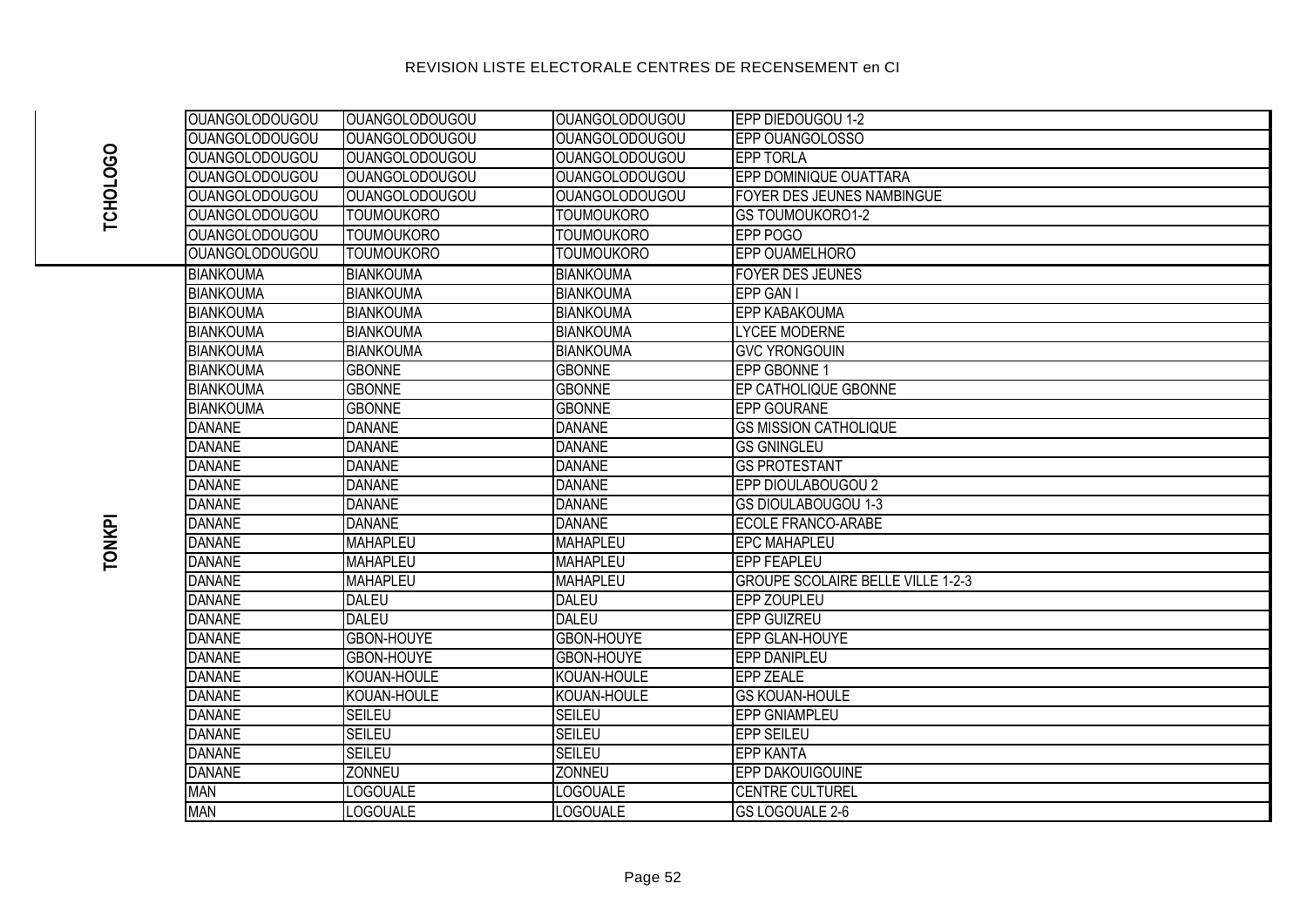# REVISION LISTE ELECTORALE CENTRES DE RECENSEMENT en CI

| | | | | |
|---|---|---|---|---|
| TCHOLOGO | OUANGOLODOUGOU | OUANGOLODOUGOU | OUANGOLODOUGOU | EPP DIEDOUGOU 1-2 |
| | OUANGOLODOUGOU | OUANGOLODOUGOU | OUANGOLODOUGOU | EPP OUANGOLOSSO |
| | OUANGOLODOUGOU | OUANGOLODOUGOU | OUANGOLODOUGOU | EPP TORLA |
| | OUANGOLODOUGOU | OUANGOLODOUGOU | OUANGOLODOUGOU | EPP DOMINIQUE OUATTARA |
| | OUANGOLODOUGOU | OUANGOLODOUGOU | OUANGOLODOUGOU | FOYER DES JEUNES NAMBINGUE |
| | OUANGOLODOUGOU | TOUMOUKORO | TOUMOUKORO | GS TOUMOUKORO1-2 |
| | OUANGOLODOUGOU | TOUMOUKORO | TOUMOUKORO | EPP POGO |
| | OUANGOLODOUGOU | TOUMOUKORO | TOUMOUKORO | EPP OUAMELHORO |
| TONKPI | BIANKOUMA | BIANKOUMA | BIANKOUMA | FOYER DES JEUNES |
| | BIANKOUMA | BIANKOUMA | BIANKOUMA | EPP GAN I |
| | BIANKOUMA | BIANKOUMA | BIANKOUMA | EPP KABAKOUMA |
| | BIANKOUMA | BIANKOUMA | BIANKOUMA | LYCEE MODERNE |
| | BIANKOUMA | BIANKOUMA | BIANKOUMA | GVC YRONGOUIN |
| | BIANKOUMA | GBONNE | GBONNE | EPP GBONNE 1 |
| | BIANKOUMA | GBONNE | GBONNE | EP CATHOLIQUE GBONNE |
| | BIANKOUMA | GBONNE | GBONNE | EPP GOURANE |
| | DANANE | DANANE | DANANE | GS MISSION CATHOLIQUE |
| | DANANE | DANANE | DANANE | GS GNINGLEU |
| | DANANE | DANANE | DANANE | GS PROTESTANT |
| | DANANE | DANANE | DANANE | EPP DIOULABOUGOU 2 |
| | DANANE | DANANE | DANANE | GS DIOULABOUGOU 1-3 |
| | DANANE | DANANE | DANANE | ECOLE FRANCO-ARABE |
| | DANANE | MAHAPLEU | MAHAPLEU | EPC MAHAPLEU |
| | DANANE | MAHAPLEU | MAHAPLEU | EPP FEAPLEU |
| | DANANE | MAHAPLEU | MAHAPLEU | GROUPE SCOLAIRE BELLE VILLE 1-2-3 |
| | DANANE | DALEU | DALEU | EPP ZOUPLEU |
| | DANANE | DALEU | DALEU | EPP GUIZREU |
| | DANANE | GBON-HOUYE | GBON-HOUYE | EPP GLAN-HOUYE |
| | DANANE | GBON-HOUYE | GBON-HOUYE | EPP DANIPLEU |
| | DANANE | KOUAN-HOULE | KOUAN-HOULE | EPP ZEALE |
| | DANANE | KOUAN-HOULE | KOUAN-HOULE | GS KOUAN-HOULE |
| | DANANE | SEILEU | SEILEU | EPP GNIAMPLEU |
| | DANANE | SEILEU | SEILEU | EPP SEILEU |
| | DANANE | SEILEU | SEILEU | EPP KANTA |
| | DANANE | ZONNEU | ZONNEU | EPP DAKOUIGOUINE |
| | MAN | LOGOUALE | LOGOUALE | CENTRE CULTUREL |
| | MAN | LOGOUALE | LOGOUALE | GS LOGOUALE 2-6 |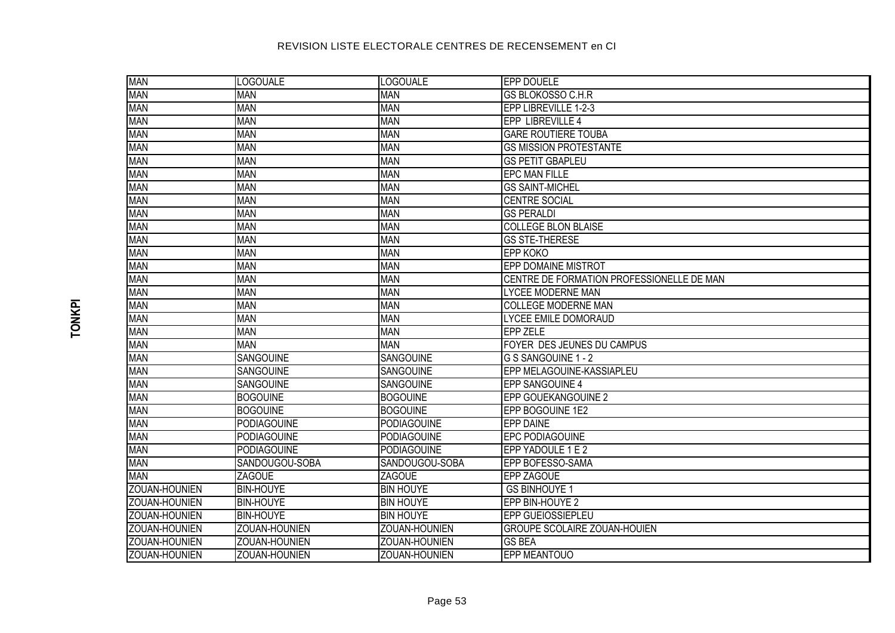# REVISION LISTE ELECTORALE CENTRES DE RECENSEMENT en CI

**TONKPI**

| | | | |
|---|---|---|---|
| MAN | LOGOUALE | LOGOUALE | EPP DOUELE |
| MAN | MAN | MAN | GS BLOKOSSO C.H.R |
| MAN | MAN | MAN | EPP LIBREVILLE 1-2-3 |
| MAN | MAN | MAN | EPP  LIBREVILLE 4 |
| MAN | MAN | MAN | GARE ROUTIERE TOUBA |
| MAN | MAN | MAN | GS MISSION PROTESTANTE |
| MAN | MAN | MAN | GS PETIT GBAPLEU |
| MAN | MAN | MAN | EPC MAN FILLE |
| MAN | MAN | MAN | GS SAINT-MICHEL |
| MAN | MAN | MAN | CENTRE SOCIAL |
| MAN | MAN | MAN | GS PERALDI |
| MAN | MAN | MAN | COLLEGE BLON BLAISE |
| MAN | MAN | MAN | GS STE-THERESE |
| MAN | MAN | MAN | EPP KOKO |
| MAN | MAN | MAN | EPP DOMAINE MISTROT |
| MAN | MAN | MAN | CENTRE DE FORMATION PROFESSIONELLE DE MAN |
| MAN | MAN | MAN | LYCEE MODERNE MAN |
| MAN | MAN | MAN | COLLEGE MODERNE MAN |
| MAN | MAN | MAN | LYCEE EMILE DOMORAUD |
| MAN | MAN | MAN | EPP ZELE |
| MAN | MAN | MAN | FOYER  DES JEUNES DU CAMPUS |
| MAN | SANGOUINE | SANGOUINE | G S SANGOUINE 1 - 2 |
| MAN | SANGOUINE | SANGOUINE | EPP MELAGOUINE-KASSIAPLEU |
| MAN | SANGOUINE | SANGOUINE | EPP SANGOUINE 4 |
| MAN | BOGOUINE | BOGOUINE | EPP GOUEKANGOUINE 2 |
| MAN | BOGOUINE | BOGOUINE | EPP BOGOUINE 1E2 |
| MAN | PODIAGOUINE | PODIAGOUINE | EPP DAINE |
| MAN | PODIAGOUINE | PODIAGOUINE | EPC PODIAGOUINE |
| MAN | PODIAGOUINE | PODIAGOUINE | EPP YADOULE 1 E 2 |
| MAN | SANDOUGOU-SOBA | SANDOUGOU-SOBA | EPP BOFESSO-SAMA |
| MAN | ZAGOUE | ZAGOUE | EPP ZAGOUE |
| ZOUAN-HOUNIEN | BIN-HOUYE | BIN HOUYE | GS BINHOUYE 1 |
| ZOUAN-HOUNIEN | BIN-HOUYE | BIN HOUYE | EPP BIN-HOUYE 2 |
| ZOUAN-HOUNIEN | BIN-HOUYE | BIN HOUYE | EPP GUEIOSSIEPLEU |
| ZOUAN-HOUNIEN | ZOUAN-HOUNIEN | ZOUAN-HOUNIEN | GROUPE SCOLAIRE ZOUAN-HOUIEN |
| ZOUAN-HOUNIEN | ZOUAN-HOUNIEN | ZOUAN-HOUNIEN | GS BEA |
| ZOUAN-HOUNIEN | ZOUAN-HOUNIEN | ZOUAN-HOUNIEN | EPP MEANTOUO |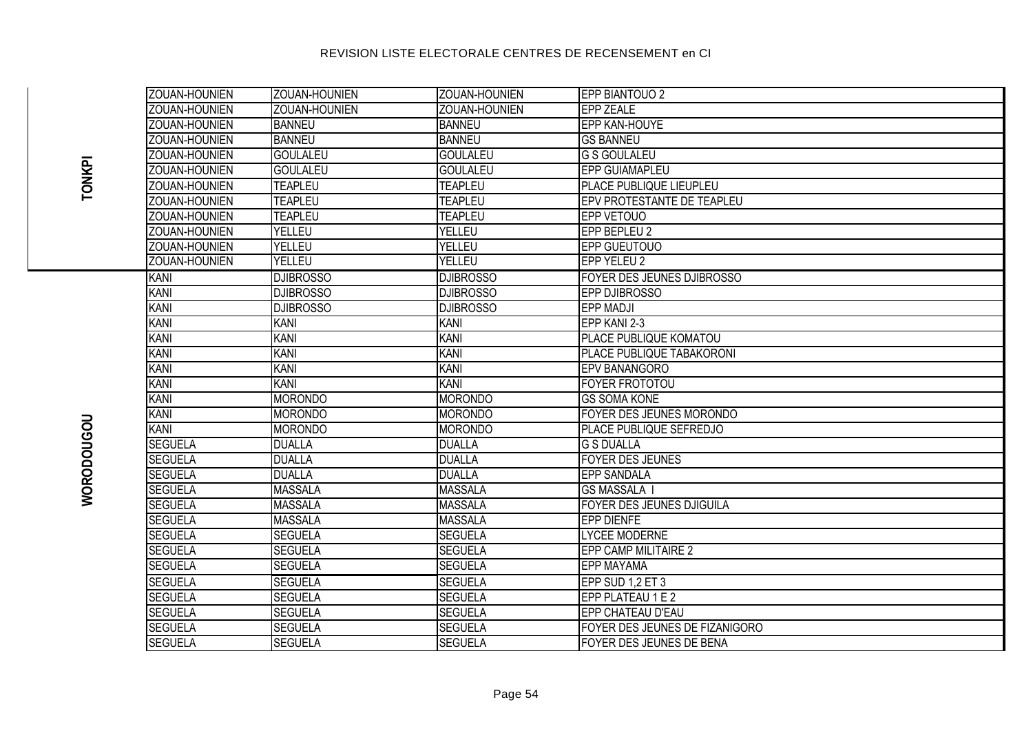| | | | | |
|---|---|---|---|---|
| TONKPI | ZOUAN-HOUNIEN | ZOUAN-HOUNIEN | ZOUAN-HOUNIEN | EPP BIANTOUO 2 |
| TONKPI | ZOUAN-HOUNIEN | ZOUAN-HOUNIEN | ZOUAN-HOUNIEN | EPP ZEALE |
| TONKPI | ZOUAN-HOUNIEN | BANNEU | BANNEU | EPP KAN-HOUYE |
| TONKPI | ZOUAN-HOUNIEN | BANNEU | BANNEU | GS BANNEU |
| TONKPI | ZOUAN-HOUNIEN | GOULALEU | GOULALEU | G S GOULALEU |
| TONKPI | ZOUAN-HOUNIEN | GOULALEU | GOULALEU | EPP GUIAMAPLEU |
| TONKPI | ZOUAN-HOUNIEN | TEAPLEU | TEAPLEU | PLACE PUBLIQUE LIEUPLEU |
| TONKPI | ZOUAN-HOUNIEN | TEAPLEU | TEAPLEU | EPV PROTESTANTE DE TEAPLEU |
| TONKPI | ZOUAN-HOUNIEN | TEAPLEU | TEAPLEU | EPP VETOUO |
| TONKPI | ZOUAN-HOUNIEN | YELLEU | YELLEU | EPP BEPLEU 2 |
| TONKPI | ZOUAN-HOUNIEN | YELLEU | YELLEU | EPP GUEUTOUO |
| TONKPI | ZOUAN-HOUNIEN | YELLEU | YELLEU | EPP YELEU 2 |
| WORODOUGOU | KANI | DJIBROSSO | DJIBROSSO | FOYER DES JEUNES DJIBROSSO |
| WORODOUGOU | KANI | DJIBROSSO | DJIBROSSO | EPP DJIBROSSO |
| WORODOUGOU | KANI | DJIBROSSO | DJIBROSSO | EPP MADJI |
| WORODOUGOU | KANI | KANI | KANI | EPP KANI 2-3 |
| WORODOUGOU | KANI | KANI | KANI | PLACE PUBLIQUE KOMATOU |
| WORODOUGOU | KANI | KANI | KANI | PLACE PUBLIQUE TABAKORONI |
| WORODOUGOU | KANI | KANI | KANI | EPV BANANGORO |
| WORODOUGOU | KANI | KANI | KANI | FOYER FROTOTOU |
| WORODOUGOU | KANI | MORONDO | MORONDO | GS SOMA KONE |
| WORODOUGOU | KANI | MORONDO | MORONDO | FOYER DES JEUNES MORONDO |
| WORODOUGOU | KANI | MORONDO | MORONDO | PLACE PUBLIQUE SEFREDJO |
| WORODOUGOU | SEGUELA | DUALLA | DUALLA | G S DUALLA |
| WORODOUGOU | SEGUELA | DUALLA | DUALLA | FOYER DES JEUNES |
| WORODOUGOU | SEGUELA | DUALLA | DUALLA | EPP SANDALA |
| WORODOUGOU | SEGUELA | MASSALA | MASSALA | GS MASSALA I |
| WORODOUGOU | SEGUELA | MASSALA | MASSALA | FOYER DES JEUNES DJIGUILA |
| WORODOUGOU | SEGUELA | MASSALA | MASSALA | EPP DIENFE |
| WORODOUGOU | SEGUELA | SEGUELA | SEGUELA | LYCEE MODERNE |
| WORODOUGOU | SEGUELA | SEGUELA | SEGUELA | EPP CAMP MILITAIRE 2 |
| WORODOUGOU | SEGUELA | SEGUELA | SEGUELA | EPP MAYAMA |
| WORODOUGOU | SEGUELA | SEGUELA | SEGUELA | EPP SUD 1,2 ET 3 |
| WORODOUGOU | SEGUELA | SEGUELA | SEGUELA | EPP PLATEAU 1 E 2 |
| WORODOUGOU | SEGUELA | SEGUELA | SEGUELA | EPP CHATEAU D'EAU |
| WORODOUGOU | SEGUELA | SEGUELA | SEGUELA | FOYER DES JEUNES DE FIZANIGORO |
| WORODOUGOU | SEGUELA | SEGUELA | SEGUELA | FOYER DES JEUNES DE BENA |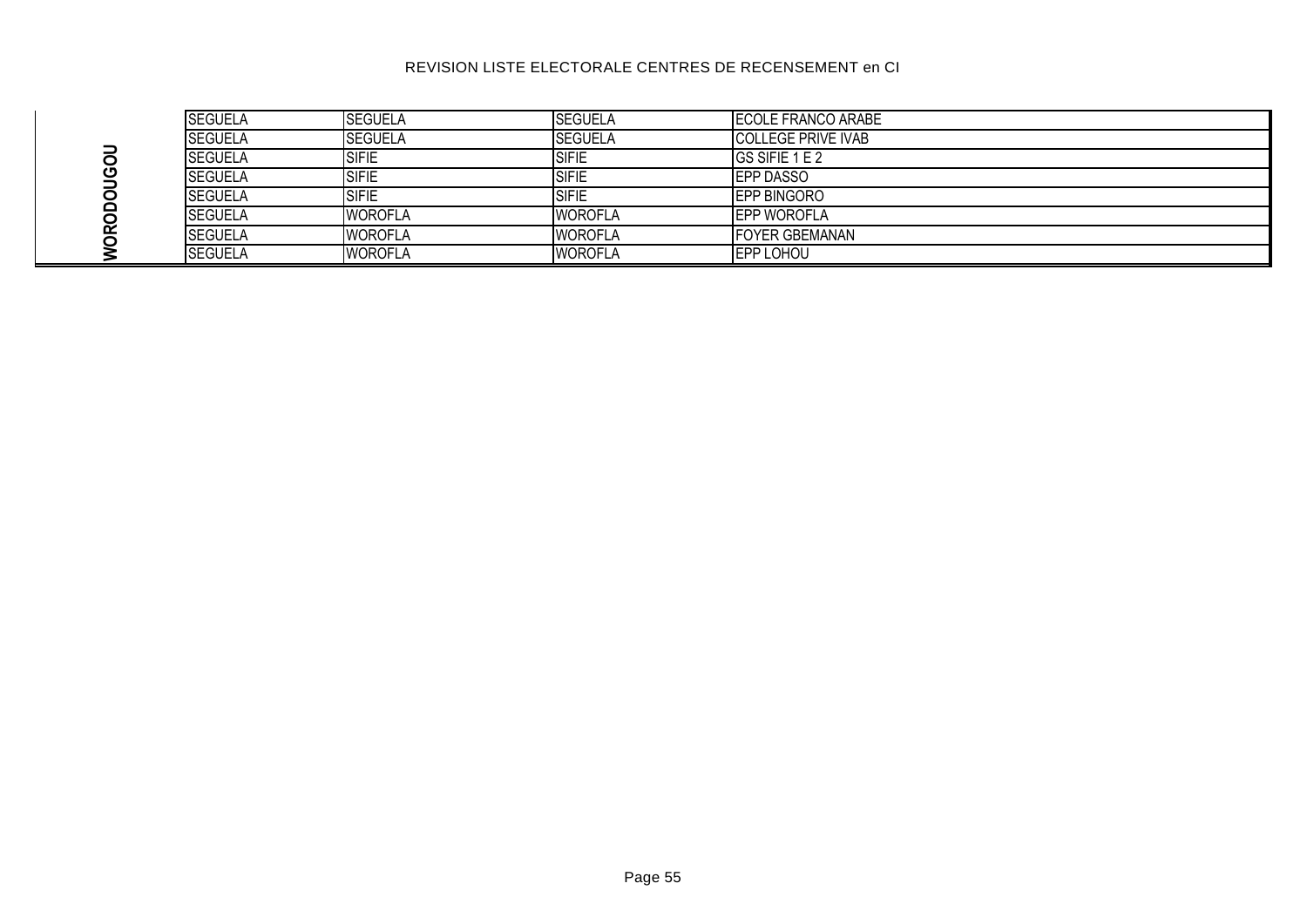REVISION LISTE ELECTORALE CENTRES DE RECENSEMENT en CI

| | | | | |
|---|---|---|---|---|
| WORODOUGOU | SEGUELA | SEGUELA | SEGUELA | ECOLE FRANCO ARABE |
| | SEGUELA | SEGUELA | SEGUELA | COLLEGE PRIVE IVAB |
| | SEGUELA | SIFIE | SIFIE | GS SIFIE 1 E 2 |
| | SEGUELA | SIFIE | SIFIE | EPP DASSO |
| | SEGUELA | SIFIE | SIFIE | EPP BINGORO |
| | SEGUELA | WOROFLA | WOROFLA | EPP WOROFLA |
| | SEGUELA | WOROFLA | WOROFLA | FOYER GBEMANAN |
| | SEGUELA | WOROFLA | WOROFLA | EPP LOHOU |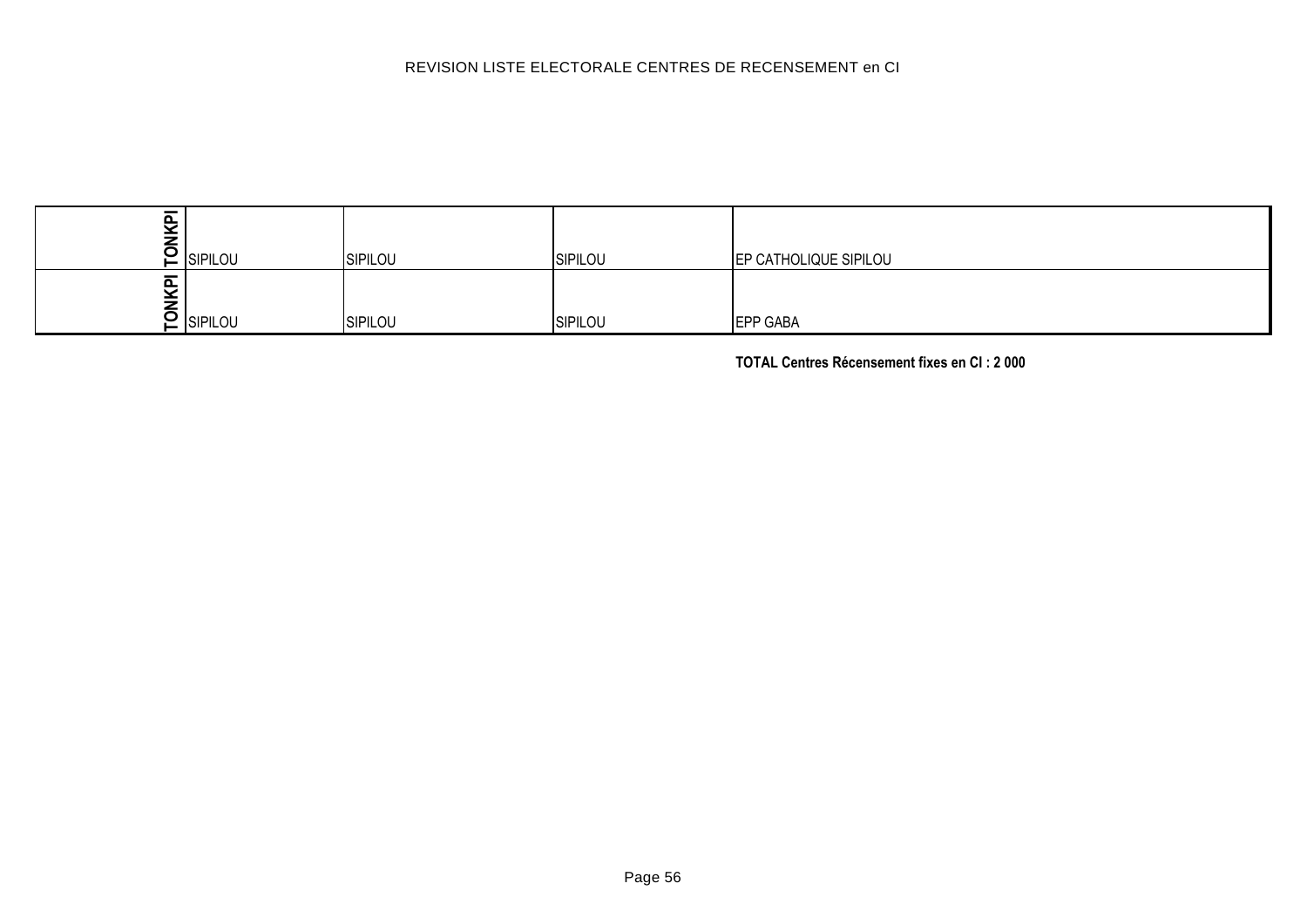REVISION LISTE ELECTORALE CENTRES DE RECENSEMENT en CI

| | | | | |
|---|---|---|---|---|
| TONKPI | SIPILOU | SIPILOU | SIPILOU | EP CATHOLIQUE SIPILOU |
| TONKPI | SIPILOU | SIPILOU | SIPILOU | EPP GABA |

**TOTAL Centres Récensement fixes en CI : 2 000**